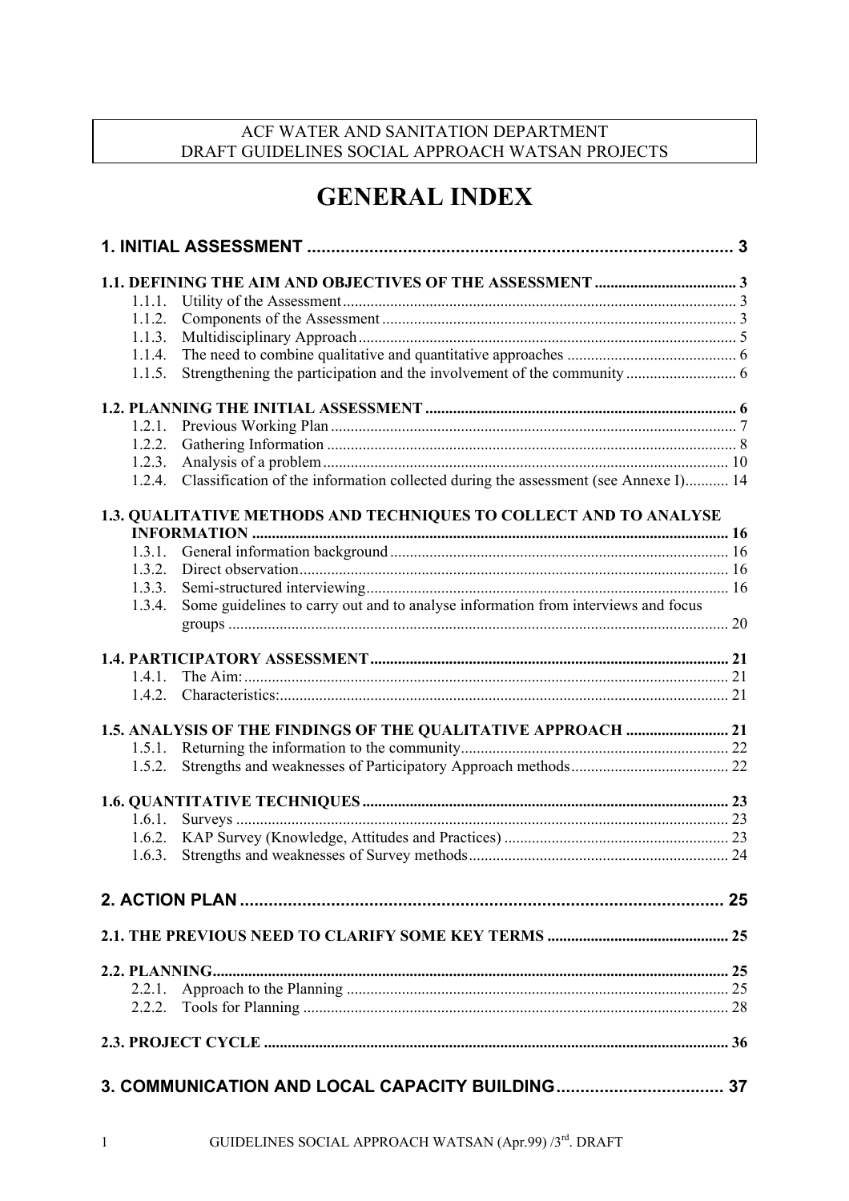ACF WATER AND SANITATION DEPARTMENT
DRAFT GUIDELINES SOCIAL APPROACH WATSAN PROJECTS

# GENERAL INDEX

**1. INITIAL ASSESSMENT ........................................................ 3**

**1.1. DEFINING THE AIM AND OBJECTIVES OF THE ASSESSMENT ........................ 3**
- 1.1.1. Utility of the Assessment ........................................ 3
- 1.1.2. Components of the Assessment ........................................ 3
- 1.1.3. Multidisciplinary Approach ........................................ 5
- 1.1.4. The need to combine qualitative and quantitative approaches ........................................ 6
- 1.1.5. Strengthening the participation and the involvement of the community ........................................ 6

**1.2. PLANNING THE INITIAL ASSESSMENT ........................................ 6**
- 1.2.1. Previous Working Plan ........................................ 7
- 1.2.2. Gathering Information ........................................ 8
- 1.2.3. Analysis of a problem ........................................ 10
- 1.2.4. Classification of the information collected during the assessment (see Annexe I) ........................................ 14

**1.3. QUALITATIVE METHODS AND TECHNIQUES TO COLLECT AND TO ANALYSE INFORMATION ........................................ 16**
- 1.3.1. General information background ........................................ 16
- 1.3.2. Direct observation ........................................ 16
- 1.3.3. Semi-structured interviewing ........................................ 16
- 1.3.4. Some guidelines to carry out and to analyse information from interviews and focus groups ........................................ 20

**1.4. PARTICIPATORY ASSESSMENT ........................................ 21**
- 1.4.1. The Aim: ........................................ 21
- 1.4.2. Characteristics: ........................................ 21

**1.5. ANALYSIS OF THE FINDINGS OF THE QUALITATIVE APPROACH ........................................ 21**
- 1.5.1. Returning the information to the community ........................................ 22
- 1.5.2. Strengths and weaknesses of Participatory Approach methods ........................................ 22

**1.6. QUANTITATIVE TECHNIQUES ........................................ 23**
- 1.6.1. Surveys ........................................ 23
- 1.6.2. KAP Survey (Knowledge, Attitudes and Practices) ........................................ 23
- 1.6.3. Strengths and weaknesses of Survey methods ........................................ 24

**2. ACTION PLAN ........................................ 25**

**2.1. THE PREVIOUS NEED TO CLARIFY SOME KEY TERMS ........................................ 25**

**2.2. PLANNING ........................................ 25**
- 2.2.1. Approach to the Planning ........................................ 25
- 2.2.2. Tools for Planning ........................................ 28

**2.3. PROJECT CYCLE ........................................ 36**

**3. COMMUNICATION AND LOCAL CAPACITY BUILDING ........................................ 37**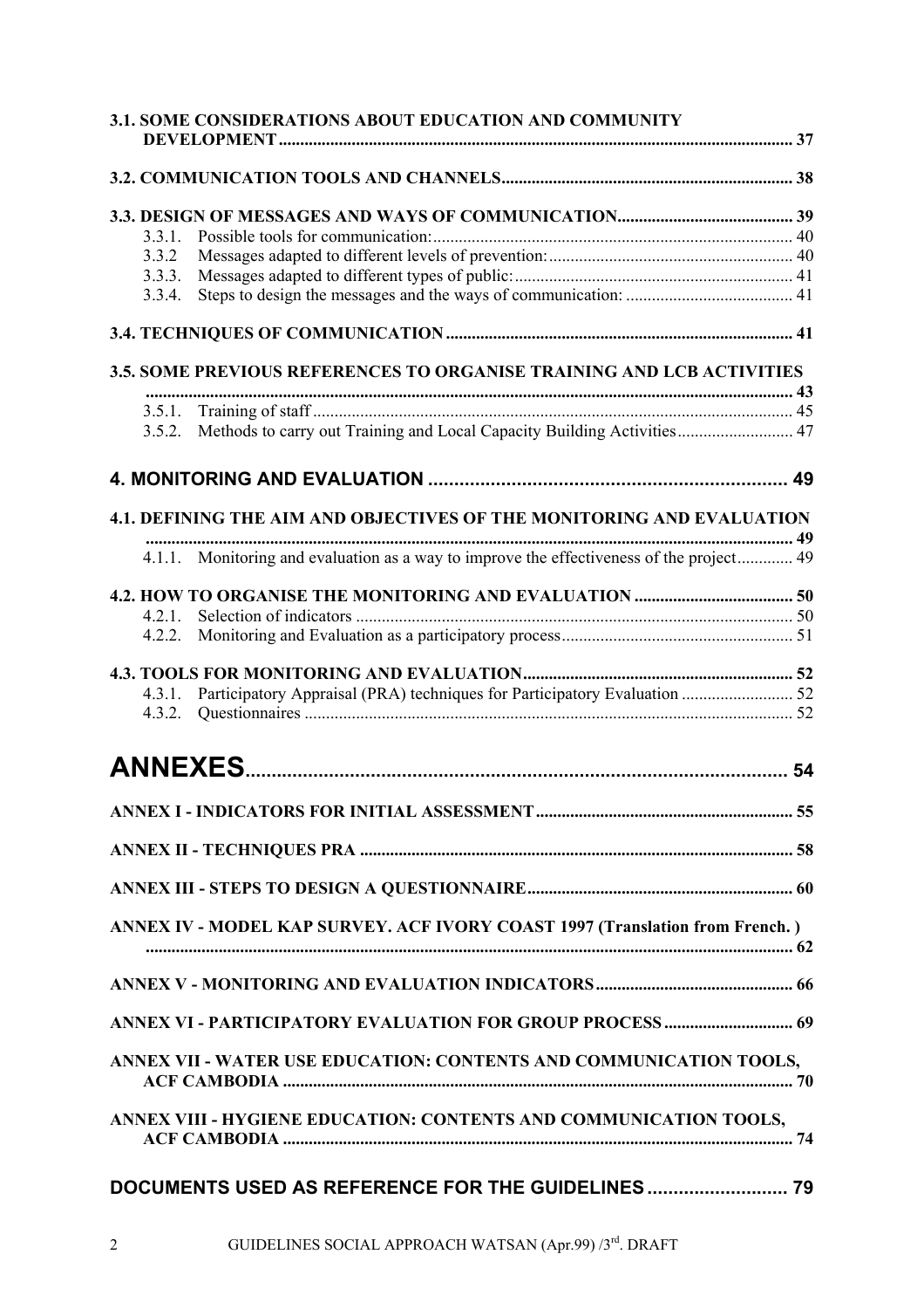**3.1. SOME CONSIDERATIONS ABOUT EDUCATION AND COMMUNITY DEVELOPMENT** ........ 37

**3.2. COMMUNICATION TOOLS AND CHANNELS** ........ 38

**3.3. DESIGN OF MESSAGES AND WAYS OF COMMUNICATION** ........ 39

- 3.3.1. Possible tools for communication: ........ 40
- 3.3.2 Messages adapted to different levels of prevention: ........ 40
- 3.3.3. Messages adapted to different types of public: ........ 41
- 3.3.4. Steps to design the messages and the ways of communication: ........ 41

**3.4. TECHNIQUES OF COMMUNICATION** ........ 41

**3.5. SOME PREVIOUS REFERENCES TO ORGANISE TRAINING AND LCB ACTIVITIES** ........ 43

- 3.5.1. Training of staff ........ 45
- 3.5.2. Methods to carry out Training and Local Capacity Building Activities ........ 47

## 4. MONITORING AND EVALUATION ........ 49

**4.1. DEFINING THE AIM AND OBJECTIVES OF THE MONITORING AND EVALUATION** ........ 49

- 4.1.1. Monitoring and evaluation as a way to improve the effectiveness of the project ........ 49

**4.2. HOW TO ORGANISE THE MONITORING AND EVALUATION** ........ 50

- 4.2.1. Selection of indicators ........ 50
- 4.2.2. Monitoring and Evaluation as a participatory process ........ 51

**4.3. TOOLS FOR MONITORING AND EVALUATION** ........ 52

- 4.3.1. Participatory Appraisal (PRA) techniques for Participatory Evaluation ........ 52
- 4.3.2. Questionnaires ........ 52

# ANNEXES ........ 54

**ANNEX I - INDICATORS FOR INITIAL ASSESSMENT** ........ 55

**ANNEX II - TECHNIQUES PRA** ........ 58

**ANNEX III - STEPS TO DESIGN A QUESTIONNAIRE** ........ 60

**ANNEX IV - MODEL KAP SURVEY. ACF IVORY COAST 1997 (Translation from French. )** ........ 62

**ANNEX V - MONITORING AND EVALUATION INDICATORS** ........ 66

**ANNEX VI - PARTICIPATORY EVALUATION FOR GROUP PROCESS** ........ 69

**ANNEX VII - WATER USE EDUCATION: CONTENTS AND COMMUNICATION TOOLS, ACF CAMBODIA** ........ 70

**ANNEX VIII - HYGIENE EDUCATION: CONTENTS AND COMMUNICATION TOOLS, ACF CAMBODIA** ........ 74

## DOCUMENTS USED AS REFERENCE FOR THE GUIDELINES ........ 79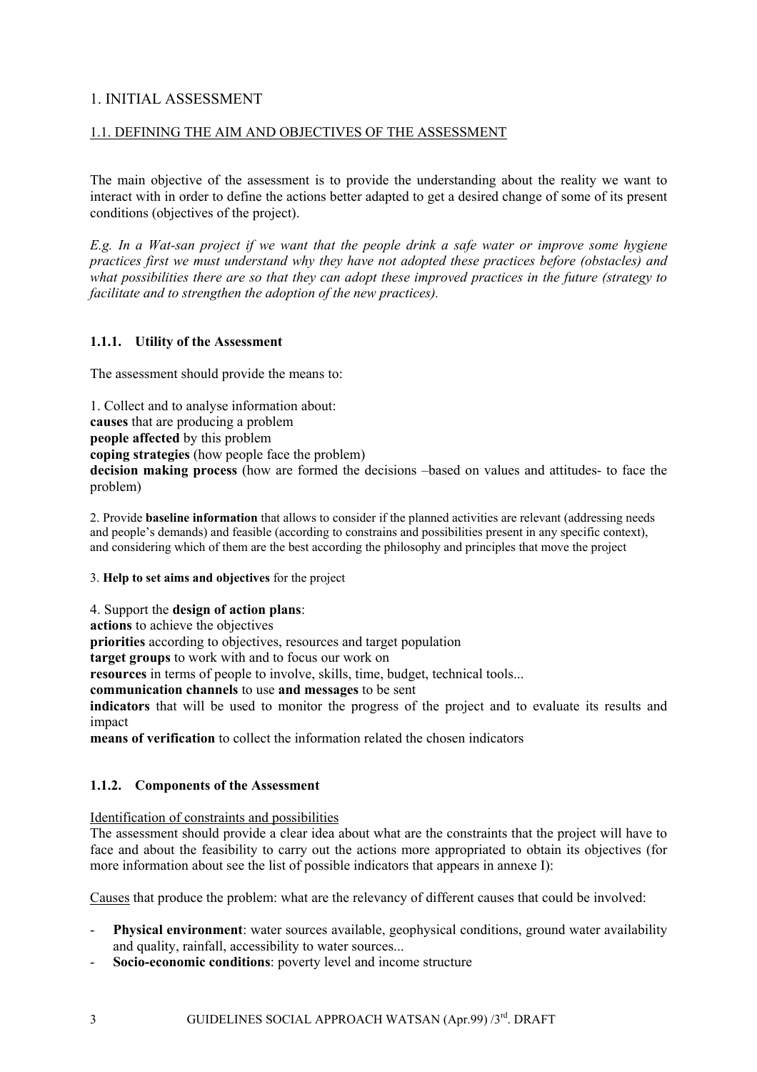# 1. INITIAL ASSESSMENT

## 1.1. DEFINING THE AIM AND OBJECTIVES OF THE ASSESSMENT

The main objective of the assessment is to provide the understanding about the reality we want to interact with in order to define the actions better adapted to get a desired change of some of its present conditions (objectives of the project).

*E.g. In a Wat-san project if we want that the people drink a safe water or improve some hygiene practices first we must understand why they have not adopted these practices before (obstacles) and what possibilities there are so that they can adopt these improved practices in the future (strategy to facilitate and to strengthen the adoption of the new practices).*

### 1.1.1. Utility of the Assessment

The assessment should provide the means to:

1. Collect and to analyse information about:
**causes** that are producing a problem
**people affected** by this problem
**coping strategies** (how people face the problem)
**decision making process** (how are formed the decisions –based on values and attitudes- to face the problem)

2. Provide **baseline information** that allows to consider if the planned activities are relevant (addressing needs and people's demands) and feasible (according to constrains and possibilities present in any specific context), and considering which of them are the best according the philosophy and principles that move the project

3. **Help to set aims and objectives** for the project

4. Support the **design of action plans**:
**actions** to achieve the objectives
**priorities** according to objectives, resources and target population
**target groups** to work with and to focus our work on
**resources** in terms of people to involve, skills, time, budget, technical tools...
**communication channels** to use **and messages** to be sent
**indicators** that will be used to monitor the progress of the project and to evaluate its results and impact
**means of verification** to collect the information related the chosen indicators

### 1.1.2. Components of the Assessment

Identification of constraints and possibilities
The assessment should provide a clear idea about what are the constraints that the project will have to face and about the feasibility to carry out the actions more appropriated to obtain its objectives (for more information about see the list of possible indicators that appears in annexe I):

Causes that produce the problem: what are the relevancy of different causes that could be involved:

- **Physical environment**: water sources available, geophysical conditions, ground water availability and quality, rainfall, accessibility to water sources...
- **Socio-economic conditions**: poverty level and income structure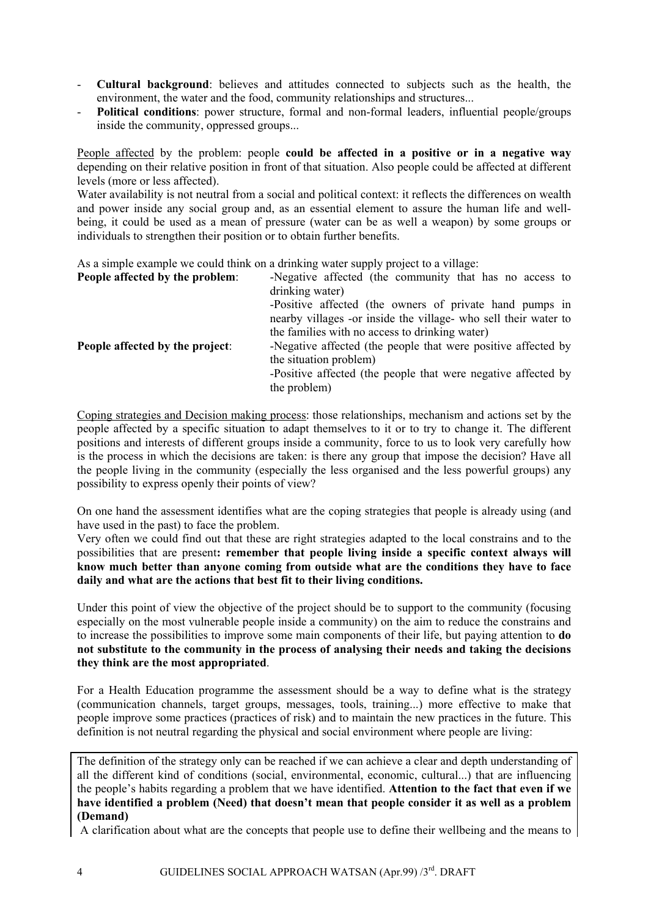- **Cultural background**: believes and attitudes connected to subjects such as the health, the environment, the water and the food, community relationships and structures...
- **Political conditions**: power structure, formal and non-formal leaders, influential people/groups inside the community, oppressed groups...

People affected by the problem: people **could be affected in a positive or in a negative way** depending on their relative position in front of that situation. Also people could be affected at different levels (more or less affected).

Water availability is not neutral from a social and political context: it reflects the differences on wealth and power inside any social group and, as an essential element to assure the human life and well-being, it could be used as a mean of pressure (water can be as well a weapon) by some groups or individuals to strengthen their position or to obtain further benefits.

As a simple example we could think on a drinking water supply project to a village:

| | |
|---|---|
| **People affected by the problem**: | -Negative affected (the community that has no access to drinking water)<br>-Positive affected (the owners of private hand pumps in nearby villages -or inside the village- who sell their water to the families with no access to drinking water) |
| **People affected by the project**: | -Negative affected (the people that were positive affected by the situation problem)<br>-Positive affected (the people that were negative affected by the problem) |

Coping strategies and Decision making process: those relationships, mechanism and actions set by the people affected by a specific situation to adapt themselves to it or to try to change it. The different positions and interests of different groups inside a community, force to us to look very carefully how is the process in which the decisions are taken: is there any group that impose the decision? Have all the people living in the community (especially the less organised and the less powerful groups) any possibility to express openly their points of view?

On one hand the assessment identifies what are the coping strategies that people is already using (and have used in the past) to face the problem.

Very often we could find out that these are right strategies adapted to the local constrains and to the possibilities that are present**: remember that people living inside a specific context always will know much better than anyone coming from outside what are the conditions they have to face daily and what are the actions that best fit to their living conditions.**

Under this point of view the objective of the project should be to support to the community (focusing especially on the most vulnerable people inside a community) on the aim to reduce the constrains and to increase the possibilities to improve some main components of their life, but paying attention to **do not substitute to the community in the process of analysing their needs and taking the decisions they think are the most appropriated**.

For a Health Education programme the assessment should be a way to define what is the strategy (communication channels, target groups, messages, tools, training...) more effective to make that people improve some practices (practices of risk) and to maintain the new practices in the future. This definition is not neutral regarding the physical and social environment where people are living:

The definition of the strategy only can be reached if we can achieve a clear and depth understanding of all the different kind of conditions (social, environmental, economic, cultural...) that are influencing the people's habits regarding a problem that we have identified. **Attention to the fact that even if we have identified a problem (Need) that doesn't mean that people consider it as well as a problem (Demand)**

A clarification about what are the concepts that people use to define their wellbeing and the means to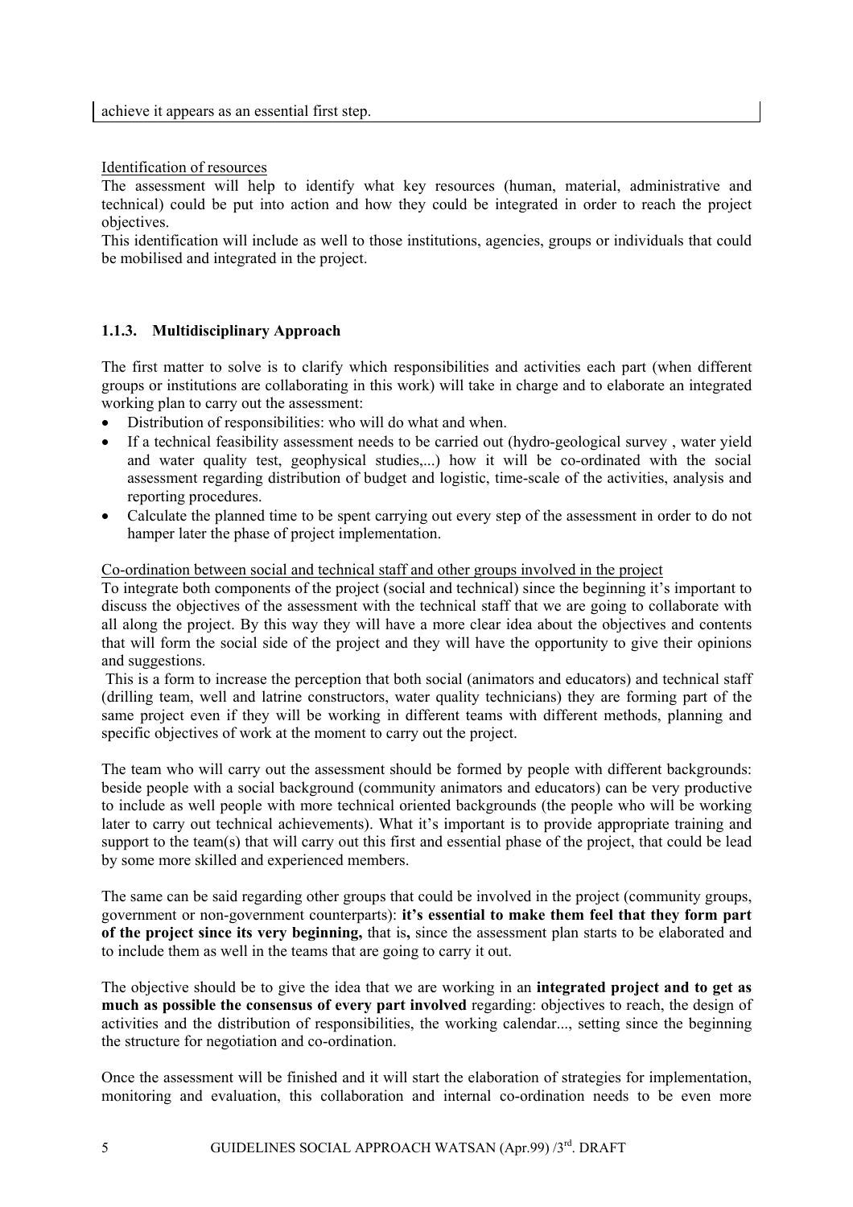achieve it appears as an essential first step.

Identification of resources

The assessment will help to identify what key resources (human, material, administrative and technical) could be put into action and how they could be integrated in order to reach the project objectives.

This identification will include as well to those institutions, agencies, groups or individuals that could be mobilised and integrated in the project.

### 1.1.3. Multidisciplinary Approach

The first matter to solve is to clarify which responsibilities and activities each part (when different groups or institutions are collaborating in this work) will take in charge and to elaborate an integrated working plan to carry out the assessment:

- Distribution of responsibilities: who will do what and when.
- If a technical feasibility assessment needs to be carried out (hydro-geological survey , water yield and water quality test, geophysical studies,...) how it will be co-ordinated with the social assessment regarding distribution of budget and logistic, time-scale of the activities, analysis and reporting procedures.
- Calculate the planned time to be spent carrying out every step of the assessment in order to do not hamper later the phase of project implementation.

Co-ordination between social and technical staff and other groups involved in the project

To integrate both components of the project (social and technical) since the beginning it's important to discuss the objectives of the assessment with the technical staff that we are going to collaborate with all along the project. By this way they will have a more clear idea about the objectives and contents that will form the social side of the project and they will have the opportunity to give their opinions and suggestions.

This is a form to increase the perception that both social (animators and educators) and technical staff (drilling team, well and latrine constructors, water quality technicians) they are forming part of the same project even if they will be working in different teams with different methods, planning and specific objectives of work at the moment to carry out the project.

The team who will carry out the assessment should be formed by people with different backgrounds: beside people with a social background (community animators and educators) can be very productive to include as well people with more technical oriented backgrounds (the people who will be working later to carry out technical achievements). What it's important is to provide appropriate training and support to the team(s) that will carry out this first and essential phase of the project, that could be lead by some more skilled and experienced members.

The same can be said regarding other groups that could be involved in the project (community groups, government or non-government counterparts): **it's essential to make them feel that they form part of the project since its very beginning,** that is**,** since the assessment plan starts to be elaborated and to include them as well in the teams that are going to carry it out.

The objective should be to give the idea that we are working in an **integrated project and to get as much as possible the consensus of every part involved** regarding: objectives to reach, the design of activities and the distribution of responsibilities, the working calendar..., setting since the beginning the structure for negotiation and co-ordination.

Once the assessment will be finished and it will start the elaboration of strategies for implementation, monitoring and evaluation, this collaboration and internal co-ordination needs to be even more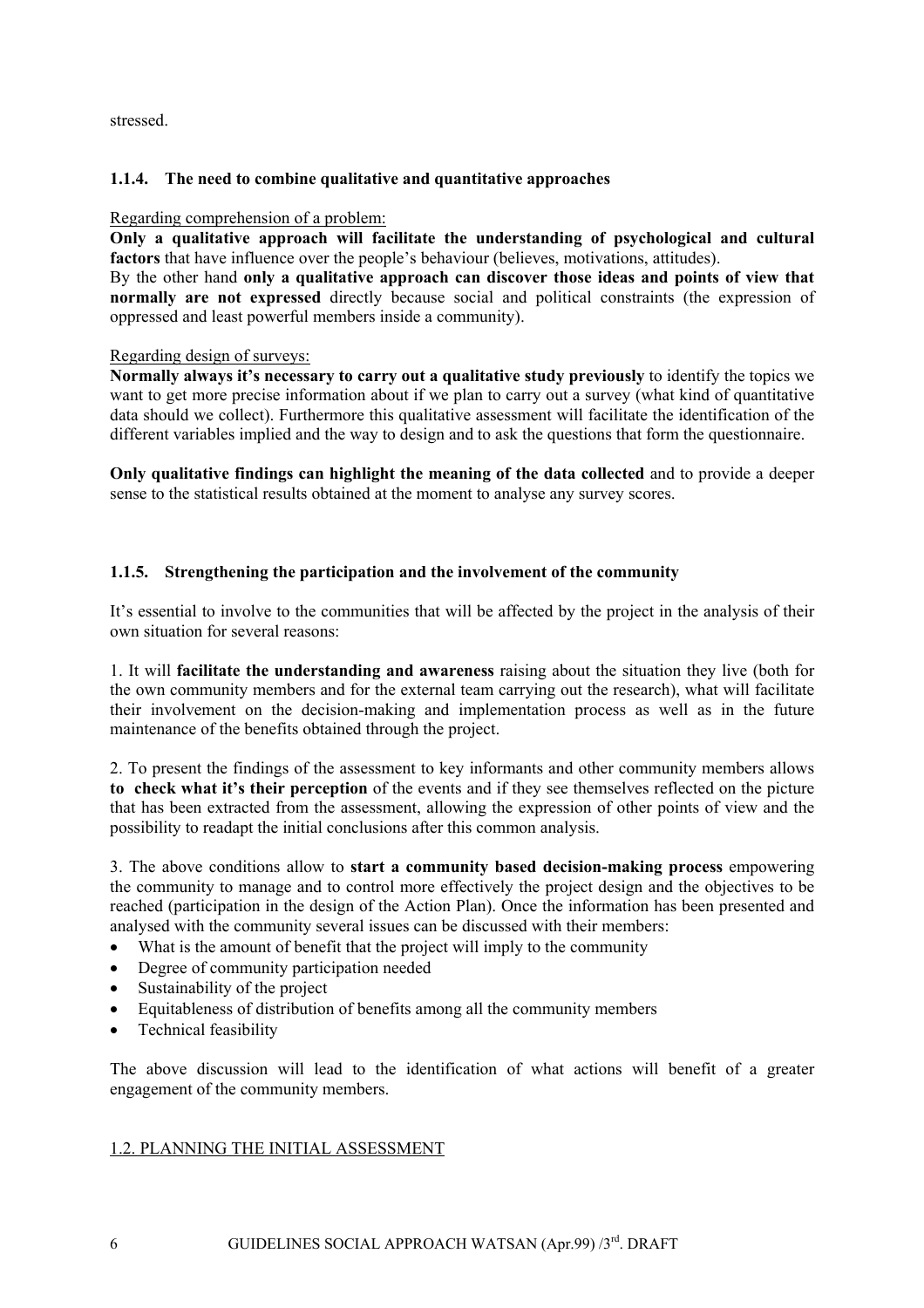stressed.

### 1.1.4. The need to combine qualitative and quantitative approaches

Regarding comprehension of a problem:

**Only a qualitative approach will facilitate the understanding of psychological and cultural factors** that have influence over the people's behaviour (believes, motivations, attitudes).
By the other hand **only a qualitative approach can discover those ideas and points of view that normally are not expressed** directly because social and political constraints (the expression of oppressed and least powerful members inside a community).

Regarding design of surveys:

**Normally always it's necessary to carry out a qualitative study previously** to identify the topics we want to get more precise information about if we plan to carry out a survey (what kind of quantitative data should we collect). Furthermore this qualitative assessment will facilitate the identification of the different variables implied and the way to design and to ask the questions that form the questionnaire.

**Only qualitative findings can highlight the meaning of the data collected** and to provide a deeper sense to the statistical results obtained at the moment to analyse any survey scores.

### 1.1.5. Strengthening the participation and the involvement of the community

It's essential to involve to the communities that will be affected by the project in the analysis of their own situation for several reasons:

1. It will **facilitate the understanding and awareness** raising about the situation they live (both for the own community members and for the external team carrying out the research), what will facilitate their involvement on the decision-making and implementation process as well as in the future maintenance of the benefits obtained through the project.

2. To present the findings of the assessment to key informants and other community members allows **to check what it's their perception** of the events and if they see themselves reflected on the picture that has been extracted from the assessment, allowing the expression of other points of view and the possibility to readapt the initial conclusions after this common analysis.

3. The above conditions allow to **start a community based decision-making process** empowering the community to manage and to control more effectively the project design and the objectives to be reached (participation in the design of the Action Plan). Once the information has been presented and analysed with the community several issues can be discussed with their members:

- What is the amount of benefit that the project will imply to the community
- Degree of community participation needed
- Sustainability of the project
- Equitableness of distribution of benefits among all the community members
- Technical feasibility

The above discussion will lead to the identification of what actions will benefit of a greater engagement of the community members.

## 1.2. PLANNING THE INITIAL ASSESSMENT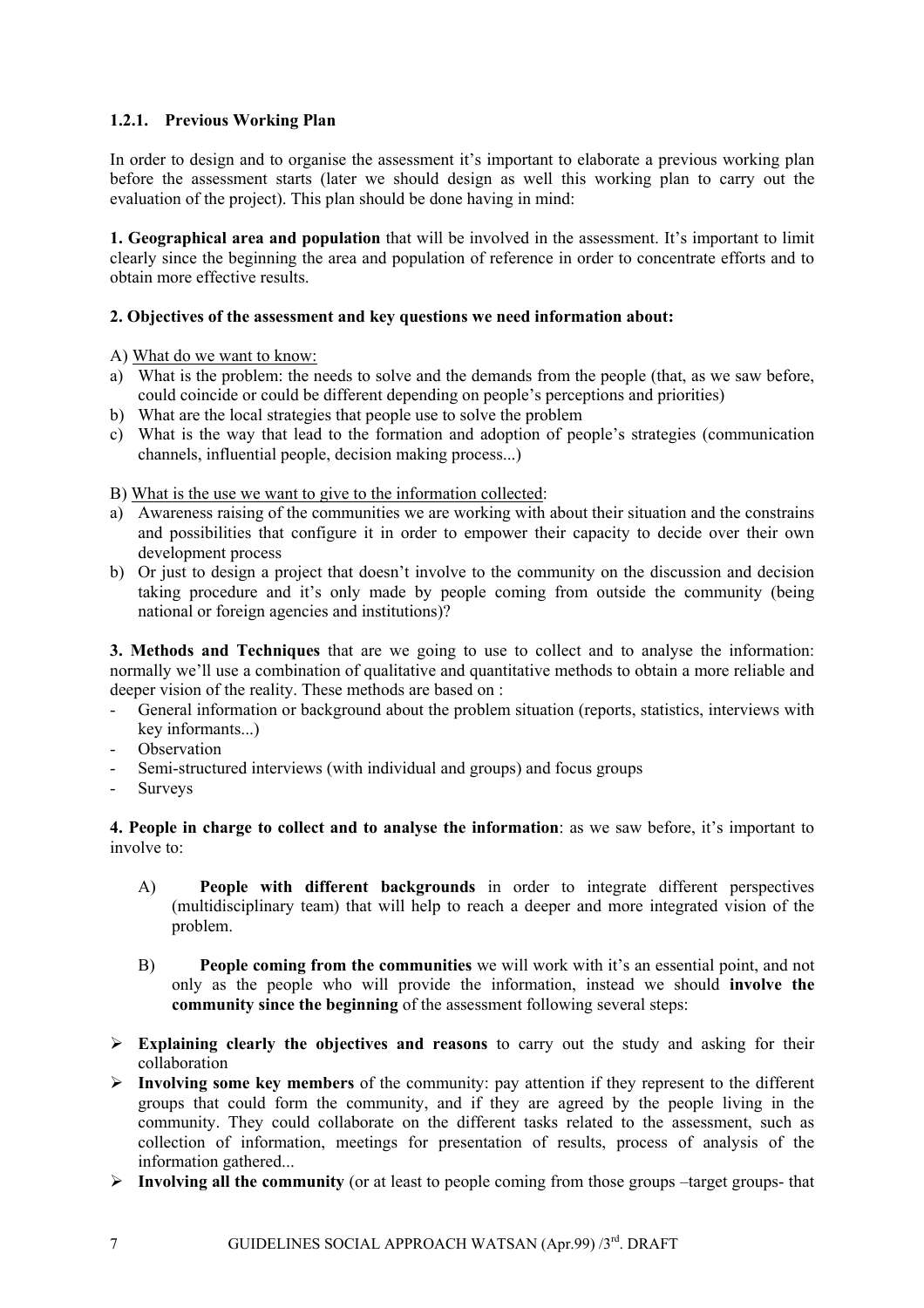### 1.2.1. Previous Working Plan

In order to design and to organise the assessment it's important to elaborate a previous working plan before the assessment starts (later we should design as well this working plan to carry out the evaluation of the project). This plan should be done having in mind:

**1. Geographical area and population** that will be involved in the assessment. It's important to limit clearly since the beginning the area and population of reference in order to concentrate efforts and to obtain more effective results.

**2. Objectives of the assessment and key questions we need information about:**

A) <u>What do we want to know:</u>

a) What is the problem: the needs to solve and the demands from the people (that, as we saw before, could coincide or could be different depending on people's perceptions and priorities)
b) What are the local strategies that people use to solve the problem
c) What is the way that lead to the formation and adoption of people's strategies (communication channels, influential people, decision making process...)

B) <u>What is the use we want to give to the information collected</u>:

a) Awareness raising of the communities we are working with about their situation and the constrains and possibilities that configure it in order to empower their capacity to decide over their own development process
b) Or just to design a project that doesn't involve to the community on the discussion and decision taking procedure and it's only made by people coming from outside the community (being national or foreign agencies and institutions)?

**3. Methods and Techniques** that are we going to use to collect and to analyse the information: normally we'll use a combination of qualitative and quantitative methods to obtain a more reliable and deeper vision of the reality. These methods are based on :

- General information or background about the problem situation (reports, statistics, interviews with key informants...)
- Observation
- Semi-structured interviews (with individual and groups) and focus groups
- Surveys

**4. People in charge to collect and to analyse the information**: as we saw before, it's important to involve to:

A) **People with different backgrounds** in order to integrate different perspectives (multidisciplinary team) that will help to reach a deeper and more integrated vision of the problem.

B) **People coming from the communities** we will work with it's an essential point, and not only as the people who will provide the information, instead we should **involve the community since the beginning** of the assessment following several steps:

- **Explaining clearly the objectives and reasons** to carry out the study and asking for their collaboration
- **Involving some key members** of the community: pay attention if they represent to the different groups that could form the community, and if they are agreed by the people living in the community. They could collaborate on the different tasks related to the assessment, such as collection of information, meetings for presentation of results, process of analysis of the information gathered...
- **Involving all the community** (or at least to people coming from those groups –target groups- that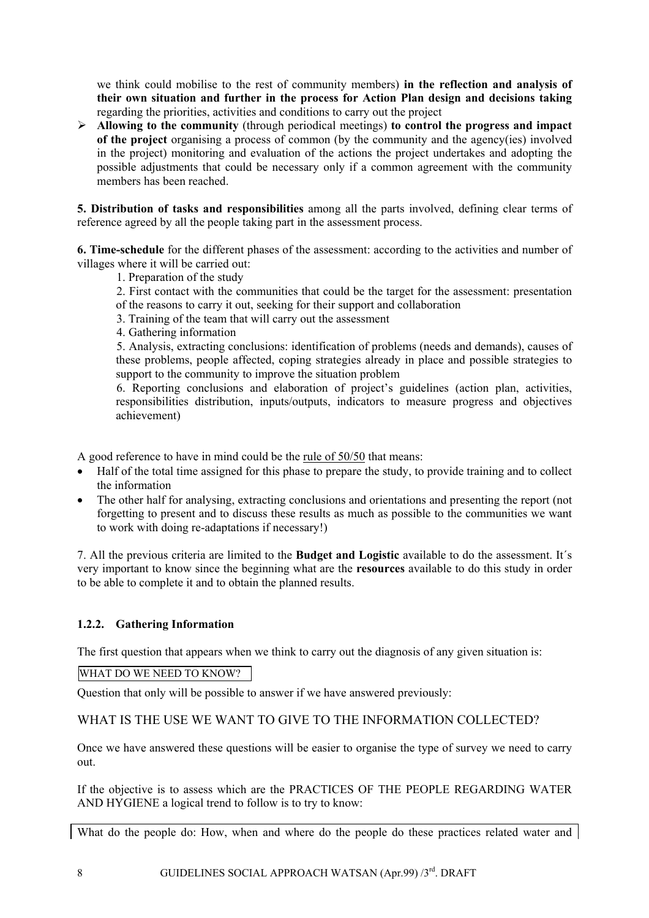we think could mobilise to the rest of community members) **in the reflection and analysis of their own situation and further in the process for Action Plan design and decisions taking** regarding the priorities, activities and conditions to carry out the project

- **Allowing to the community** (through periodical meetings) **to control the progress and impact of the project** organising a process of common (by the community and the agency(ies) involved in the project) monitoring and evaluation of the actions the project undertakes and adopting the possible adjustments that could be necessary only if a common agreement with the community members has been reached.

**5. Distribution of tasks and responsibilities** among all the parts involved, defining clear terms of reference agreed by all the people taking part in the assessment process.

**6. Time-schedule** for the different phases of the assessment: according to the activities and number of villages where it will be carried out:

1. Preparation of the study
2. First contact with the communities that could be the target for the assessment: presentation of the reasons to carry it out, seeking for their support and collaboration
3. Training of the team that will carry out the assessment
4. Gathering information
5. Analysis, extracting conclusions: identification of problems (needs and demands), causes of these problems, people affected, coping strategies already in place and possible strategies to support to the community to improve the situation problem
6. Reporting conclusions and elaboration of project's guidelines (action plan, activities, responsibilities distribution, inputs/outputs, indicators to measure progress and objectives achievement)

A good reference to have in mind could be the rule of 50/50 that means:

- Half of the total time assigned for this phase to prepare the study, to provide training and to collect the information
- The other half for analysing, extracting conclusions and orientations and presenting the report (not forgetting to present and to discuss these results as much as possible to the communities we want to work with doing re-adaptations if necessary!)

7. All the previous criteria are limited to the **Budget and Logistic** available to do the assessment. It´s very important to know since the beginning what are the **resources** available to do this study in order to be able to complete it and to obtain the planned results.

### 1.2.2. Gathering Information

The first question that appears when we think to carry out the diagnosis of any given situation is:

WHAT DO WE NEED TO KNOW?

Question that only will be possible to answer if we have answered previously:

WHAT IS THE USE WE WANT TO GIVE TO THE INFORMATION COLLECTED?

Once we have answered these questions will be easier to organise the type of survey we need to carry out.

If the objective is to assess which are the PRACTICES OF THE PEOPLE REGARDING WATER AND HYGIENE a logical trend to follow is to try to know:

What do the people do: How, when and where do the people do these practices related water and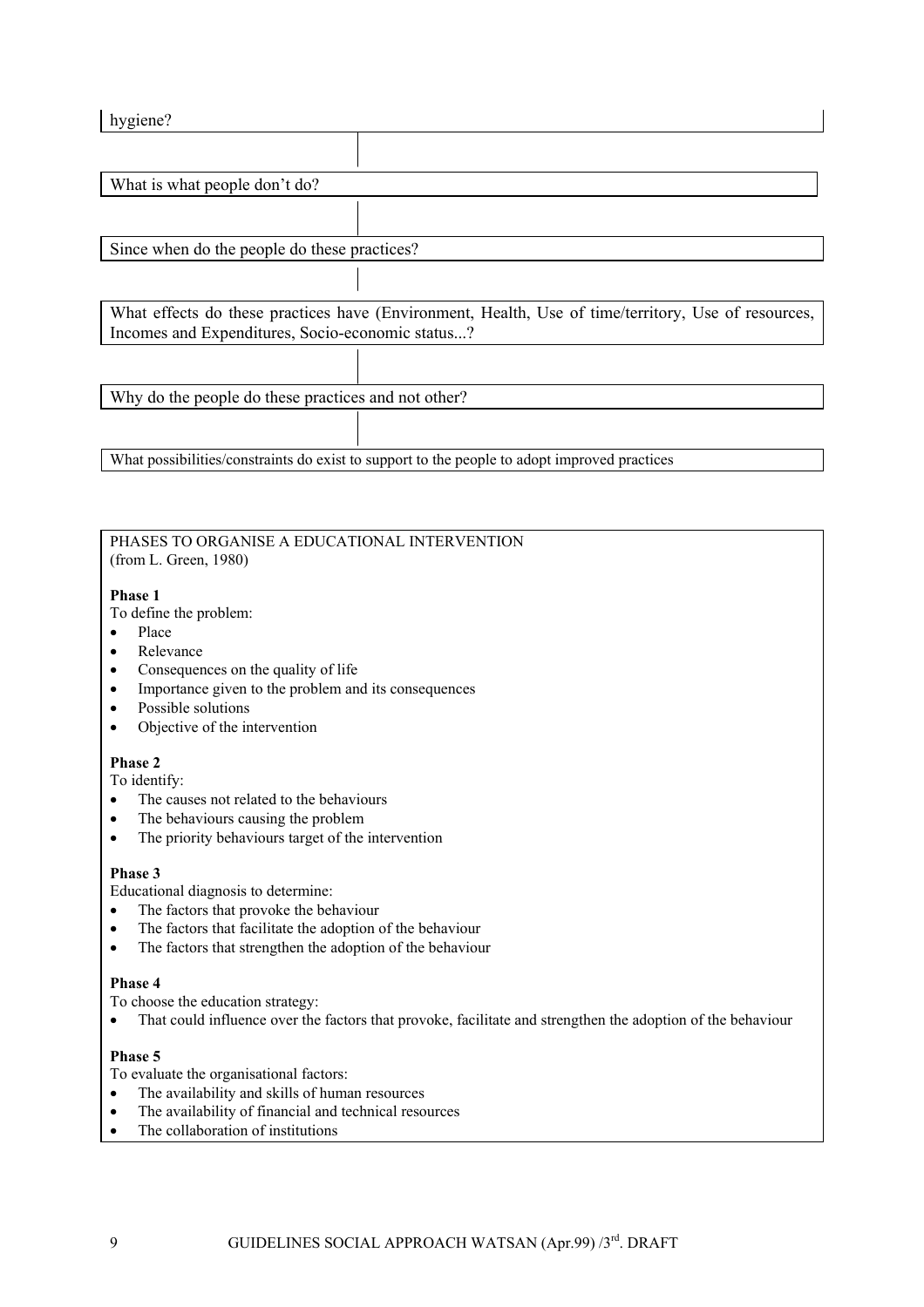hygiene?

What is what people don't do?

Since when do the people do these practices?

What effects do these practices have (Environment, Health, Use of time/territory, Use of resources, Incomes and Expenditures, Socio-economic status...?

Why do the people do these practices and not other?

What possibilities/constraints do exist to support to the people to adopt improved practices

PHASES TO ORGANISE A EDUCATIONAL INTERVENTION
(from L. Green, 1980)

**Phase 1**

To define the problem:

- Place
- Relevance
- Consequences on the quality of life
- Importance given to the problem and its consequences
- Possible solutions
- Objective of the intervention

**Phase 2**

To identify:

- The causes not related to the behaviours
- The behaviours causing the problem
- The priority behaviours target of the intervention

**Phase 3**

Educational diagnosis to determine:

- The factors that provoke the behaviour
- The factors that facilitate the adoption of the behaviour
- The factors that strengthen the adoption of the behaviour

**Phase 4**

To choose the education strategy:

- That could influence over the factors that provoke, facilitate and strengthen the adoption of the behaviour

**Phase 5**

To evaluate the organisational factors:

- The availability and skills of human resources
- The availability of financial and technical resources
- The collaboration of institutions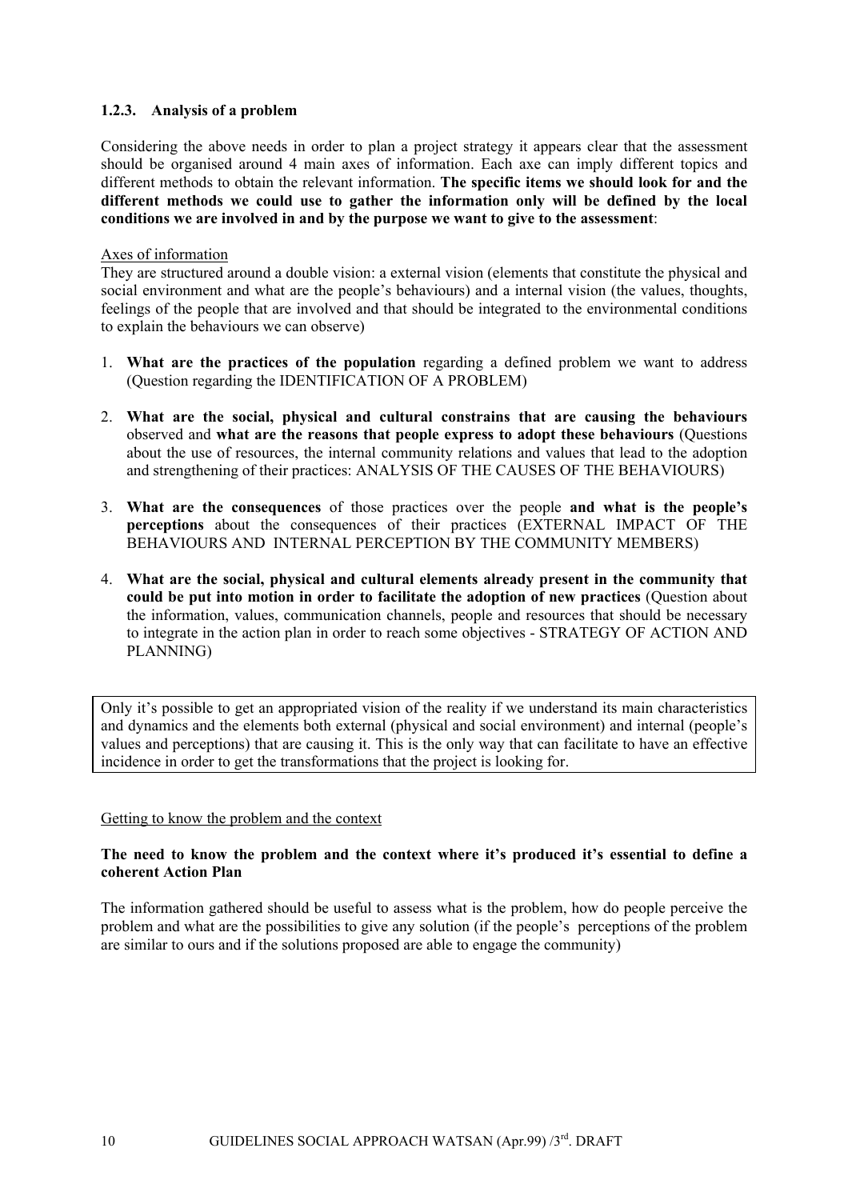### 1.2.3. Analysis of a problem

Considering the above needs in order to plan a project strategy it appears clear that the assessment should be organised around 4 main axes of information. Each axe can imply different topics and different methods to obtain the relevant information. **The specific items we should look for and the different methods we could use to gather the information only will be defined by the local conditions we are involved in and by the purpose we want to give to the assessment**:

Axes of information

They are structured around a double vision: a external vision (elements that constitute the physical and social environment and what are the people's behaviours) and a internal vision (the values, thoughts, feelings of the people that are involved and that should be integrated to the environmental conditions to explain the behaviours we can observe)

1. **What are the practices of the population** regarding a defined problem we want to address (Question regarding the IDENTIFICATION OF A PROBLEM)

2. **What are the social, physical and cultural constrains that are causing the behaviours** observed and **what are the reasons that people express to adopt these behaviours** (Questions about the use of resources, the internal community relations and values that lead to the adoption and strengthening of their practices: ANALYSIS OF THE CAUSES OF THE BEHAVIOURS)

3. **What are the consequences** of those practices over the people **and what is the people's perceptions** about the consequences of their practices (EXTERNAL IMPACT OF THE BEHAVIOURS AND INTERNAL PERCEPTION BY THE COMMUNITY MEMBERS)

4. **What are the social, physical and cultural elements already present in the community that could be put into motion in order to facilitate the adoption of new practices** (Question about the information, values, communication channels, people and resources that should be necessary to integrate in the action plan in order to reach some objectives - STRATEGY OF ACTION AND PLANNING)

Only it's possible to get an appropriated vision of the reality if we understand its main characteristics and dynamics and the elements both external (physical and social environment) and internal (people's values and perceptions) that are causing it. This is the only way that can facilitate to have an effective incidence in order to get the transformations that the project is looking for.

Getting to know the problem and the context

**The need to know the problem and the context where it's produced it's essential to define a coherent Action Plan**

The information gathered should be useful to assess what is the problem, how do people perceive the problem and what are the possibilities to give any solution (if the people's perceptions of the problem are similar to ours and if the solutions proposed are able to engage the community)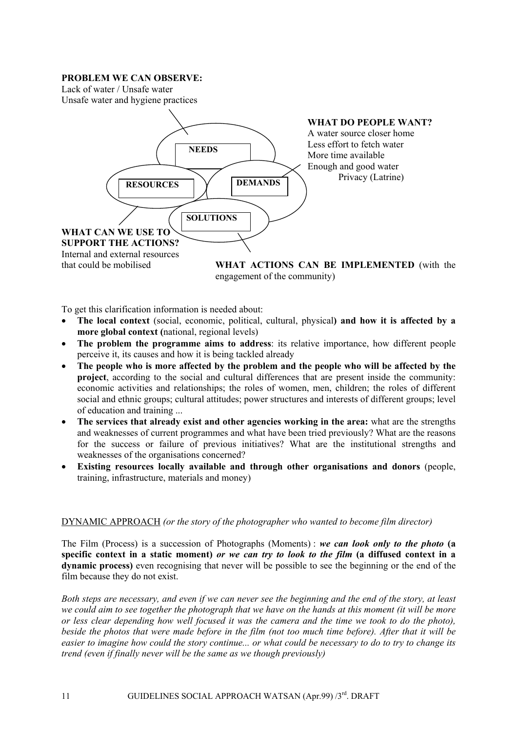**PROBLEM WE CAN OBSERVE:**
Lack of water / Unsafe water
Unsafe water and hygiene practices

**NEEDS**

**WHAT DO PEOPLE WANT?**
A water source closer home
Less effort to fetch water
More time available
Enough and good water
Privacy (Latrine)

**RESOURCES**

**DEMANDS**

**SOLUTIONS**

**WHAT CAN WE USE TO SUPPORT THE ACTIONS?**
Internal and external resources that could be mobilised

**WHAT ACTIONS CAN BE IMPLEMENTED** (with the engagement of the community)

To get this clarification information is needed about:

- **The local context** (social, economic, political, cultural, physical**) and how it is affected by a more global context (**national, regional levels)
- **The problem the programme aims to address**: its relative importance, how different people perceive it, its causes and how it is being tackled already
- **The people who is more affected by the problem and the people who will be affected by the project**, according to the social and cultural differences that are present inside the community: economic activities and relationships; the roles of women, men, children; the roles of different social and ethnic groups; cultural attitudes; power structures and interests of different groups; level of education and training ...
- **The services that already exist and other agencies working in the area:** what are the strengths and weaknesses of current programmes and what have been tried previously? What are the reasons for the success or failure of previous initiatives? What are the institutional strengths and weaknesses of the organisations concerned?
- **Existing resources locally available and through other organisations and donors** (people, training, infrastructure, materials and money)

DYNAMIC APPROACH *(or the story of the photographer who wanted to become film director)*

The Film (Process) is a succession of Photographs (Moments) : ***we can look only to the photo*** **(a specific context in a static moment)** ***or we can try to look to the film*** **(a diffused context in a dynamic process)** even recognising that never will be possible to see the beginning or the end of the film because they do not exist.

*Both steps are necessary, and even if we can never see the beginning and the end of the story, at least we could aim to see together the photograph that we have on the hands at this moment (it will be more or less clear depending how well focused it was the camera and the time we took to do the photo), beside the photos that were made before in the film (not too much time before). After that it will be easier to imagine how could the story continue... or what could be necessary to do to try to change its trend (even if finally never will be the same as we though previously)*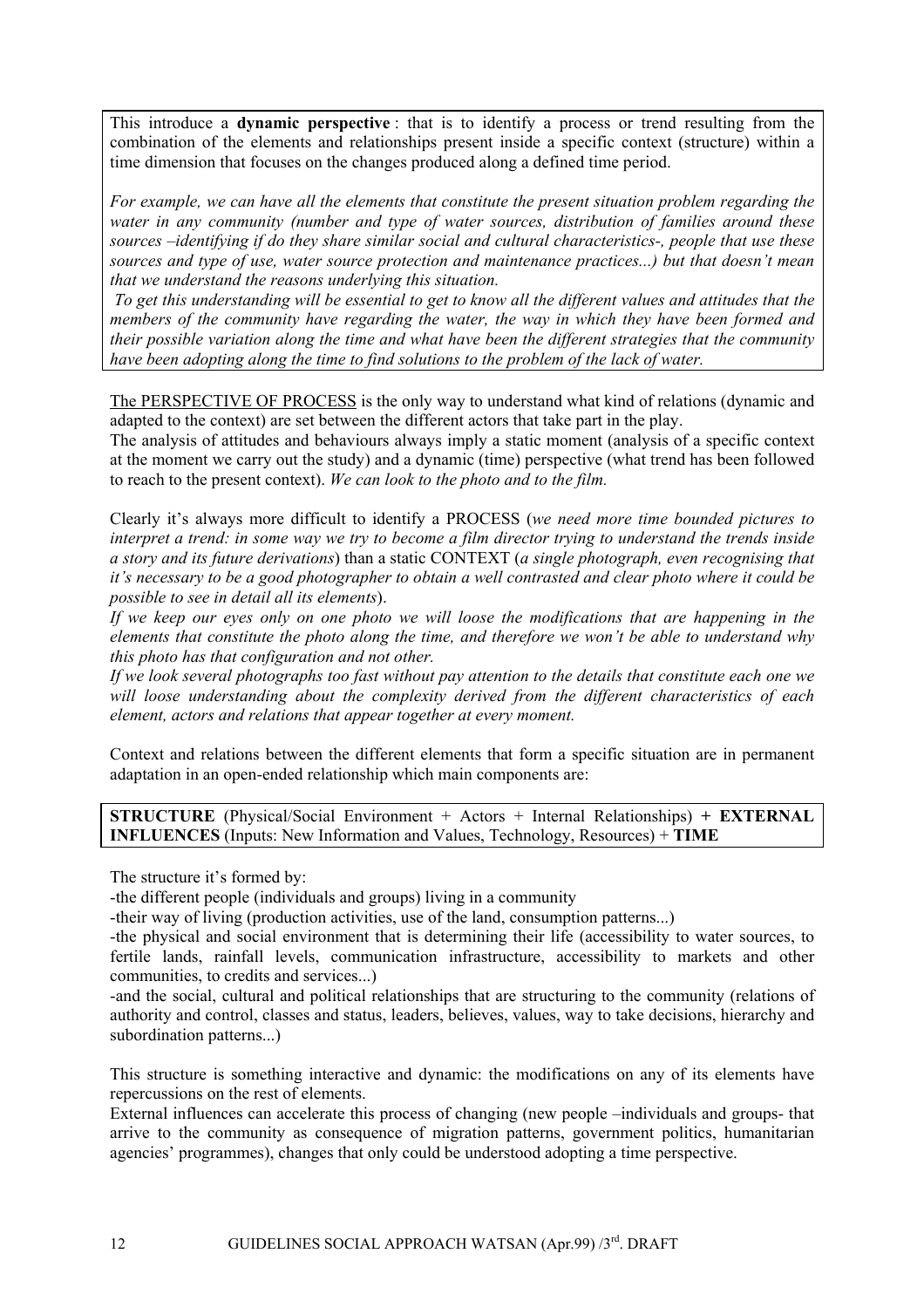This introduce a **dynamic perspective** : that is to identify a process or trend resulting from the combination of the elements and relationships present inside a specific context (structure) within a time dimension that focuses on the changes produced along a defined time period.

*For example, we can have all the elements that constitute the present situation problem regarding the water in any community (number and type of water sources, distribution of families around these sources –identifying if do they share similar social and cultural characteristics-, people that use these sources and type of use, water source protection and maintenance practices...) but that doesn't mean that we understand the reasons underlying this situation.*

*To get this understanding will be essential to get to know all the different values and attitudes that the members of the community have regarding the water, the way in which they have been formed and their possible variation along the time and what have been the different strategies that the community have been adopting along the time to find solutions to the problem of the lack of water.*

The PERSPECTIVE OF PROCESS is the only way to understand what kind of relations (dynamic and adapted to the context) are set between the different actors that take part in the play.

The analysis of attitudes and behaviours always imply a static moment (analysis of a specific context at the moment we carry out the study) and a dynamic (time) perspective (what trend has been followed to reach to the present context). *We can look to the photo and to the film.*

Clearly it's always more difficult to identify a PROCESS (*we need more time bounded pictures to interpret a trend: in some way we try to become a film director trying to understand the trends inside a story and its future derivations*) than a static CONTEXT (*a single photograph, even recognising that it's necessary to be a good photographer to obtain a well contrasted and clear photo where it could be possible to see in detail all its elements*).

*If we keep our eyes only on one photo we will loose the modifications that are happening in the elements that constitute the photo along the time, and therefore we won't be able to understand why this photo has that configuration and not other.*

*If we look several photographs too fast without pay attention to the details that constitute each one we will loose understanding about the complexity derived from the different characteristics of each element, actors and relations that appear together at every moment.*

Context and relations between the different elements that form a specific situation are in permanent adaptation in an open-ended relationship which main components are:

**STRUCTURE** (Physical/Social Environment + Actors + Internal Relationships) **+ EXTERNAL INFLUENCES** (Inputs: New Information and Values, Technology, Resources) + **TIME**

The structure it's formed by:

-the different people (individuals and groups) living in a community

-their way of living (production activities, use of the land, consumption patterns...)

-the physical and social environment that is determining their life (accessibility to water sources, to fertile lands, rainfall levels, communication infrastructure, accessibility to markets and other communities, to credits and services...)

-and the social, cultural and political relationships that are structuring to the community (relations of authority and control, classes and status, leaders, believes, values, way to take decisions, hierarchy and subordination patterns...)

This structure is something interactive and dynamic: the modifications on any of its elements have repercussions on the rest of elements.

External influences can accelerate this process of changing (new people –individuals and groups- that arrive to the community as consequence of migration patterns, government politics, humanitarian agencies' programmes), changes that only could be understood adopting a time perspective.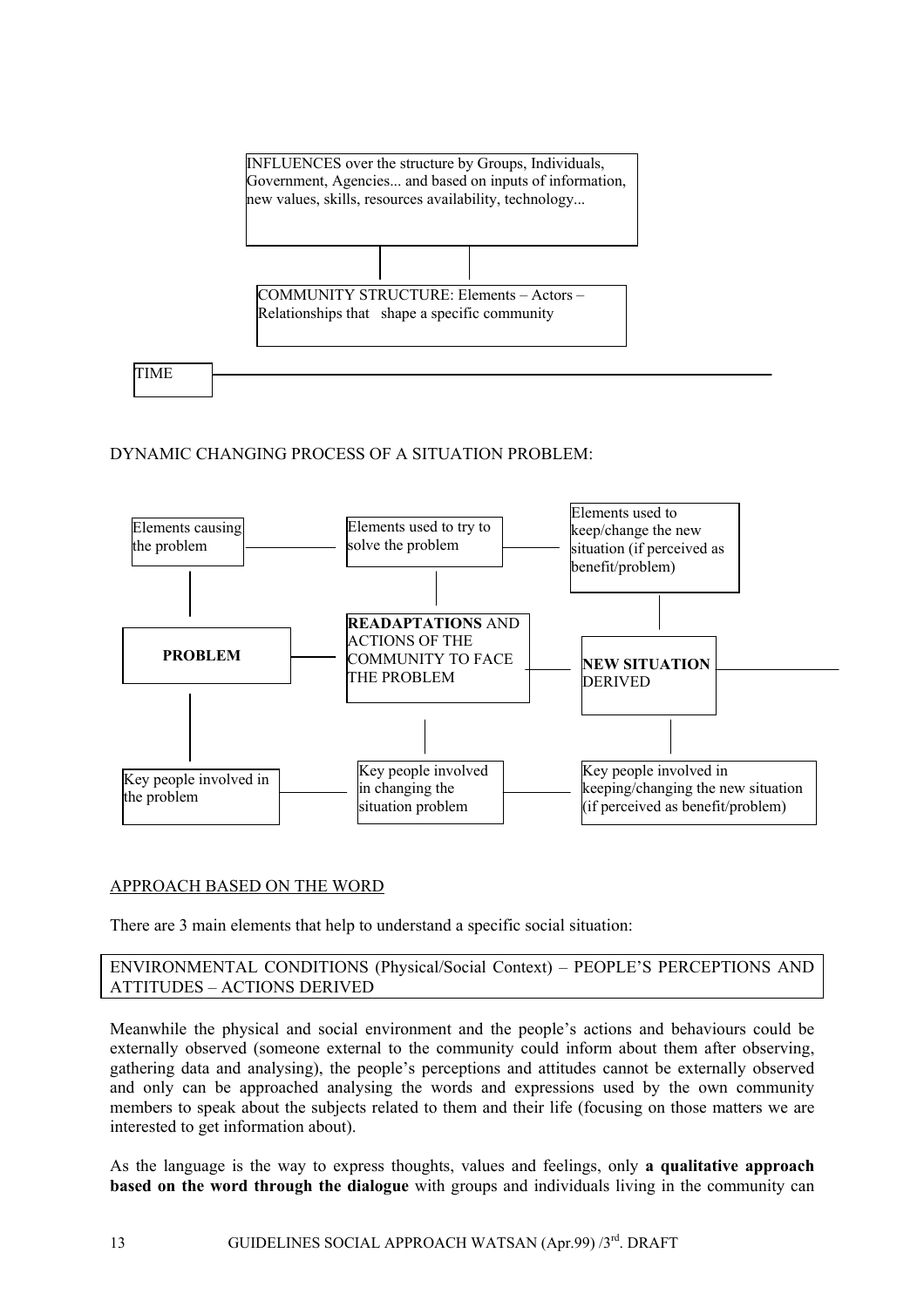INFLUENCES over the structure by Groups, Individuals, Government, Agencies... and based on inputs of information, new values, skills, resources availability, technology...

COMMUNITY STRUCTURE: Elements – Actors – Relationships that shape a specific community

TIME

DYNAMIC CHANGING PROCESS OF A SITUATION PROBLEM:

Elements causing the problem

Elements used to try to solve the problem

Elements used to keep/change the new situation (if perceived as benefit/problem)

**PROBLEM**

**READAPTATIONS** AND ACTIONS OF THE COMMUNITY TO FACE THE PROBLEM

**NEW SITUATION** DERIVED

Key people involved in the problem

Key people involved in changing the situation problem

Key people involved in keeping/changing the new situation (if perceived as benefit/problem)

<u>APPROACH BASED ON THE WORD</u>

There are 3 main elements that help to understand a specific social situation:

ENVIRONMENTAL CONDITIONS (Physical/Social Context) – PEOPLE'S PERCEPTIONS AND ATTITUDES – ACTIONS DERIVED

Meanwhile the physical and social environment and the people's actions and behaviours could be externally observed (someone external to the community could inform about them after observing, gathering data and analysing), the people's perceptions and attitudes cannot be externally observed and only can be approached analysing the words and expressions used by the own community members to speak about the subjects related to them and their life (focusing on those matters we are interested to get information about).

As the language is the way to express thoughts, values and feelings, only **a qualitative approach based on the word through the dialogue** with groups and individuals living in the community can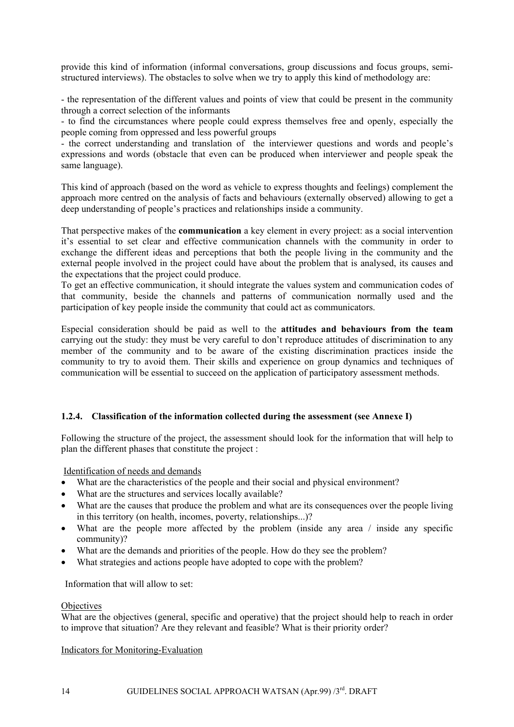provide this kind of information (informal conversations, group discussions and focus groups, semi-structured interviews). The obstacles to solve when we try to apply this kind of methodology are:

- the representation of the different values and points of view that could be present in the community through a correct selection of the informants
- to find the circumstances where people could express themselves free and openly, especially the people coming from oppressed and less powerful groups
- the correct understanding and translation of the interviewer questions and words and people's expressions and words (obstacle that even can be produced when interviewer and people speak the same language).

This kind of approach (based on the word as vehicle to express thoughts and feelings) complement the approach more centred on the analysis of facts and behaviours (externally observed) allowing to get a deep understanding of people's practices and relationships inside a community.

That perspective makes of the **communication** a key element in every project: as a social intervention it's essential to set clear and effective communication channels with the community in order to exchange the different ideas and perceptions that both the people living in the community and the external people involved in the project could have about the problem that is analysed, its causes and the expectations that the project could produce.
To get an effective communication, it should integrate the values system and communication codes of that community, beside the channels and patterns of communication normally used and the participation of key people inside the community that could act as communicators.

Especial consideration should be paid as well to the **attitudes and behaviours from the team** carrying out the study: they must be very careful to don't reproduce attitudes of discrimination to any member of the community and to be aware of the existing discrimination practices inside the community to try to avoid them. Their skills and experience on group dynamics and techniques of communication will be essential to succeed on the application of participatory assessment methods.

#### 1.2.4. Classification of the information collected during the assessment (see Annexe I)

Following the structure of the project, the assessment should look for the information that will help to plan the different phases that constitute the project :

Identification of needs and demands

- What are the characteristics of the people and their social and physical environment?
- What are the structures and services locally available?
- What are the causes that produce the problem and what are its consequences over the people living in this territory (on health, incomes, poverty, relationships...)?
- What are the people more affected by the problem (inside any area / inside any specific community)?
- What are the demands and priorities of the people. How do they see the problem?
- What strategies and actions people have adopted to cope with the problem?

Information that will allow to set:

Objectives

What are the objectives (general, specific and operative) that the project should help to reach in order to improve that situation? Are they relevant and feasible? What is their priority order?

Indicators for Monitoring-Evaluation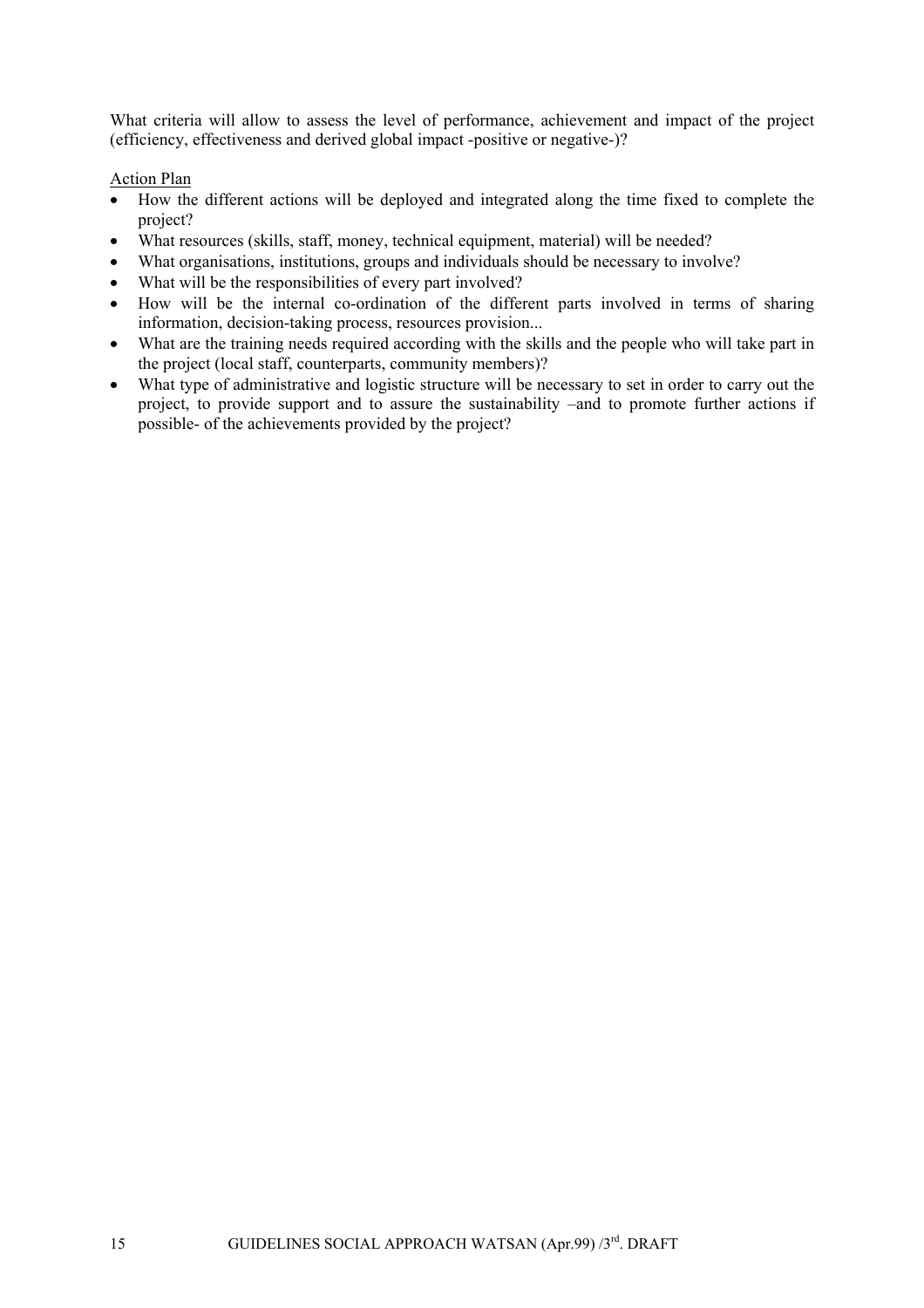What criteria will allow to assess the level of performance, achievement and impact of the project (efficiency, effectiveness and derived global impact -positive or negative-)?

<u>Action Plan</u>

- How the different actions will be deployed and integrated along the time fixed to complete the project?
- What resources (skills, staff, money, technical equipment, material) will be needed?
- What organisations, institutions, groups and individuals should be necessary to involve?
- What will be the responsibilities of every part involved?
- How will be the internal co-ordination of the different parts involved in terms of sharing information, decision-taking process, resources provision...
- What are the training needs required according with the skills and the people who will take part in the project (local staff, counterparts, community members)?
- What type of administrative and logistic structure will be necessary to set in order to carry out the project, to provide support and to assure the sustainability –and to promote further actions if possible- of the achievements provided by the project?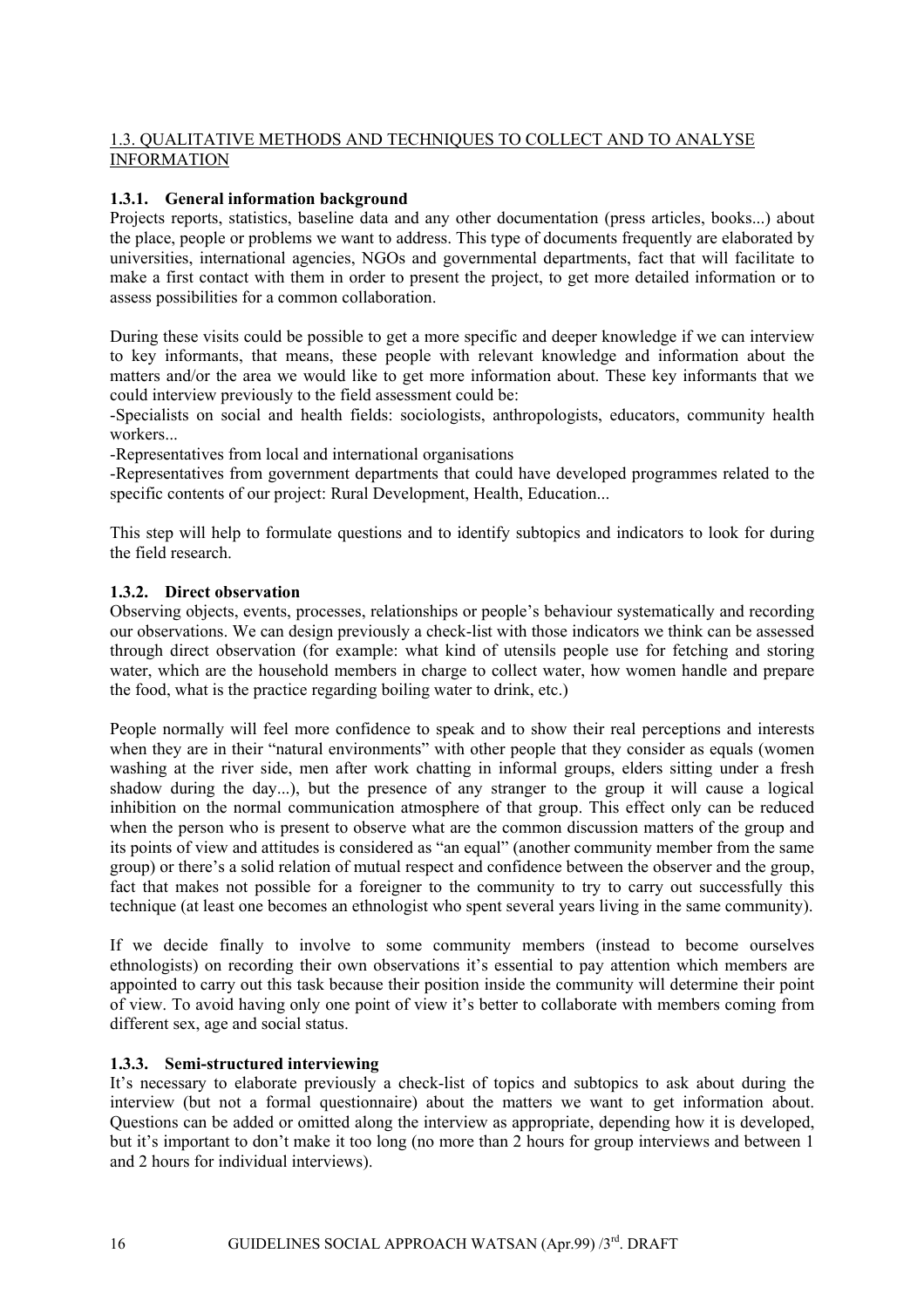## 1.3. QUALITATIVE METHODS AND TECHNIQUES TO COLLECT AND TO ANALYSE INFORMATION

### 1.3.1. General information background

Projects reports, statistics, baseline data and any other documentation (press articles, books...) about the place, people or problems we want to address. This type of documents frequently are elaborated by universities, international agencies, NGOs and governmental departments, fact that will facilitate to make a first contact with them in order to present the project, to get more detailed information or to assess possibilities for a common collaboration.

During these visits could be possible to get a more specific and deeper knowledge if we can interview to key informants, that means, these people with relevant knowledge and information about the matters and/or the area we would like to get more information about. These key informants that we could interview previously to the field assessment could be:

-Specialists on social and health fields: sociologists, anthropologists, educators, community health workers...

-Representatives from local and international organisations

-Representatives from government departments that could have developed programmes related to the specific contents of our project: Rural Development, Health, Education...

This step will help to formulate questions and to identify subtopics and indicators to look for during the field research.

### 1.3.2. Direct observation

Observing objects, events, processes, relationships or people's behaviour systematically and recording our observations. We can design previously a check-list with those indicators we think can be assessed through direct observation (for example: what kind of utensils people use for fetching and storing water, which are the household members in charge to collect water, how women handle and prepare the food, what is the practice regarding boiling water to drink, etc.)

People normally will feel more confidence to speak and to show their real perceptions and interests when they are in their "natural environments" with other people that they consider as equals (women washing at the river side, men after work chatting in informal groups, elders sitting under a fresh shadow during the day...), but the presence of any stranger to the group it will cause a logical inhibition on the normal communication atmosphere of that group. This effect only can be reduced when the person who is present to observe what are the common discussion matters of the group and its points of view and attitudes is considered as "an equal" (another community member from the same group) or there's a solid relation of mutual respect and confidence between the observer and the group, fact that makes not possible for a foreigner to the community to try to carry out successfully this technique (at least one becomes an ethnologist who spent several years living in the same community).

If we decide finally to involve to some community members (instead to become ourselves ethnologists) on recording their own observations it's essential to pay attention which members are appointed to carry out this task because their position inside the community will determine their point of view. To avoid having only one point of view it's better to collaborate with members coming from different sex, age and social status.

### 1.3.3. Semi-structured interviewing

It's necessary to elaborate previously a check-list of topics and subtopics to ask about during the interview (but not a formal questionnaire) about the matters we want to get information about. Questions can be added or omitted along the interview as appropriate, depending how it is developed, but it's important to don't make it too long (no more than 2 hours for group interviews and between 1 and 2 hours for individual interviews).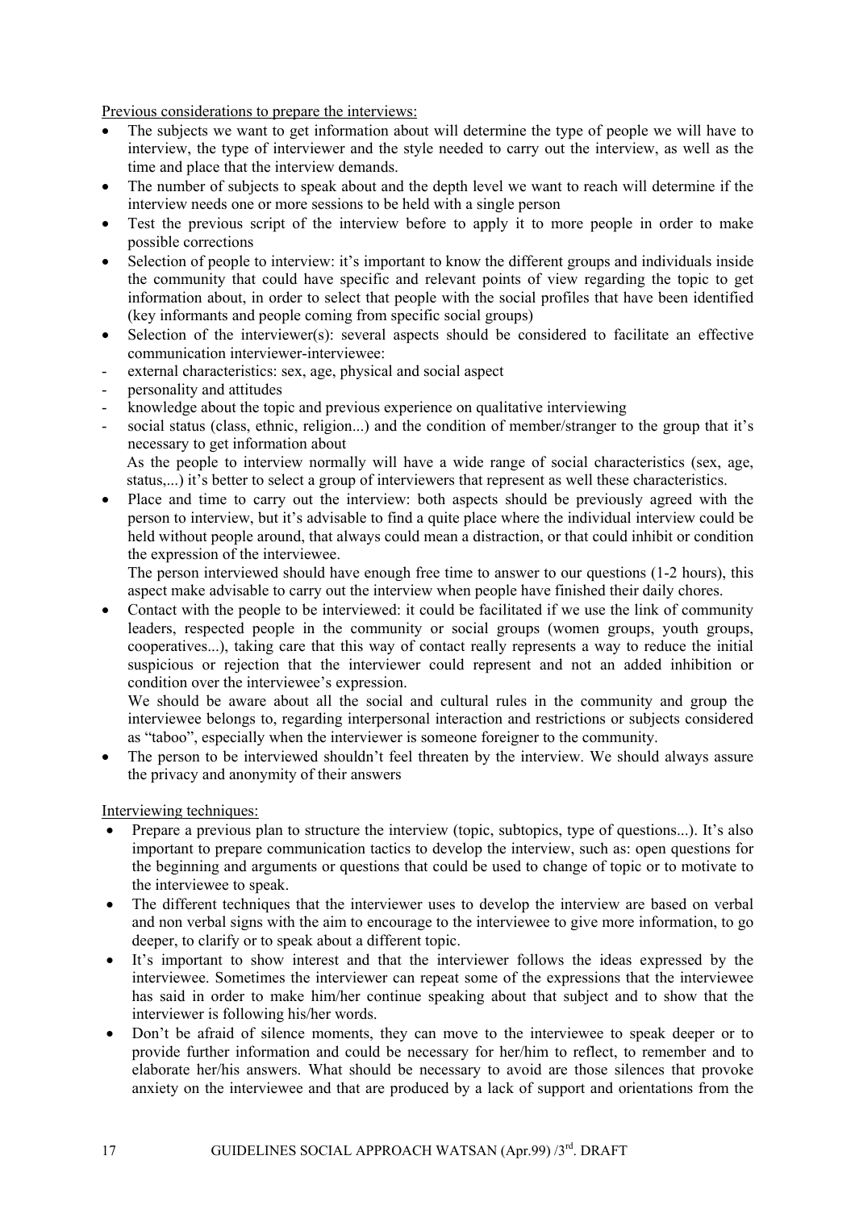Previous considerations to prepare the interviews:

- The subjects we want to get information about will determine the type of people we will have to interview, the type of interviewer and the style needed to carry out the interview, as well as the time and place that the interview demands.
- The number of subjects to speak about and the depth level we want to reach will determine if the interview needs one or more sessions to be held with a single person
- Test the previous script of the interview before to apply it to more people in order to make possible corrections
- Selection of people to interview: it's important to know the different groups and individuals inside the community that could have specific and relevant points of view regarding the topic to get information about, in order to select that people with the social profiles that have been identified (key informants and people coming from specific social groups)
- Selection of the interviewer(s): several aspects should be considered to facilitate an effective communication interviewer-interviewee:
  - external characteristics: sex, age, physical and social aspect
  - personality and attitudes
  - knowledge about the topic and previous experience on qualitative interviewing
  - social status (class, ethnic, religion...) and the condition of member/stranger to the group that it's necessary to get information about

  As the people to interview normally will have a wide range of social characteristics (sex, age, status,...) it's better to select a group of interviewers that represent as well these characteristics.
- Place and time to carry out the interview: both aspects should be previously agreed with the person to interview, but it's advisable to find a quite place where the individual interview could be held without people around, that always could mean a distraction, or that could inhibit or condition the expression of the interviewee.

  The person interviewed should have enough free time to answer to our questions (1-2 hours), this aspect make advisable to carry out the interview when people have finished their daily chores.
- Contact with the people to be interviewed: it could be facilitated if we use the link of community leaders, respected people in the community or social groups (women groups, youth groups, cooperatives...), taking care that this way of contact really represents a way to reduce the initial suspicious or rejection that the interviewer could represent and not an added inhibition or condition over the interviewee's expression.

  We should be aware about all the social and cultural rules in the community and group the interviewee belongs to, regarding interpersonal interaction and restrictions or subjects considered as "taboo", especially when the interviewer is someone foreigner to the community.
- The person to be interviewed shouldn't feel threaten by the interview. We should always assure the privacy and anonymity of their answers

Interviewing techniques:

- Prepare a previous plan to structure the interview (topic, subtopics, type of questions...). It's also important to prepare communication tactics to develop the interview, such as: open questions for the beginning and arguments or questions that could be used to change of topic or to motivate to the interviewee to speak.
- The different techniques that the interviewer uses to develop the interview are based on verbal and non verbal signs with the aim to encourage to the interviewee to give more information, to go deeper, to clarify or to speak about a different topic.
- It's important to show interest and that the interviewer follows the ideas expressed by the interviewee. Sometimes the interviewer can repeat some of the expressions that the interviewee has said in order to make him/her continue speaking about that subject and to show that the interviewer is following his/her words.
- Don't be afraid of silence moments, they can move to the interviewee to speak deeper or to provide further information and could be necessary for her/him to reflect, to remember and to elaborate her/his answers. What should be necessary to avoid are those silences that provoke anxiety on the interviewee and that are produced by a lack of support and orientations from the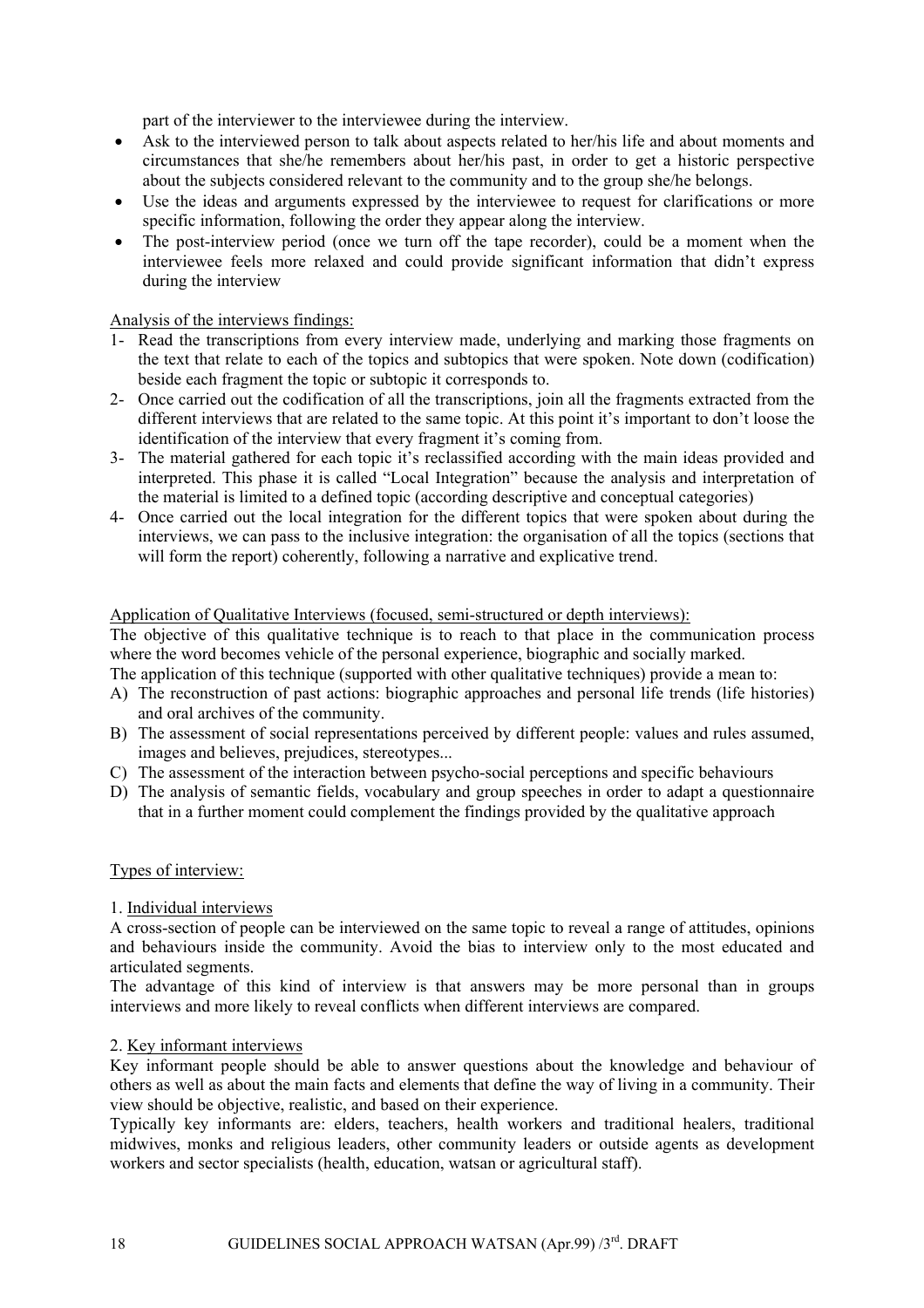part of the interviewer to the interviewee during the interview.

- Ask to the interviewed person to talk about aspects related to her/his life and about moments and circumstances that she/he remembers about her/his past, in order to get a historic perspective about the subjects considered relevant to the community and to the group she/he belongs.
- Use the ideas and arguments expressed by the interviewee to request for clarifications or more specific information, following the order they appear along the interview.
- The post-interview period (once we turn off the tape recorder), could be a moment when the interviewee feels more relaxed and could provide significant information that didn't express during the interview

Analysis of the interviews findings:

1- Read the transcriptions from every interview made, underlying and marking those fragments on the text that relate to each of the topics and subtopics that were spoken. Note down (codification) beside each fragment the topic or subtopic it corresponds to.
2- Once carried out the codification of all the transcriptions, join all the fragments extracted from the different interviews that are related to the same topic. At this point it's important to don't loose the identification of the interview that every fragment it's coming from.
3- The material gathered for each topic it's reclassified according with the main ideas provided and interpreted. This phase it is called "Local Integration" because the analysis and interpretation of the material is limited to a defined topic (according descriptive and conceptual categories)
4- Once carried out the local integration for the different topics that were spoken about during the interviews, we can pass to the inclusive integration: the organisation of all the topics (sections that will form the report) coherently, following a narrative and explicative trend.

Application of Qualitative Interviews (focused, semi-structured or depth interviews):

The objective of this qualitative technique is to reach to that place in the communication process where the word becomes vehicle of the personal experience, biographic and socially marked.

The application of this technique (supported with other qualitative techniques) provide a mean to:

A) The reconstruction of past actions: biographic approaches and personal life trends (life histories) and oral archives of the community.
B) The assessment of social representations perceived by different people: values and rules assumed, images and believes, prejudices, stereotypes...
C) The assessment of the interaction between psycho-social perceptions and specific behaviours
D) The analysis of semantic fields, vocabulary and group speeches in order to adapt a questionnaire that in a further moment could complement the findings provided by the qualitative approach

Types of interview:

1. Individual interviews

A cross-section of people can be interviewed on the same topic to reveal a range of attitudes, opinions and behaviours inside the community. Avoid the bias to interview only to the most educated and articulated segments.

The advantage of this kind of interview is that answers may be more personal than in groups interviews and more likely to reveal conflicts when different interviews are compared.

2. Key informant interviews

Key informant people should be able to answer questions about the knowledge and behaviour of others as well as about the main facts and elements that define the way of living in a community. Their view should be objective, realistic, and based on their experience.

Typically key informants are: elders, teachers, health workers and traditional healers, traditional midwives, monks and religious leaders, other community leaders or outside agents as development workers and sector specialists (health, education, watsan or agricultural staff).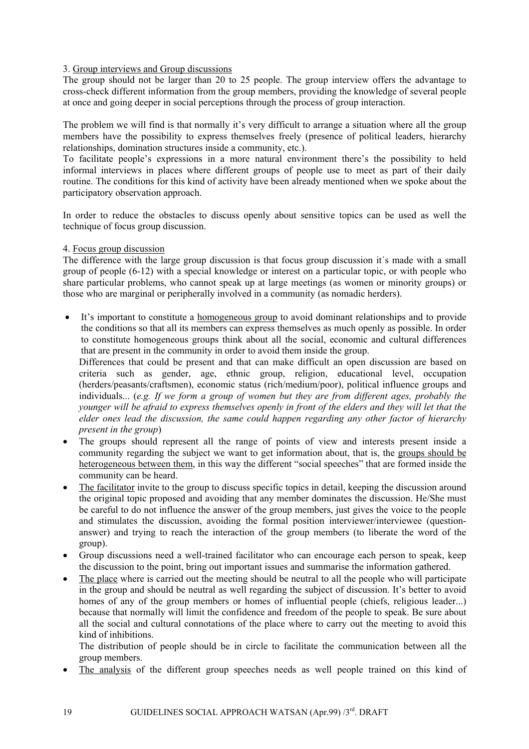3. Group interviews and Group discussions

The group should not be larger than 20 to 25 people. The group interview offers the advantage to cross-check different information from the group members, providing the knowledge of several people at once and going deeper in social perceptions through the process of group interaction.

The problem we will find is that normally it's very difficult to arrange a situation where all the group members have the possibility to express themselves freely (presence of political leaders, hierarchy relationships, domination structures inside a community, etc.).

To facilitate people's expressions in a more natural environment there's the possibility to held informal interviews in places where different groups of people use to meet as part of their daily routine. The conditions for this kind of activity have been already mentioned when we spoke about the participatory observation approach.

In order to reduce the obstacles to discuss openly about sensitive topics can be used as well the technique of focus group discussion.

4. Focus group discussion

The difference with the large group discussion is that focus group discussion it´s made with a small group of people (6-12) with a special knowledge or interest on a particular topic, or with people who share particular problems, who cannot speak up at large meetings (as women or minority groups) or those who are marginal or peripherally involved in a community (as nomadic herders).

- It's important to constitute a homogeneous group to avoid dominant relationships and to provide the conditions so that all its members can express themselves as much openly as possible. In order to constitute homogeneous groups think about all the social, economic and cultural differences that are present in the community in order to avoid them inside the group.
  Differences that could be present and that can make difficult an open discussion are based on criteria such as gender, age, ethnic group, religion, educational level, occupation (herders/peasants/craftsmen), economic status (rich/medium/poor), political influence groups and individuals... (*e.g. If we form a group of women but they are from different ages, probably the younger will be afraid to express themselves openly in front of the elders and they will let that the elder ones lead the discussion, the same could happen regarding any other factor of hierarchy present in the group*)
- The groups should represent all the range of points of view and interests present inside a community regarding the subject we want to get information about, that is, the groups should be heterogeneous between them, in this way the different "social speeches" that are formed inside the community can be heard.
- The facilitator invite to the group to discuss specific topics in detail, keeping the discussion around the original topic proposed and avoiding that any member dominates the discussion. He/She must be careful to do not influence the answer of the group members, just gives the voice to the people and stimulates the discussion, avoiding the formal position interviewer/interviewee (question-answer) and trying to reach the interaction of the group members (to liberate the word of the group).
- Group discussions need a well-trained facilitator who can encourage each person to speak, keep the discussion to the point, bring out important issues and summarise the information gathered.
- The place where is carried out the meeting should be neutral to all the people who will participate in the group and should be neutral as well regarding the subject of discussion. It's better to avoid homes of any of the group members or homes of influential people (chiefs, religious leader...) because that normally will limit the confidence and freedom of the people to speak. Be sure about all the social and cultural connotations of the place where to carry out the meeting to avoid this kind of inhibitions.
  The distribution of people should be in circle to facilitate the communication between all the group members.
- The analysis of the different group speeches needs as well people trained on this kind of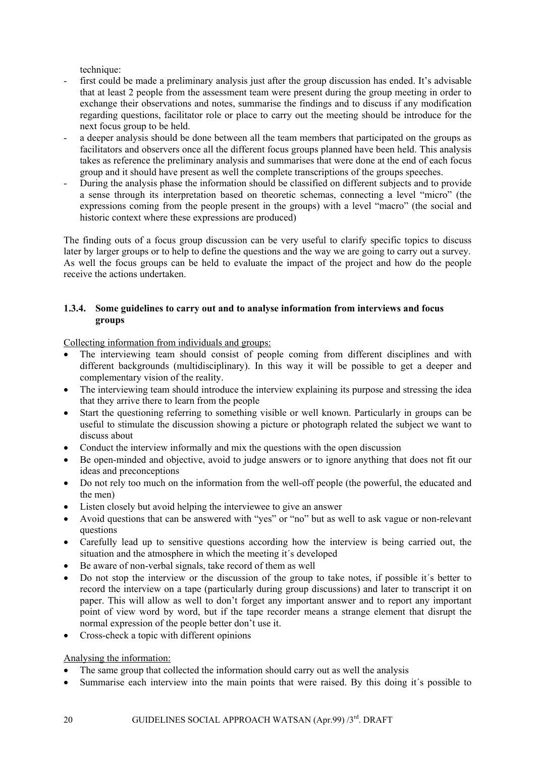technique:

- first could be made a preliminary analysis just after the group discussion has ended. It's advisable that at least 2 people from the assessment team were present during the group meeting in order to exchange their observations and notes, summarise the findings and to discuss if any modification regarding questions, facilitator role or place to carry out the meeting should be introduce for the next focus group to be held.
- a deeper analysis should be done between all the team members that participated on the groups as facilitators and observers once all the different focus groups planned have been held. This analysis takes as reference the preliminary analysis and summarises that were done at the end of each focus group and it should have present as well the complete transcriptions of the groups speeches.
- During the analysis phase the information should be classified on different subjects and to provide a sense through its interpretation based on theoretic schemas, connecting a level "micro" (the expressions coming from the people present in the groups) with a level "macro" (the social and historic context where these expressions are produced)

The finding outs of a focus group discussion can be very useful to clarify specific topics to discuss later by larger groups or to help to define the questions and the way we are going to carry out a survey. As well the focus groups can be held to evaluate the impact of the project and how do the people receive the actions undertaken.

### 1.3.4. Some guidelines to carry out and to analyse information from interviews and focus groups

Collecting information from individuals and groups:

- The interviewing team should consist of people coming from different disciplines and with different backgrounds (multidisciplinary). In this way it will be possible to get a deeper and complementary vision of the reality.
- The interviewing team should introduce the interview explaining its purpose and stressing the idea that they arrive there to learn from the people
- Start the questioning referring to something visible or well known. Particularly in groups can be useful to stimulate the discussion showing a picture or photograph related the subject we want to discuss about
- Conduct the interview informally and mix the questions with the open discussion
- Be open-minded and objective, avoid to judge answers or to ignore anything that does not fit our ideas and preconceptions
- Do not rely too much on the information from the well-off people (the powerful, the educated and the men)
- Listen closely but avoid helping the interviewee to give an answer
- Avoid questions that can be answered with "yes" or "no" but as well to ask vague or non-relevant questions
- Carefully lead up to sensitive questions according how the interview is being carried out, the situation and the atmosphere in which the meeting it´s developed
- Be aware of non-verbal signals, take record of them as well
- Do not stop the interview or the discussion of the group to take notes, if possible it´s better to record the interview on a tape (particularly during group discussions) and later to transcript it on paper. This will allow as well to don't forget any important answer and to report any important point of view word by word, but if the tape recorder means a strange element that disrupt the normal expression of the people better don't use it.
- Cross-check a topic with different opinions

Analysing the information:

- The same group that collected the information should carry out as well the analysis
- Summarise each interview into the main points that were raised. By this doing it´s possible to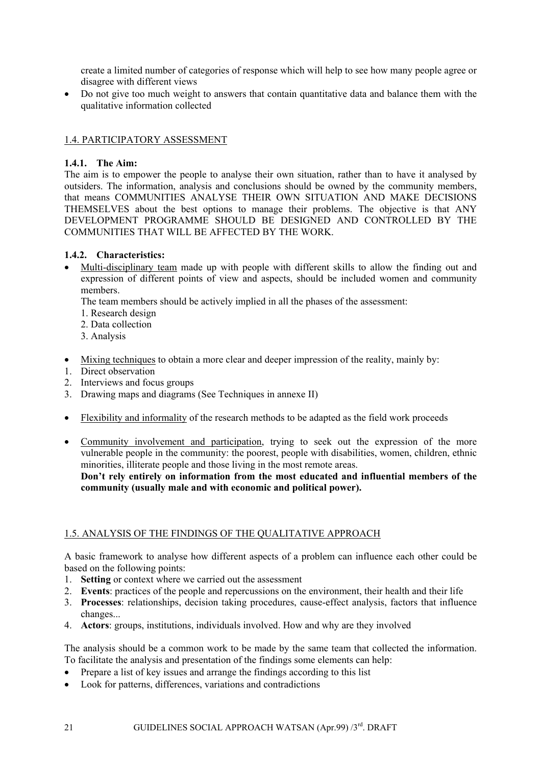create a limited number of categories of response which will help to see how many people agree or disagree with different views

- Do not give too much weight to answers that contain quantitative data and balance them with the qualitative information collected

## 1.4. PARTICIPATORY ASSESSMENT

### 1.4.1. The Aim:

The aim is to empower the people to analyse their own situation, rather than to have it analysed by outsiders. The information, analysis and conclusions should be owned by the community members, that means COMMUNITIES ANALYSE THEIR OWN SITUATION AND MAKE DECISIONS THEMSELVES about the best options to manage their problems. The objective is that ANY DEVELOPMENT PROGRAMME SHOULD BE DESIGNED AND CONTROLLED BY THE COMMUNITIES THAT WILL BE AFFECTED BY THE WORK.

### 1.4.2. Characteristics:

- Multi-disciplinary team made up with people with different skills to allow the finding out and expression of different points of view and aspects, should be included women and community members.

  The team members should be actively implied in all the phases of the assessment:
  1. Research design
  2. Data collection
  3. Analysis

- Mixing techniques to obtain a more clear and deeper impression of the reality, mainly by:

1. Direct observation
2. Interviews and focus groups
3. Drawing maps and diagrams (See Techniques in annexe II)

- Flexibility and informality of the research methods to be adapted as the field work proceeds

- Community involvement and participation, trying to seek out the expression of the more vulnerable people in the community: the poorest, people with disabilities, women, children, ethnic minorities, illiterate people and those living in the most remote areas.

  **Don't rely entirely on information from the most educated and influential members of the community (usually male and with economic and political power).**

## 1.5. ANALYSIS OF THE FINDINGS OF THE QUALITATIVE APPROACH

A basic framework to analyse how different aspects of a problem can influence each other could be based on the following points:

1. **Setting** or context where we carried out the assessment
2. **Events**: practices of the people and repercussions on the environment, their health and their life
3. **Processes**: relationships, decision taking procedures, cause-effect analysis, factors that influence changes...
4. **Actors**: groups, institutions, individuals involved. How and why are they involved

The analysis should be a common work to be made by the same team that collected the information. To facilitate the analysis and presentation of the findings some elements can help:

- Prepare a list of key issues and arrange the findings according to this list
- Look for patterns, differences, variations and contradictions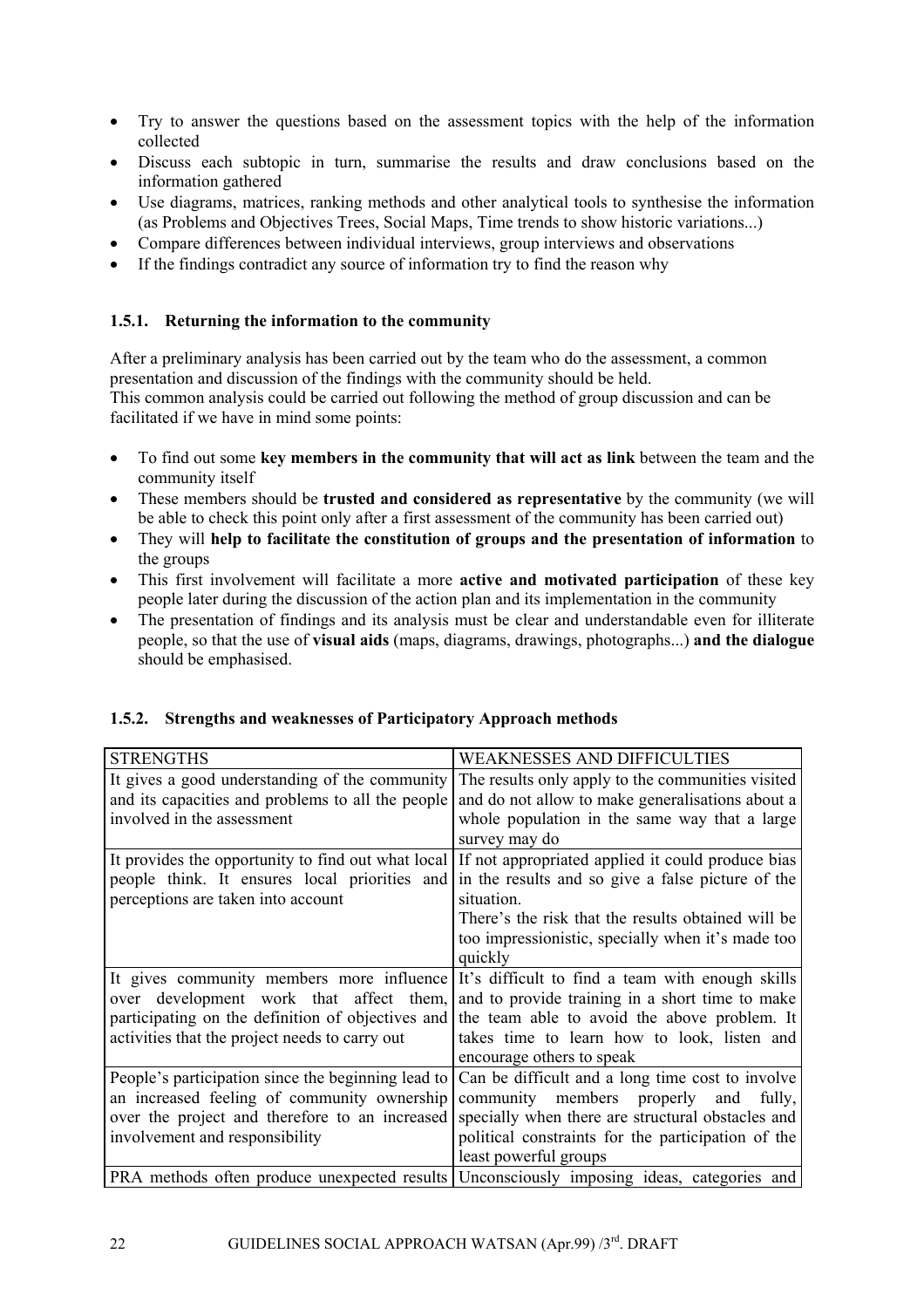- Try to answer the questions based on the assessment topics with the help of the information collected
- Discuss each subtopic in turn, summarise the results and draw conclusions based on the information gathered
- Use diagrams, matrices, ranking methods and other analytical tools to synthesise the information (as Problems and Objectives Trees, Social Maps, Time trends to show historic variations...)
- Compare differences between individual interviews, group interviews and observations
- If the findings contradict any source of information try to find the reason why

### 1.5.1. Returning the information to the community

After a preliminary analysis has been carried out by the team who do the assessment, a common presentation and discussion of the findings with the community should be held.
This common analysis could be carried out following the method of group discussion and can be facilitated if we have in mind some points:

- To find out some **key members in the community that will act as link** between the team and the community itself
- These members should be **trusted and considered as representative** by the community (we will be able to check this point only after a first assessment of the community has been carried out)
- They will **help to facilitate the constitution of groups and the presentation of information** to the groups
- This first involvement will facilitate a more **active and motivated participation** of these key people later during the discussion of the action plan and its implementation in the community
- The presentation of findings and its analysis must be clear and understandable even for illiterate people, so that the use of **visual aids** (maps, diagrams, drawings, photographs...) **and the dialogue** should be emphasised.

### 1.5.2. Strengths and weaknesses of Participatory Approach methods

| STRENGTHS | WEAKNESSES AND DIFFICULTIES |
|---|---|
| It gives a good understanding of the community and its capacities and problems to all the people involved in the assessment | The results only apply to the communities visited and do not allow to make generalisations about a whole population in the same way that a large survey may do |
| It provides the opportunity to find out what local people think. It ensures local priorities and perceptions are taken into account | If not appropriated applied it could produce bias in the results and so give a false picture of the situation.<br>There's the risk that the results obtained will be too impressionistic, specially when it's made too quickly |
| It gives community members more influence over development work that affect them, participating on the definition of objectives and activities that the project needs to carry out | It's difficult to find a team with enough skills and to provide training in a short time to make the team able to avoid the above problem. It takes time to learn how to look, listen and encourage others to speak |
| People's participation since the beginning lead to an increased feeling of community ownership over the project and therefore to an increased involvement and responsibility | Can be difficult and a long time cost to involve community members properly and fully, specially when there are structural obstacles and political constraints for the participation of the least powerful groups |
| PRA methods often produce unexpected results | Unconsciously imposing ideas, categories and |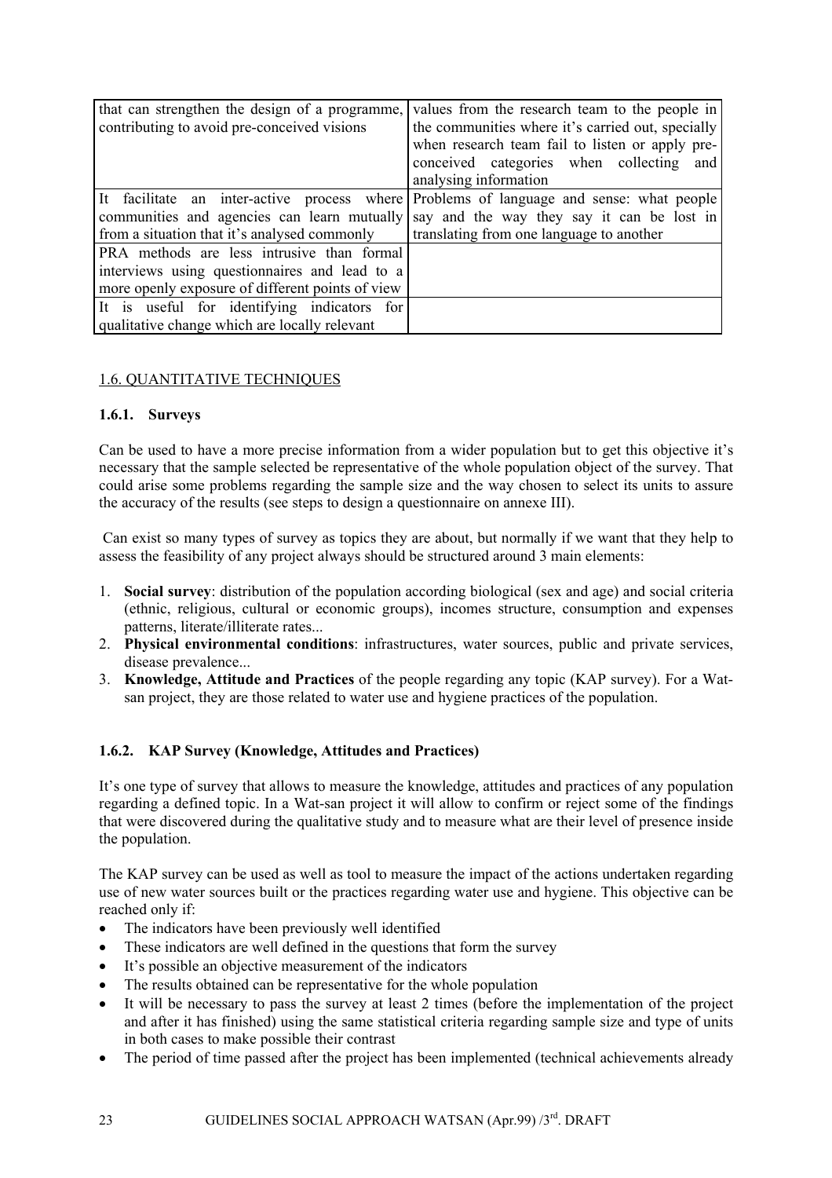| | |
|---|---|
| that can strengthen the design of a programme, contributing to avoid pre-conceived visions | values from the research team to the people in the communities where it's carried out, specially when research team fail to listen or apply pre-conceived categories when collecting and analysing information |
| It facilitate an inter-active process where communities and agencies can learn mutually from a situation that it's analysed commonly | Problems of language and sense: what people say and the way they say it can be lost in translating from one language to another |
| PRA methods are less intrusive than formal interviews using questionnaires and lead to a more openly exposure of different points of view | |
| It is useful for identifying indicators for qualitative change which are locally relevant | |

## 1.6. QUANTITATIVE TECHNIQUES

### 1.6.1. Surveys

Can be used to have a more precise information from a wider population but to get this objective it's necessary that the sample selected be representative of the whole population object of the survey. That could arise some problems regarding the sample size and the way chosen to select its units to assure the accuracy of the results (see steps to design a questionnaire on annexe III).

Can exist so many types of survey as topics they are about, but normally if we want that they help to assess the feasibility of any project always should be structured around 3 main elements:

1. **Social survey**: distribution of the population according biological (sex and age) and social criteria (ethnic, religious, cultural or economic groups), incomes structure, consumption and expenses patterns, literate/illiterate rates...
2. **Physical environmental conditions**: infrastructures, water sources, public and private services, disease prevalence...
3. **Knowledge, Attitude and Practices** of the people regarding any topic (KAP survey). For a Wat-san project, they are those related to water use and hygiene practices of the population.

### 1.6.2. KAP Survey (Knowledge, Attitudes and Practices)

It's one type of survey that allows to measure the knowledge, attitudes and practices of any population regarding a defined topic. In a Wat-san project it will allow to confirm or reject some of the findings that were discovered during the qualitative study and to measure what are their level of presence inside the population.

The KAP survey can be used as well as tool to measure the impact of the actions undertaken regarding use of new water sources built or the practices regarding water use and hygiene. This objective can be reached only if:

- The indicators have been previously well identified
- These indicators are well defined in the questions that form the survey
- It's possible an objective measurement of the indicators
- The results obtained can be representative for the whole population
- It will be necessary to pass the survey at least 2 times (before the implementation of the project and after it has finished) using the same statistical criteria regarding sample size and type of units in both cases to make possible their contrast
- The period of time passed after the project has been implemented (technical achievements already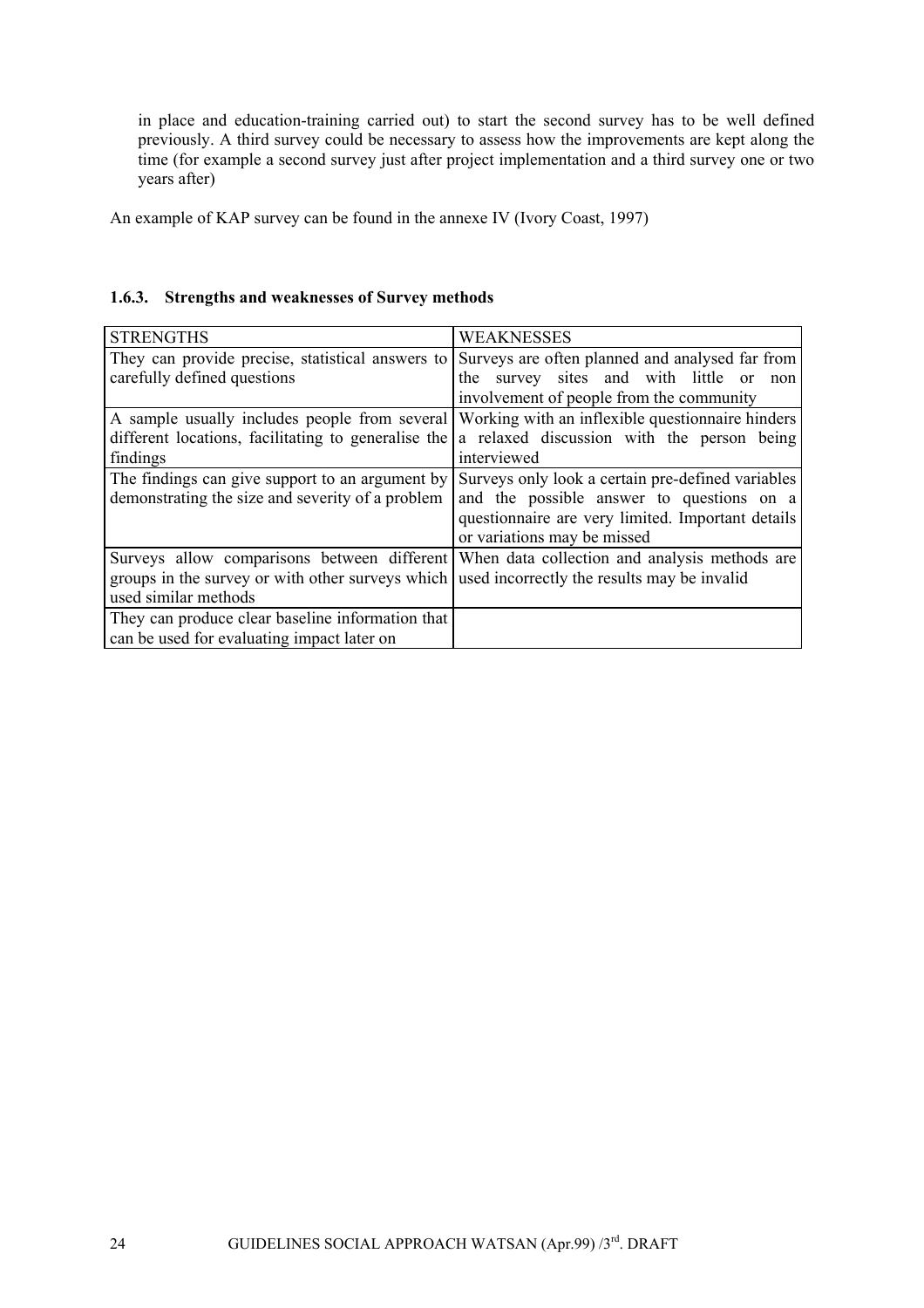in place and education-training carried out) to start the second survey has to be well defined previously. A third survey could be necessary to assess how the improvements are kept along the time (for example a second survey just after project implementation and a third survey one or two years after)

An example of KAP survey can be found in the annexe IV (Ivory Coast, 1997)

### 1.6.3. Strengths and weaknesses of Survey methods

| STRENGTHS | WEAKNESSES |
|---|---|
| They can provide precise, statistical answers to carefully defined questions | Surveys are often planned and analysed far from the survey sites and with little or non involvement of people from the community |
| A sample usually includes people from several different locations, facilitating to generalise the findings | Working with an inflexible questionnaire hinders a relaxed discussion with the person being interviewed |
| The findings can give support to an argument by demonstrating the size and severity of a problem | Surveys only look a certain pre-defined variables and the possible answer to questions on a questionnaire are very limited. Important details or variations may be missed |
| Surveys allow comparisons between different groups in the survey or with other surveys which used similar methods | When data collection and analysis methods are used incorrectly the results may be invalid |
| They can produce clear baseline information that can be used for evaluating impact later on | |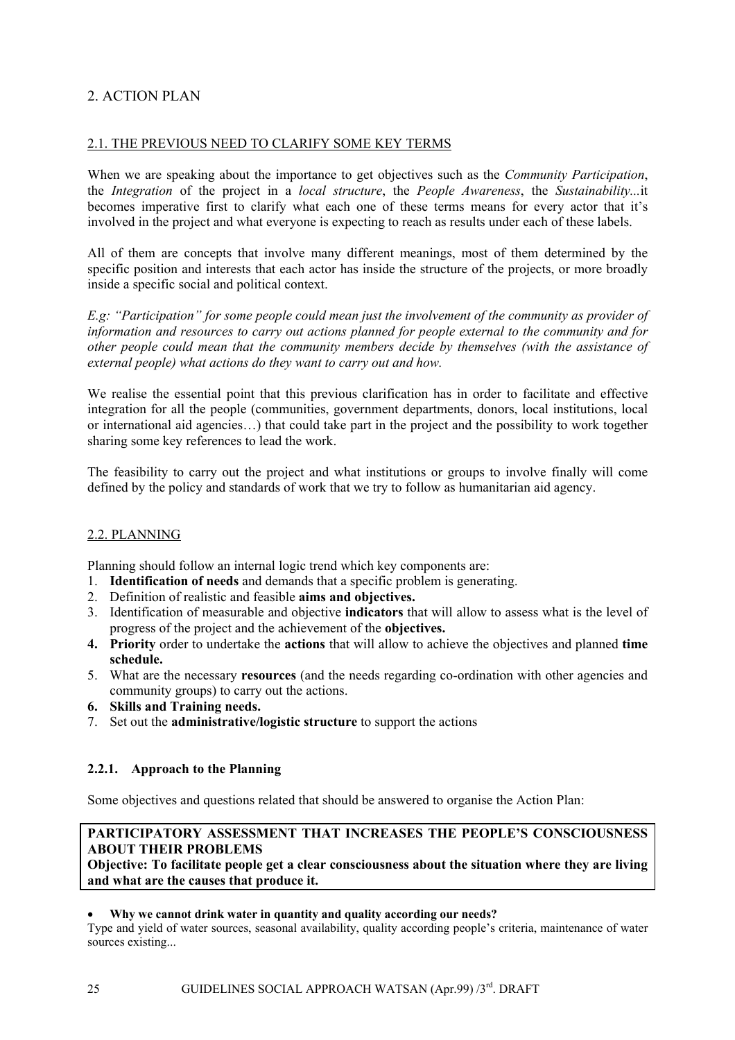## 2. ACTION PLAN

### 2.1. THE PREVIOUS NEED TO CLARIFY SOME KEY TERMS

When we are speaking about the importance to get objectives such as the *Community Participation*, the *Integration* of the project in a *local structure*, the *People Awareness*, the *Sustainability...*it becomes imperative first to clarify what each one of these terms means for every actor that it's involved in the project and what everyone is expecting to reach as results under each of these labels.

All of them are concepts that involve many different meanings, most of them determined by the specific position and interests that each actor has inside the structure of the projects, or more broadly inside a specific social and political context.

*E.g: "Participation" for some people could mean just the involvement of the community as provider of information and resources to carry out actions planned for people external to the community and for other people could mean that the community members decide by themselves (with the assistance of external people) what actions do they want to carry out and how.*

We realise the essential point that this previous clarification has in order to facilitate and effective integration for all the people (communities, government departments, donors, local institutions, local or international aid agencies…) that could take part in the project and the possibility to work together sharing some key references to lead the work.

The feasibility to carry out the project and what institutions or groups to involve finally will come defined by the policy and standards of work that we try to follow as humanitarian aid agency.

### 2.2. PLANNING

Planning should follow an internal logic trend which key components are:

1. **Identification of needs** and demands that a specific problem is generating.
2. Definition of realistic and feasible **aims and objectives.**
3. Identification of measurable and objective **indicators** that will allow to assess what is the level of progress of the project and the achievement of the **objectives.**
4. **Priority** order to undertake the **actions** that will allow to achieve the objectives and planned **time schedule.**
5. What are the necessary **resources** (and the needs regarding co-ordination with other agencies and community groups) to carry out the actions.
6. **Skills and Training needs.**
7. Set out the **administrative/logistic structure** to support the actions

#### 2.2.1. Approach to the Planning

Some objectives and questions related that should be answered to organise the Action Plan:

**PARTICIPATORY ASSESSMENT THAT INCREASES THE PEOPLE'S CONSCIOUSNESS ABOUT THEIR PROBLEMS**
**Objective: To facilitate people get a clear consciousness about the situation where they are living and what are the causes that produce it.**

- **Why we cannot drink water in quantity and quality according our needs?**

Type and yield of water sources, seasonal availability, quality according people's criteria, maintenance of water sources existing...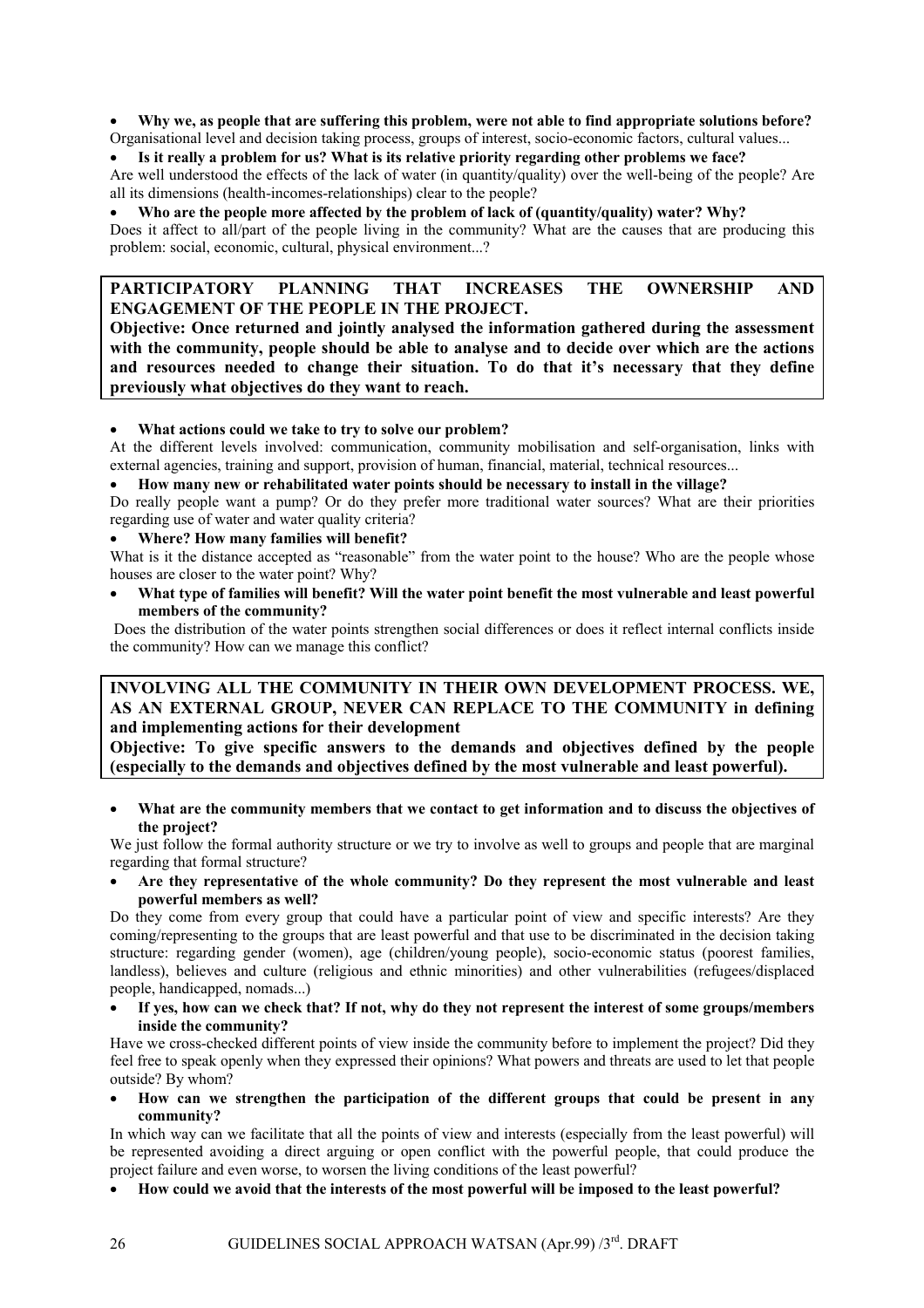- **Why we, as people that are suffering this problem, were not able to find appropriate solutions before?**

Organisational level and decision taking process, groups of interest, socio-economic factors, cultural values...

- **Is it really a problem for us? What is its relative priority regarding other problems we face?**

Are well understood the effects of the lack of water (in quantity/quality) over the well-being of the people? Are all its dimensions (health-incomes-relationships) clear to the people?

- **Who are the people more affected by the problem of lack of (quantity/quality) water? Why?**

Does it affect to all/part of the people living in the community? What are the causes that are producing this problem: social, economic, cultural, physical environment...?

**PARTICIPATORY PLANNING THAT INCREASES THE OWNERSHIP AND ENGAGEMENT OF THE PEOPLE IN THE PROJECT.**

**Objective: Once returned and jointly analysed the information gathered during the assessment with the community, people should be able to analyse and to decide over which are the actions and resources needed to change their situation. To do that it's necessary that they define previously what objectives do they want to reach.**

- **What actions could we take to try to solve our problem?**

At the different levels involved: communication, community mobilisation and self-organisation, links with external agencies, training and support, provision of human, financial, material, technical resources...

- **How many new or rehabilitated water points should be necessary to install in the village?**

Do really people want a pump? Or do they prefer more traditional water sources? What are their priorities regarding use of water and water quality criteria?

- **Where? How many families will benefit?**

What is it the distance accepted as "reasonable" from the water point to the house? Who are the people whose houses are closer to the water point? Why?

- **What type of families will benefit? Will the water point benefit the most vulnerable and least powerful members of the community?**

Does the distribution of the water points strengthen social differences or does it reflect internal conflicts inside the community? How can we manage this conflict?

**INVOLVING ALL THE COMMUNITY IN THEIR OWN DEVELOPMENT PROCESS. WE, AS AN EXTERNAL GROUP, NEVER CAN REPLACE TO THE COMMUNITY in defining and implementing actions for their development**

**Objective: To give specific answers to the demands and objectives defined by the people (especially to the demands and objectives defined by the most vulnerable and least powerful).**

- **What are the community members that we contact to get information and to discuss the objectives of the project?**

We just follow the formal authority structure or we try to involve as well to groups and people that are marginal regarding that formal structure?

- **Are they representative of the whole community? Do they represent the most vulnerable and least powerful members as well?**

Do they come from every group that could have a particular point of view and specific interests? Are they coming/representing to the groups that are least powerful and that use to be discriminated in the decision taking structure: regarding gender (women), age (children/young people), socio-economic status (poorest families, landless), believes and culture (religious and ethnic minorities) and other vulnerabilities (refugees/displaced people, handicapped, nomads...)

- **If yes, how can we check that? If not, why do they not represent the interest of some groups/members inside the community?**

Have we cross-checked different points of view inside the community before to implement the project? Did they feel free to speak openly when they expressed their opinions? What powers and threats are used to let that people outside? By whom?

- **How can we strengthen the participation of the different groups that could be present in any community?**

In which way can we facilitate that all the points of view and interests (especially from the least powerful) will be represented avoiding a direct arguing or open conflict with the powerful people, that could produce the project failure and even worse, to worsen the living conditions of the least powerful?

- **How could we avoid that the interests of the most powerful will be imposed to the least powerful?**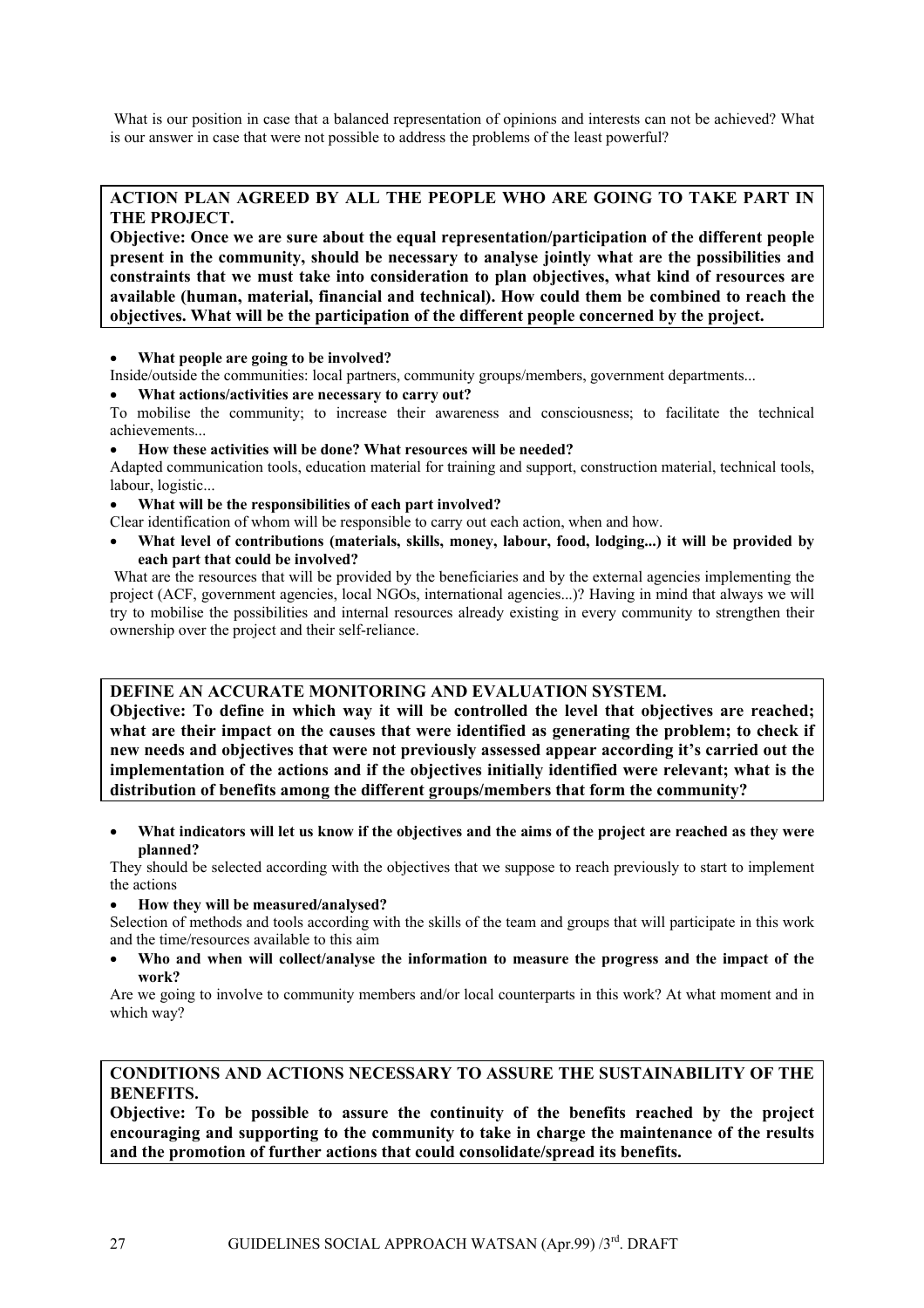What is our position in case that a balanced representation of opinions and interests can not be achieved? What is our answer in case that were not possible to address the problems of the least powerful?

**ACTION PLAN AGREED BY ALL THE PEOPLE WHO ARE GOING TO TAKE PART IN THE PROJECT.**
**Objective: Once we are sure about the equal representation/participation of the different people present in the community, should be necessary to analyse jointly what are the possibilities and constraints that we must take into consideration to plan objectives, what kind of resources are available (human, material, financial and technical). How could them be combined to reach the objectives. What will be the participation of the different people concerned by the project.**

- **What people are going to be involved?**

Inside/outside the communities: local partners, community groups/members, government departments...

- **What actions/activities are necessary to carry out?**

To mobilise the community; to increase their awareness and consciousness; to facilitate the technical achievements...

- **How these activities will be done? What resources will be needed?**

Adapted communication tools, education material for training and support, construction material, technical tools, labour, logistic...

- **What will be the responsibilities of each part involved?**

Clear identification of whom will be responsible to carry out each action, when and how.

- **What level of contributions (materials, skills, money, labour, food, lodging...) it will be provided by each part that could be involved?**

What are the resources that will be provided by the beneficiaries and by the external agencies implementing the project (ACF, government agencies, local NGOs, international agencies...)? Having in mind that always we will try to mobilise the possibilities and internal resources already existing in every community to strengthen their ownership over the project and their self-reliance.

**DEFINE AN ACCURATE MONITORING AND EVALUATION SYSTEM.**
**Objective: To define in which way it will be controlled the level that objectives are reached; what are their impact on the causes that were identified as generating the problem; to check if new needs and objectives that were not previously assessed appear according it's carried out the implementation of the actions and if the objectives initially identified were relevant; what is the distribution of benefits among the different groups/members that form the community?**

- **What indicators will let us know if the objectives and the aims of the project are reached as they were planned?**

They should be selected according with the objectives that we suppose to reach previously to start to implement the actions

- **How they will be measured/analysed?**

Selection of methods and tools according with the skills of the team and groups that will participate in this work and the time/resources available to this aim

- **Who and when will collect/analyse the information to measure the progress and the impact of the work?**

Are we going to involve to community members and/or local counterparts in this work? At what moment and in which way?

**CONDITIONS AND ACTIONS NECESSARY TO ASSURE THE SUSTAINABILITY OF THE BENEFITS.**
**Objective: To be possible to assure the continuity of the benefits reached by the project encouraging and supporting to the community to take in charge the maintenance of the results and the promotion of further actions that could consolidate/spread its benefits.**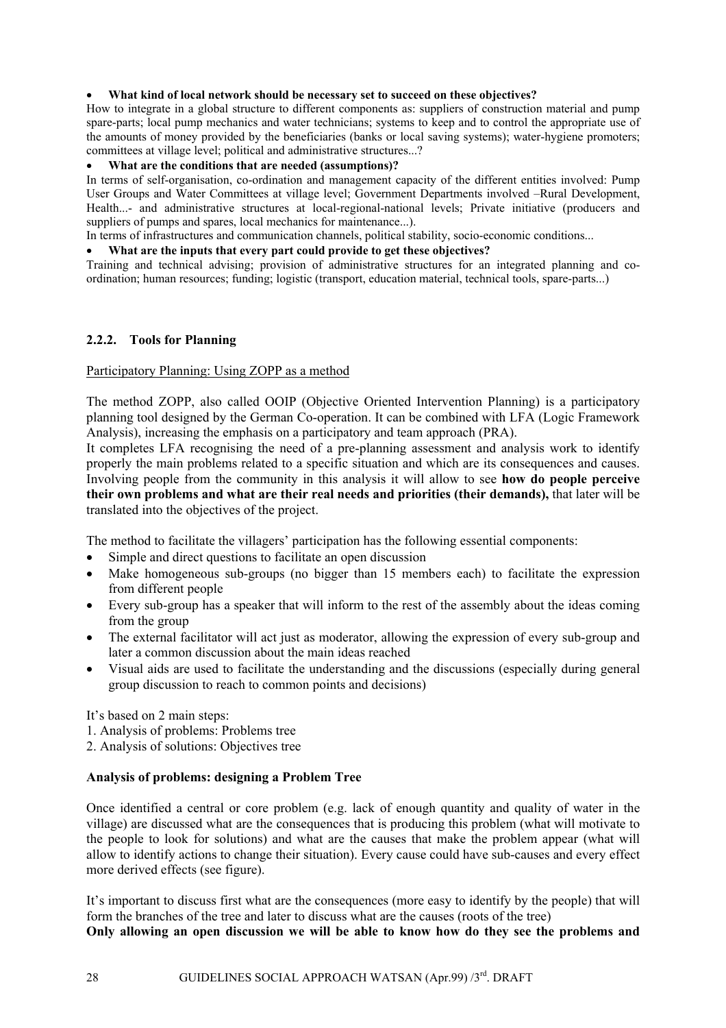- **What kind of local network should be necessary set to succeed on these objectives?**

How to integrate in a global structure to different components as: suppliers of construction material and pump spare-parts; local pump mechanics and water technicians; systems to keep and to control the appropriate use of the amounts of money provided by the beneficiaries (banks or local saving systems); water-hygiene promoters; committees at village level; political and administrative structures...?

- **What are the conditions that are needed (assumptions)?**

In terms of self-organisation, co-ordination and management capacity of the different entities involved: Pump User Groups and Water Committees at village level; Government Departments involved –Rural Development, Health...- and administrative structures at local-regional-national levels; Private initiative (producers and suppliers of pumps and spares, local mechanics for maintenance...).

In terms of infrastructures and communication channels, political stability, socio-economic conditions...

- **What are the inputs that every part could provide to get these objectives?**

Training and technical advising; provision of administrative structures for an integrated planning and co-ordination; human resources; funding; logistic (transport, education material, technical tools, spare-parts...)

### 2.2.2. Tools for Planning

Participatory Planning: Using ZOPP as a method

The method ZOPP, also called OOIP (Objective Oriented Intervention Planning) is a participatory planning tool designed by the German Co-operation. It can be combined with LFA (Logic Framework Analysis), increasing the emphasis on a participatory and team approach (PRA).

It completes LFA recognising the need of a pre-planning assessment and analysis work to identify properly the main problems related to a specific situation and which are its consequences and causes. Involving people from the community in this analysis it will allow to see **how do people perceive their own problems and what are their real needs and priorities (their demands),** that later will be translated into the objectives of the project.

The method to facilitate the villagers' participation has the following essential components:

- Simple and direct questions to facilitate an open discussion
- Make homogeneous sub-groups (no bigger than 15 members each) to facilitate the expression from different people
- Every sub-group has a speaker that will inform to the rest of the assembly about the ideas coming from the group
- The external facilitator will act just as moderator, allowing the expression of every sub-group and later a common discussion about the main ideas reached
- Visual aids are used to facilitate the understanding and the discussions (especially during general group discussion to reach to common points and decisions)

It's based on 2 main steps:

1. Analysis of problems: Problems tree
2. Analysis of solutions: Objectives tree

**Analysis of problems: designing a Problem Tree**

Once identified a central or core problem (e.g. lack of enough quantity and quality of water in the village) are discussed what are the consequences that is producing this problem (what will motivate to the people to look for solutions) and what are the causes that make the problem appear (what will allow to identify actions to change their situation). Every cause could have sub-causes and every effect more derived effects (see figure).

It's important to discuss first what are the consequences (more easy to identify by the people) that will form the branches of the tree and later to discuss what are the causes (roots of the tree)

**Only allowing an open discussion we will be able to know how do they see the problems and**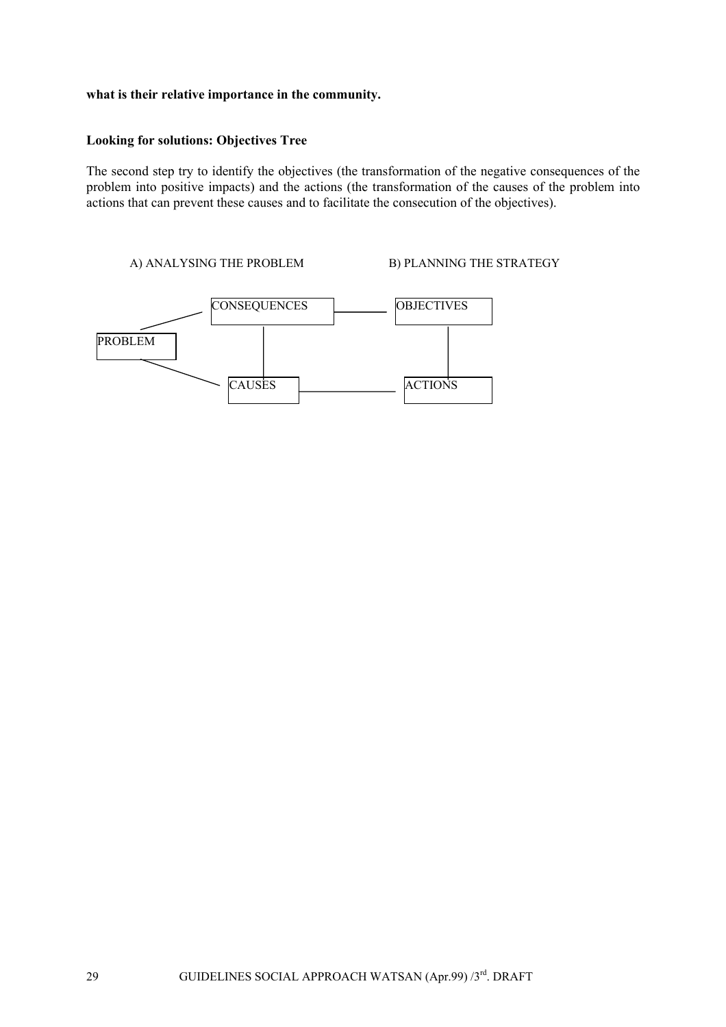**what is their relative importance in the community.**

**Looking for solutions: Objectives Tree**

The second step try to identify the objectives (the transformation of the negative consequences of the problem into positive impacts) and the actions (the transformation of the causes of the problem into actions that can prevent these causes and to facilitate the consecution of the objectives).

A) ANALYSING THE PROBLEM B) PLANNING THE STRATEGY

CONSEQUENCES OBJECTIVES

PROBLEM

CAUSES ACTIONS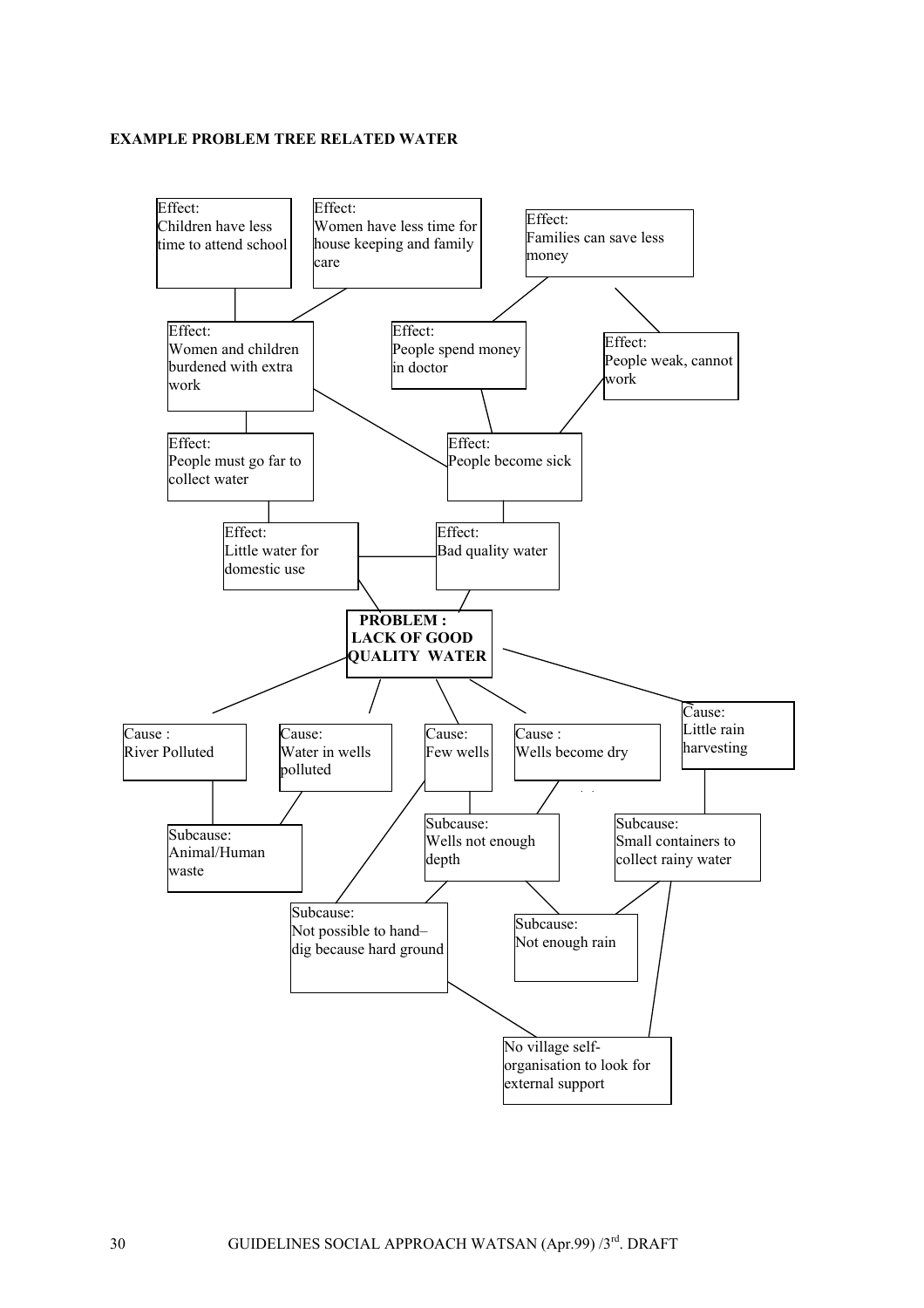**EXAMPLE PROBLEM TREE RELATED WATER**

Effect:
Children have less time to attend school

Effect:
Women have less time for house keeping and family care

Effect:
Families can save less money

Effect:
Women and children burdened with extra work

Effect:
People spend money in doctor

Effect:
People weak, cannot work

Effect:
People must go far to collect water

Effect:
People become sick

Effect:
Little water for domestic use

Effect:
Bad quality water

**PROBLEM :**
**LACK OF GOOD QUALITY WATER**

Cause :
River Polluted

Cause:
Water in wells polluted

Cause:
Few wells

Cause :
Wells become dry

Cause:
Little rain harvesting

Subcause:
Animal/Human waste

Subcause:
Wells not enough depth

Subcause:
Small containers to collect rainy water

Subcause:
Not possible to hand–dig because hard ground

Subcause:
Not enough rain

No village self-organisation to look for external support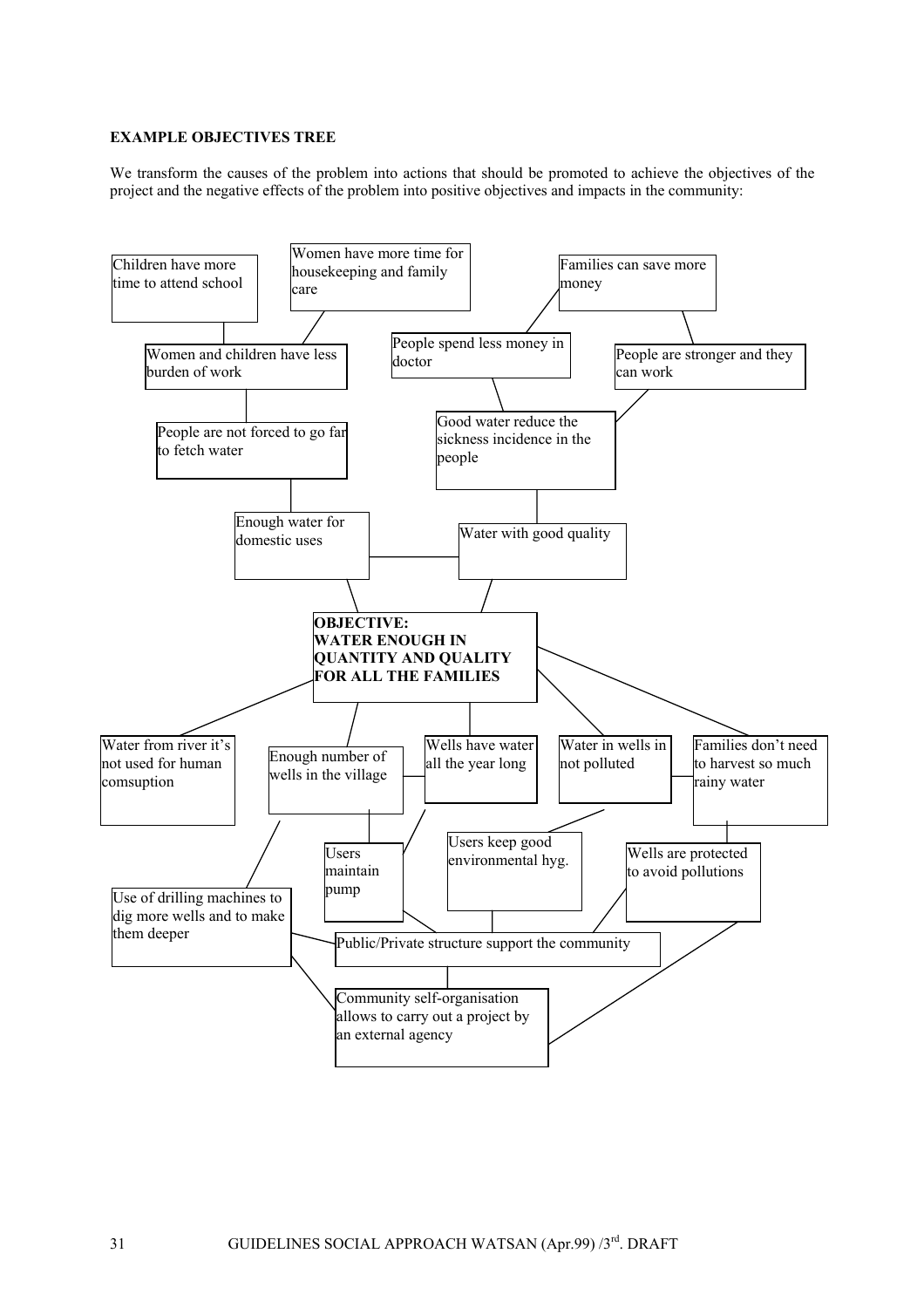**EXAMPLE OBJECTIVES TREE**

We transform the causes of the problem into actions that should be promoted to achieve the objectives of the project and the negative effects of the problem into positive objectives and impacts in the community:

Children have more time to attend school

Women have more time for housekeeping and family care

Families can save more money

Women and children have less burden of work

People spend less money in doctor

People are stronger and they can work

People are not forced to go far to fetch water

Good water reduce the sickness incidence in the people

Enough water for domestic uses

Water with good quality

**OBJECTIVE:**
**WATER ENOUGH IN QUANTITY AND QUALITY FOR ALL THE FAMILIES**

Water from river it's not used for human comsuption

Enough number of wells in the village

Wells have water all the year long

Water in wells in not polluted

Families don't need to harvest so much rainy water

Users maintain pump

Users keep good environmental hyg.

Wells are protected to avoid pollutions

Use of drilling machines to dig more wells and to make them deeper

Public/Private structure support the community

Community self-organisation allows to carry out a project by an external agency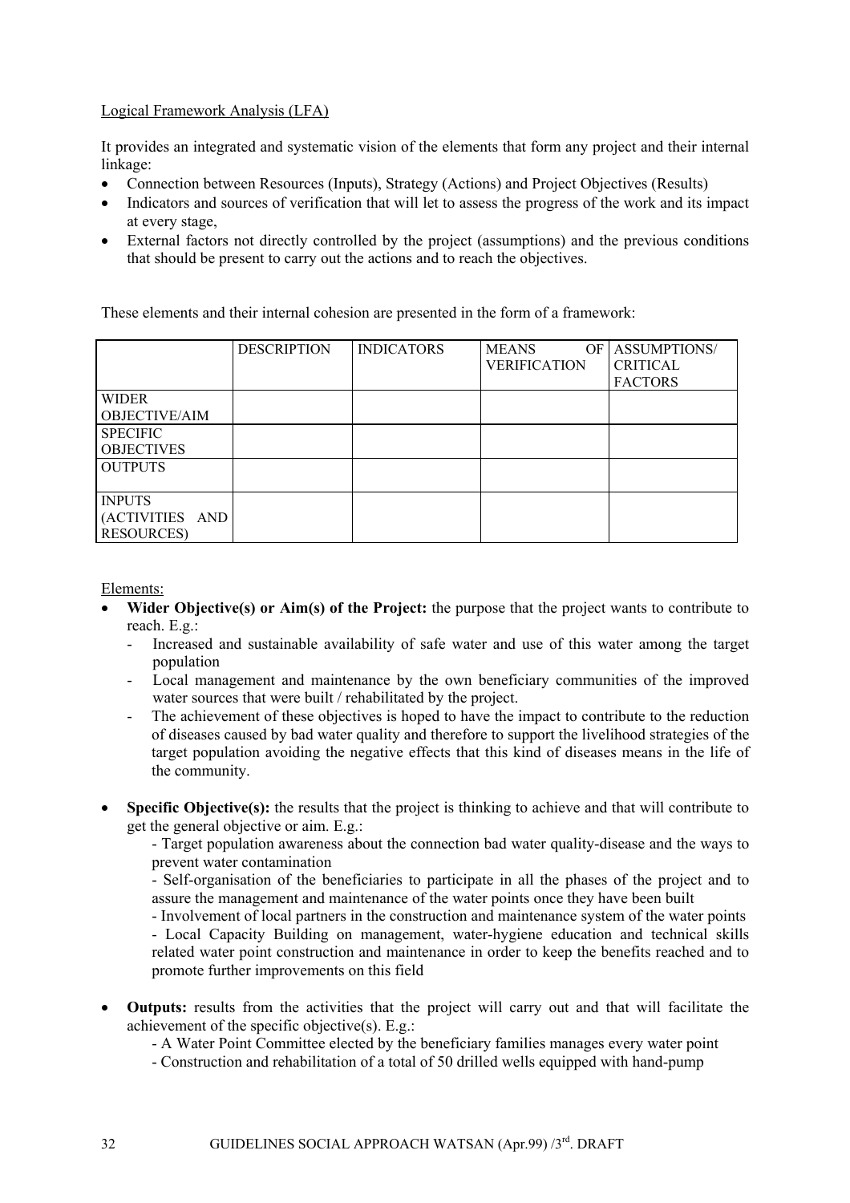Logical Framework Analysis (LFA)

It provides an integrated and systematic vision of the elements that form any project and their internal linkage:

- Connection between Resources (Inputs), Strategy (Actions) and Project Objectives (Results)
- Indicators and sources of verification that will let to assess the progress of the work and its impact at every stage,
- External factors not directly controlled by the project (assumptions) and the previous conditions that should be present to carry out the actions and to reach the objectives.

These elements and their internal cohesion are presented in the form of a framework:

| | DESCRIPTION | INDICATORS | MEANS OF VERIFICATION | ASSUMPTIONS/ CRITICAL FACTORS |
|---|---|---|---|---|
| WIDER OBJECTIVE/AIM | | | | |
| SPECIFIC OBJECTIVES | | | | |
| OUTPUTS | | | | |
| INPUTS (ACTIVITIES AND RESOURCES) | | | | |

Elements:

- **Wider Objective(s) or Aim(s) of the Project:** the purpose that the project wants to contribute to reach. E.g.:
  - Increased and sustainable availability of safe water and use of this water among the target population
  - Local management and maintenance by the own beneficiary communities of the improved water sources that were built / rehabilitated by the project.
  - The achievement of these objectives is hoped to have the impact to contribute to the reduction of diseases caused by bad water quality and therefore to support the livelihood strategies of the target population avoiding the negative effects that this kind of diseases means in the life of the community.

- **Specific Objective(s):** the results that the project is thinking to achieve and that will contribute to get the general objective or aim. E.g.:
  - Target population awareness about the connection bad water quality-disease and the ways to prevent water contamination
  - Self-organisation of the beneficiaries to participate in all the phases of the project and to assure the management and maintenance of the water points once they have been built
  - Involvement of local partners in the construction and maintenance system of the water points
  - Local Capacity Building on management, water-hygiene education and technical skills related water point construction and maintenance in order to keep the benefits reached and to promote further improvements on this field

- **Outputs:** results from the activities that the project will carry out and that will facilitate the achievement of the specific objective(s). E.g.:
  - A Water Point Committee elected by the beneficiary families manages every water point
  - Construction and rehabilitation of a total of 50 drilled wells equipped with hand-pump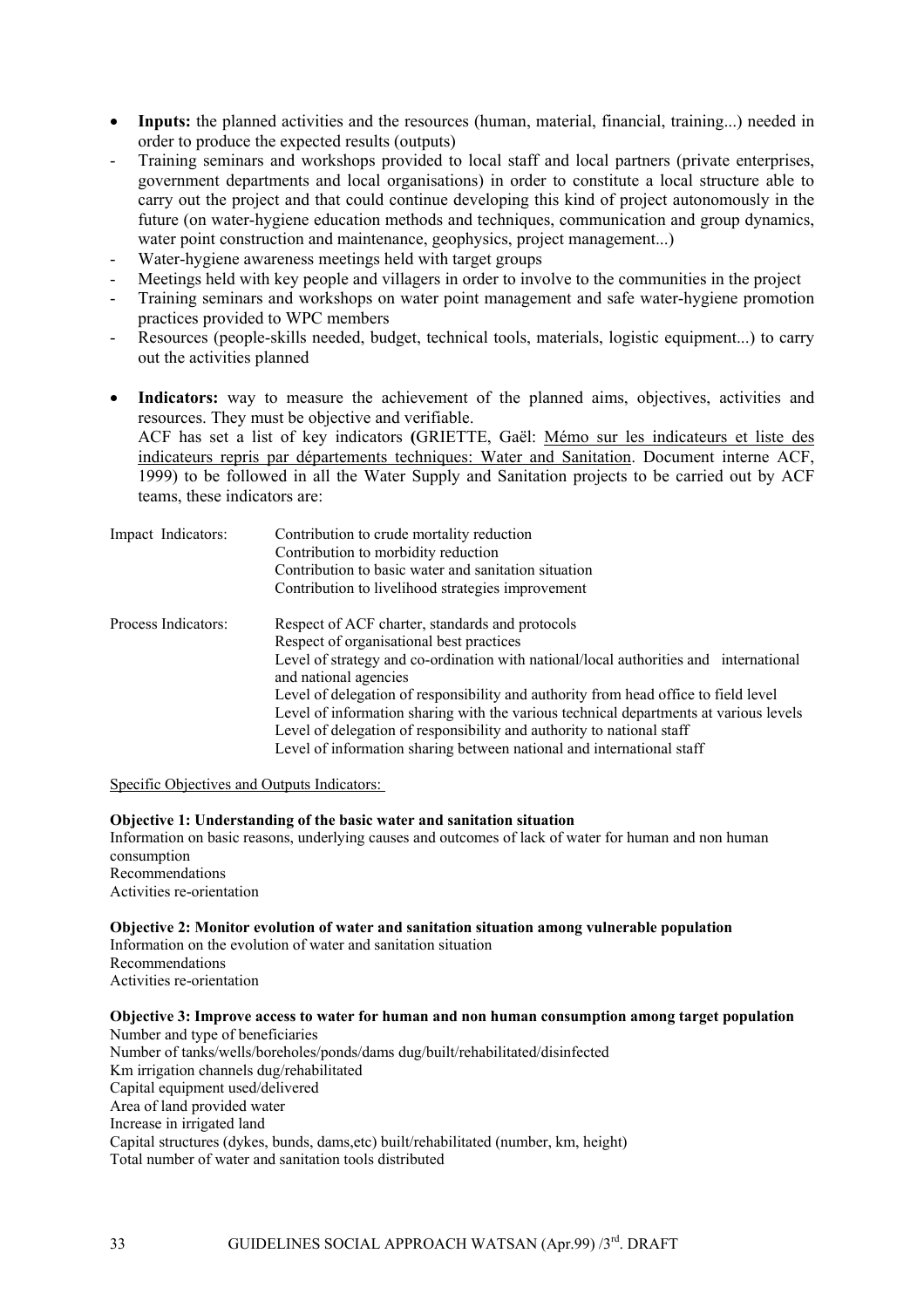- **Inputs:** the planned activities and the resources (human, material, financial, training...) needed in order to produce the expected results (outputs)
- Training seminars and workshops provided to local staff and local partners (private enterprises, government departments and local organisations) in order to constitute a local structure able to carry out the project and that could continue developing this kind of project autonomously in the future (on water-hygiene education methods and techniques, communication and group dynamics, water point construction and maintenance, geophysics, project management...)
- Water-hygiene awareness meetings held with target groups
- Meetings held with key people and villagers in order to involve to the communities in the project
- Training seminars and workshops on water point management and safe water-hygiene promotion practices provided to WPC members
- Resources (people-skills needed, budget, technical tools, materials, logistic equipment...) to carry out the activities planned

- **Indicators:** way to measure the achievement of the planned aims, objectives, activities and resources. They must be objective and verifiable.
  ACF has set a list of key indicators **(**GRIETTE, Gaël: Mémo sur les indicateurs et liste des indicateurs repris par départements techniques: Water and Sanitation. Document interne ACF, 1999) to be followed in all the Water Supply and Sanitation projects to be carried out by ACF teams, these indicators are:

| | |
|---|---|
| Impact Indicators: | Contribution to crude mortality reduction<br>Contribution to morbidity reduction<br>Contribution to basic water and sanitation situation<br>Contribution to livelihood strategies improvement |
| Process Indicators: | Respect of ACF charter, standards and protocols<br>Respect of organisational best practices<br>Level of strategy and co-ordination with national/local authorities and international and national agencies<br>Level of delegation of responsibility and authority from head office to field level<br>Level of information sharing with the various technical departments at various levels<br>Level of delegation of responsibility and authority to national staff<br>Level of information sharing between national and international staff |

Specific Objectives and Outputs Indicators:

**Objective 1: Understanding of the basic water and sanitation situation**
Information on basic reasons, underlying causes and outcomes of lack of water for human and non human consumption
Recommendations
Activities re-orientation

**Objective 2: Monitor evolution of water and sanitation situation among vulnerable population**
Information on the evolution of water and sanitation situation
Recommendations
Activities re-orientation

**Objective 3: Improve access to water for human and non human consumption among target population**
Number and type of beneficiaries
Number of tanks/wells/boreholes/ponds/dams dug/built/rehabilitated/disinfected
Km irrigation channels dug/rehabilitated
Capital equipment used/delivered
Area of land provided water
Increase in irrigated land
Capital structures (dykes, bunds, dams,etc) built/rehabilitated (number, km, height)
Total number of water and sanitation tools distributed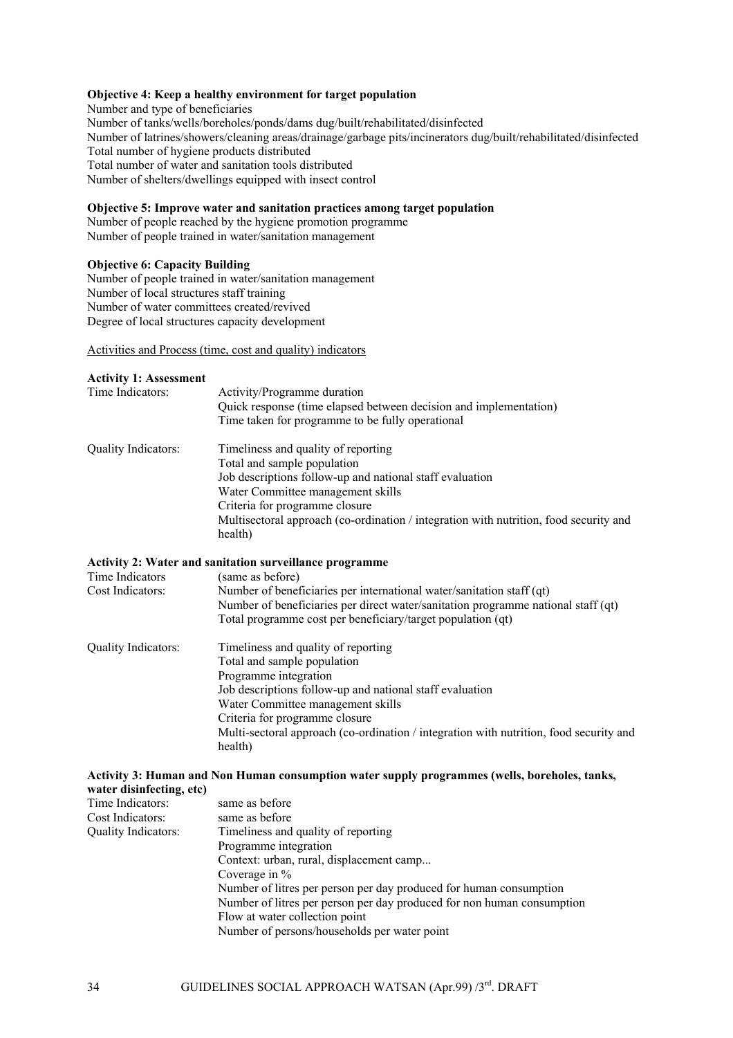**Objective 4: Keep a healthy environment for target population**

Number and type of beneficiaries
Number of tanks/wells/boreholes/ponds/dams dug/built/rehabilitated/disinfected
Number of latrines/showers/cleaning areas/drainage/garbage pits/incinerators dug/built/rehabilitated/disinfected
Total number of hygiene products distributed
Total number of water and sanitation tools distributed
Number of shelters/dwellings equipped with insect control

**Objective 5: Improve water and sanitation practices among target population**

Number of people reached by the hygiene promotion programme
Number of people trained in water/sanitation management

**Objective 6: Capacity Building**

Number of people trained in water/sanitation management
Number of local structures staff training
Number of water committees created/revived
Degree of local structures capacity development

Activities and Process (time, cost and quality) indicators

**Activity 1: Assessment**

| | |
|---|---|
| Time Indicators: | Activity/Programme duration<br>Quick response (time elapsed between decision and implementation)<br>Time taken for programme to be fully operational |
| Quality Indicators: | Timeliness and quality of reporting<br>Total and sample population<br>Job descriptions follow-up and national staff evaluation<br>Water Committee management skills<br>Criteria for programme closure<br>Multisectoral approach (co-ordination / integration with nutrition, food security and health) |

**Activity 2: Water and sanitation surveillance programme**

| | |
|---|---|
| Time Indicators | (same as before) |
| Cost Indicators: | Number of beneficiaries per international water/sanitation staff (qt)<br>Number of beneficiaries per direct water/sanitation programme national staff (qt)<br>Total programme cost per beneficiary/target population (qt) |
| Quality Indicators: | Timeliness and quality of reporting<br>Total and sample population<br>Programme integration<br>Job descriptions follow-up and national staff evaluation<br>Water Committee management skills<br>Criteria for programme closure<br>Multi-sectoral approach (co-ordination / integration with nutrition, food security and health) |

**Activity 3: Human and Non Human consumption water supply programmes (wells, boreholes, tanks, water disinfecting, etc)**

| | |
|---|---|
| Time Indicators: | same as before |
| Cost Indicators: | same as before |
| Quality Indicators: | Timeliness and quality of reporting<br>Programme integration<br>Context: urban, rural, displacement camp...<br>Coverage in %<br>Number of litres per person per day produced for human consumption<br>Number of litres per person per day produced for non human consumption<br>Flow at water collection point<br>Number of persons/households per water point |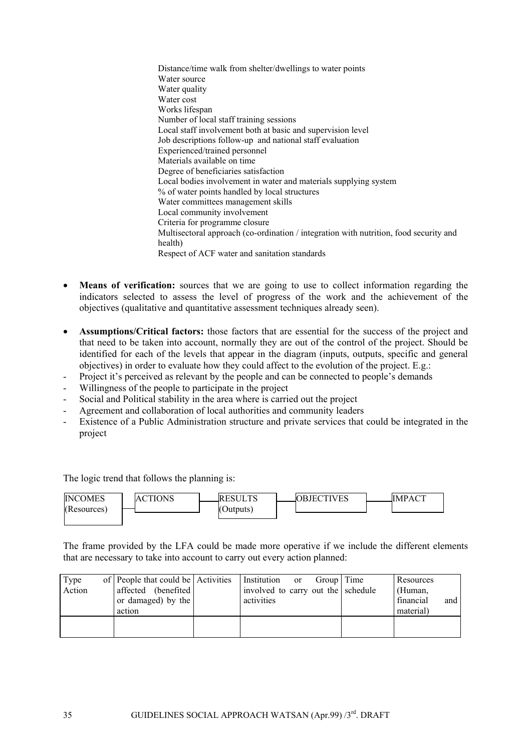Distance/time walk from shelter/dwellings to water points
Water source
Water quality
Water cost
Works lifespan
Number of local staff training sessions
Local staff involvement both at basic and supervision level
Job descriptions follow-up and national staff evaluation
Experienced/trained personnel
Materials available on time
Degree of beneficiaries satisfaction
Local bodies involvement in water and materials supplying system
% of water points handled by local structures
Water committees management skills
Local community involvement
Criteria for programme closure
Multisectoral approach (co-ordination / integration with nutrition, food security and health)
Respect of ACF water and sanitation standards

- **Means of verification:** sources that we are going to use to collect information regarding the indicators selected to assess the level of progress of the work and the achievement of the objectives (qualitative and quantitative assessment techniques already seen).

- **Assumptions/Critical factors:** those factors that are essential for the success of the project and that need to be taken into account, normally they are out of the control of the project. Should be identified for each of the levels that appear in the diagram (inputs, outputs, specific and general objectives) in order to evaluate how they could affect to the evolution of the project. E.g.:

- Project it's perceived as relevant by the people and can be connected to people's demands
- Willingness of the people to participate in the project
- Social and Political stability in the area where is carried out the project
- Agreement and collaboration of local authorities and community leaders
- Existence of a Public Administration structure and private services that could be integrated in the project

The logic trend that follows the planning is:

INCOMES (Resources) — ACTIONS — RESULTS (Outputs) — OBJECTIVES — IMPACT

The frame provided by the LFA could be made more operative if we include the different elements that are necessary to take into account to carry out every action planned:

| Type of Action | People that could be affected (benefited or damaged) by the action | Activities | Institution or Group involved to carry out the activities | Time schedule | Resources (Human, financial and material) |
|---|---|---|---|---|---|
| | | | | | |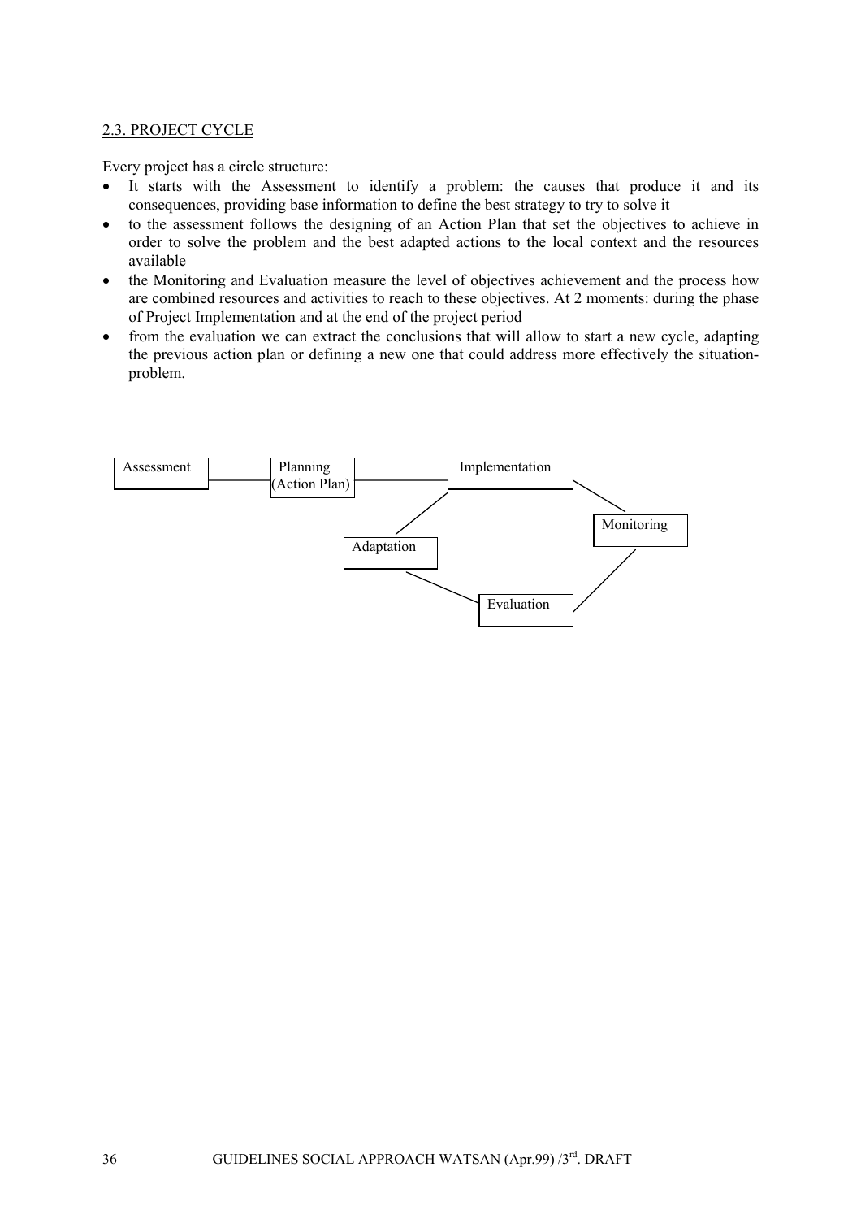## 2.3. PROJECT CYCLE

Every project has a circle structure:

- It starts with the Assessment to identify a problem: the causes that produce it and its consequences, providing base information to define the best strategy to try to solve it
- to the assessment follows the designing of an Action Plan that set the objectives to achieve in order to solve the problem and the best adapted actions to the local context and the resources available
- the Monitoring and Evaluation measure the level of objectives achievement and the process how are combined resources and activities to reach to these objectives. At 2 moments: during the phase of Project Implementation and at the end of the project period
- from the evaluation we can extract the conclusions that will allow to start a new cycle, adapting the previous action plan or defining a new one that could address more effectively the situation-problem.

Assessment — Planning (Action Plan) — Implementation — Monitoring — Evaluation — Adaptation — Implementation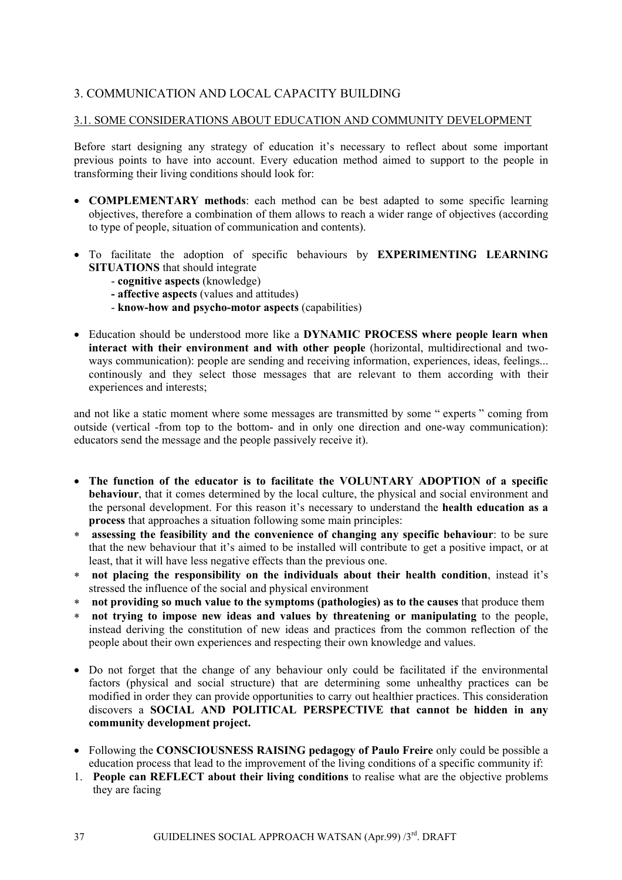## 3. COMMUNICATION AND LOCAL CAPACITY BUILDING

### 3.1. SOME CONSIDERATIONS ABOUT EDUCATION AND COMMUNITY DEVELOPMENT

Before start designing any strategy of education it's necessary to reflect about some important previous points to have into account. Every education method aimed to support to the people in transforming their living conditions should look for:

- **COMPLEMENTARY methods**: each method can be best adapted to some specific learning objectives, therefore a combination of them allows to reach a wider range of objectives (according to type of people, situation of communication and contents).

- To facilitate the adoption of specific behaviours by **EXPERIMENTING LEARNING SITUATIONS** that should integrate
  - **cognitive aspects** (knowledge)
  - **affective aspects** (values and attitudes)
  - **know-how and psycho-motor aspects** (capabilities)

- Education should be understood more like a **DYNAMIC PROCESS where people learn when interact with their environment and with other people** (horizontal, multidirectional and two-ways communication): people are sending and receiving information, experiences, ideas, feelings... continously and they select those messages that are relevant to them according with their experiences and interests;

and not like a static moment where some messages are transmitted by some " experts " coming from outside (vertical -from top to the bottom- and in only one direction and one-way communication): educators send the message and the people passively receive it).

- **The function of the educator is to facilitate the VOLUNTARY ADOPTION of a specific behaviour**, that it comes determined by the local culture, the physical and social environment and the personal development. For this reason it's necessary to understand the **health education as a process** that approaches a situation following some main principles:

* **assessing the feasibility and the convenience of changing any specific behaviour**: to be sure that the new behaviour that it's aimed to be installed will contribute to get a positive impact, or at least, that it will have less negative effects than the previous one.
* **not placing the responsibility on the individuals about their health condition**, instead it's stressed the influence of the social and physical environment
* **not providing so much value to the symptoms (pathologies) as to the causes** that produce them
* **not trying to impose new ideas and values by threatening or manipulating** to the people, instead deriving the constitution of new ideas and practices from the common reflection of the people about their own experiences and respecting their own knowledge and values.

- Do not forget that the change of any behaviour only could be facilitated if the environmental factors (physical and social structure) that are determining some unhealthy practices can be modified in order they can provide opportunities to carry out healthier practices. This consideration discovers a **SOCIAL AND POLITICAL PERSPECTIVE that cannot be hidden in any community development project.**

- Following the **CONSCIOUSNESS RAISING pedagogy of Paulo Freire** only could be possible a education process that lead to the improvement of the living conditions of a specific community if:

1. **People can REFLECT about their living conditions** to realise what are the objective problems they are facing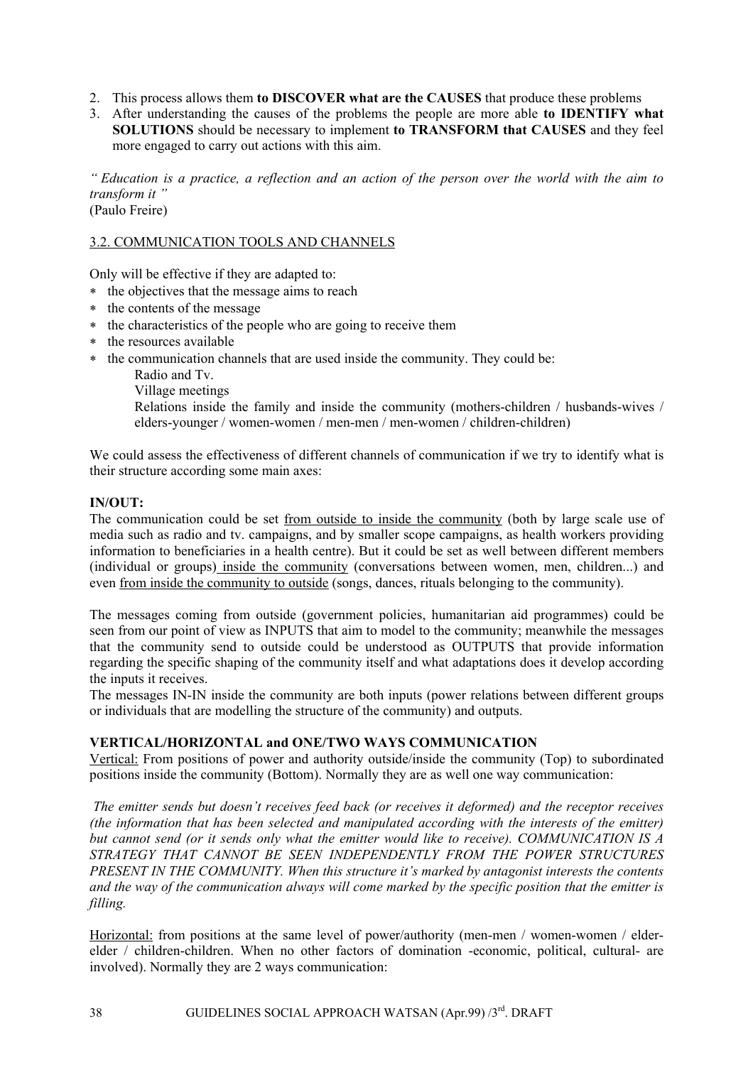2. This process allows them **to DISCOVER what are the CAUSES** that produce these problems
3. After understanding the causes of the problems the people are more able **to IDENTIFY what SOLUTIONS** should be necessary to implement **to TRANSFORM that CAUSES** and they feel more engaged to carry out actions with this aim.

*" Education is a practice, a reflection and an action of the person over the world with the aim to transform it "*
(Paulo Freire)

3.2. COMMUNICATION TOOLS AND CHANNELS

Only will be effective if they are adapted to:

* the objectives that the message aims to reach
* the contents of the message
* the characteristics of the people who are going to receive them
* the resources available
* the communication channels that are used inside the community. They could be:
  Radio and Tv.
  Village meetings
  Relations inside the family and inside the community (mothers-children / husbands-wives / elders-younger / women-women / men-men / men-women / children-children)

We could assess the effectiveness of different channels of communication if we try to identify what is their structure according some main axes:

**IN/OUT:**
The communication could be set from outside to inside the community (both by large scale use of media such as radio and tv. campaigns, and by smaller scope campaigns, as health workers providing information to beneficiaries in a health centre). But it could be set as well between different members (individual or groups) inside the community (conversations between women, men, children...) and even from inside the community to outside (songs, dances, rituals belonging to the community).

The messages coming from outside (government policies, humanitarian aid programmes) could be seen from our point of view as INPUTS that aim to model to the community; meanwhile the messages that the community send to outside could be understood as OUTPUTS that provide information regarding the specific shaping of the community itself and what adaptations does it develop according the inputs it receives.
The messages IN-IN inside the community are both inputs (power relations between different groups or individuals that are modelling the structure of the community) and outputs.

**VERTICAL/HORIZONTAL and ONE/TWO WAYS COMMUNICATION**
Vertical: From positions of power and authority outside/inside the community (Top) to subordinated positions inside the community (Bottom). Normally they are as well one way communication:

*The emitter sends but doesn't receives feed back (or receives it deformed) and the receptor receives (the information that has been selected and manipulated according with the interests of the emitter) but cannot send (or it sends only what the emitter would like to receive). COMMUNICATION IS A STRATEGY THAT CANNOT BE SEEN INDEPENDENTLY FROM THE POWER STRUCTURES PRESENT IN THE COMMUNITY. When this structure it's marked by antagonist interests the contents and the way of the communication always will come marked by the specific position that the emitter is filling.*

Horizontal: from positions at the same level of power/authority (men-men / women-women / elder-elder / children-children. When no other factors of domination -economic, political, cultural- are involved). Normally they are 2 ways communication: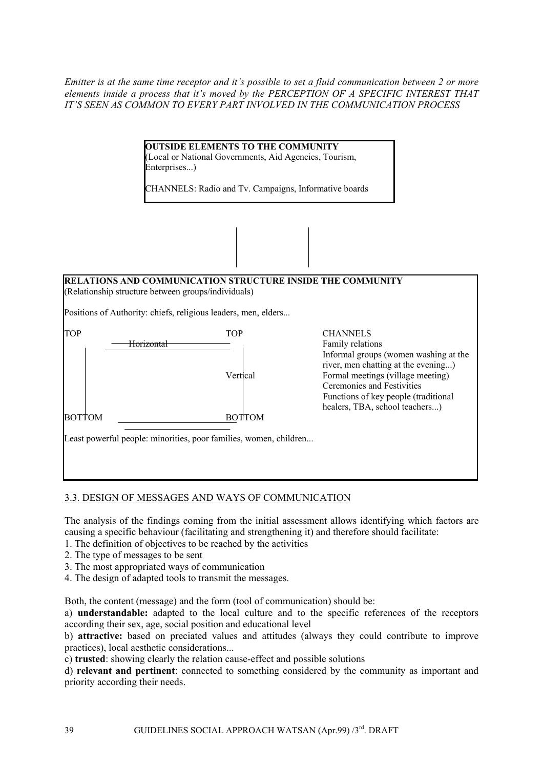*Emitter is at the same time receptor and it's possible to set a fluid communication between 2 or more elements inside a process that it's moved by the PERCEPTION OF A SPECIFIC INTEREST THAT IT'S SEEN AS COMMON TO EVERY PART INVOLVED IN THE COMMUNICATION PROCESS*

**OUTSIDE ELEMENTS TO THE COMMUNITY**
(Local or National Governments, Aid Agencies, Tourism, Enterprises...)

CHANNELS: Radio and Tv. Campaigns, Informative boards

**RELATIONS AND COMMUNICATION STRUCTURE INSIDE THE COMMUNITY**
(Relationship structure between groups/individuals)

Positions of Authority: chiefs, religious leaders, men, elders...

TOP — Horizontal — TOP

Vertical

BOTTOM — BOTTOM

Least powerful people: minorities, poor families, women, children...

CHANNELS
- Family relations
- Informal groups (women washing at the river, men chatting at the evening...)
- Formal meetings (village meeting)
- Ceremonies and Festivities
- Functions of key people (traditional healers, TBA, school teachers...)

## 3.3. DESIGN OF MESSAGES AND WAYS OF COMMUNICATION

The analysis of the findings coming from the initial assessment allows identifying which factors are causing a specific behaviour (facilitating and strengthening it) and therefore should facilitate:

1. The definition of objectives to be reached by the activities
2. The type of messages to be sent
3. The most appropriated ways of communication
4. The design of adapted tools to transmit the messages.

Both, the content (message) and the form (tool of communication) should be:

a) **understandable:** adapted to the local culture and to the specific references of the receptors according their sex, age, social position and educational level

b) **attractive:** based on preciated values and attitudes (always they could contribute to improve practices), local aesthetic considerations...

c) **trusted**: showing clearly the relation cause-effect and possible solutions

d) **relevant and pertinent**: connected to something considered by the community as important and priority according their needs.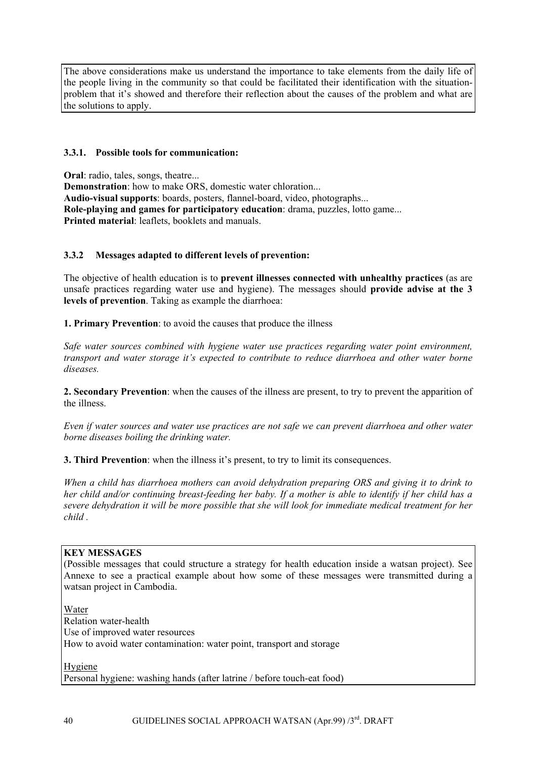The above considerations make us understand the importance to take elements from the daily life of the people living in the community so that could be facilitated their identification with the situation-problem that it's showed and therefore their reflection about the causes of the problem and what are the solutions to apply.

### 3.3.1. Possible tools for communication:

**Oral**: radio, tales, songs, theatre...
**Demonstration**: how to make ORS, domestic water chloration...
**Audio-visual supports**: boards, posters, flannel-board, video, photographs...
**Role-playing and games for participatory education**: drama, puzzles, lotto game...
**Printed material**: leaflets, booklets and manuals.

### 3.3.2 Messages adapted to different levels of prevention:

The objective of health education is to **prevent illnesses connected with unhealthy practices** (as are unsafe practices regarding water use and hygiene). The messages should **provide advise at the 3 levels of prevention**. Taking as example the diarrhoea:

**1. Primary Prevention**: to avoid the causes that produce the illness

*Safe water sources combined with hygiene water use practices regarding water point environment, transport and water storage it's expected to contribute to reduce diarrhoea and other water borne diseases.*

**2. Secondary Prevention**: when the causes of the illness are present, to try to prevent the apparition of the illness.

*Even if water sources and water use practices are not safe we can prevent diarrhoea and other water borne diseases boiling the drinking water.*

**3. Third Prevention**: when the illness it's present, to try to limit its consequences.

*When a child has diarrhoea mothers can avoid dehydration preparing ORS and giving it to drink to her child and/or continuing breast-feeding her baby. If a mother is able to identify if her child has a severe dehydration it will be more possible that she will look for immediate medical treatment for her child .*

**KEY MESSAGES**
(Possible messages that could structure a strategy for health education inside a watsan project). See Annexe to see a practical example about how some of these messages were transmitted during a watsan project in Cambodia.

Water
Relation water-health
Use of improved water resources
How to avoid water contamination: water point, transport and storage

Hygiene
Personal hygiene: washing hands (after latrine / before touch-eat food)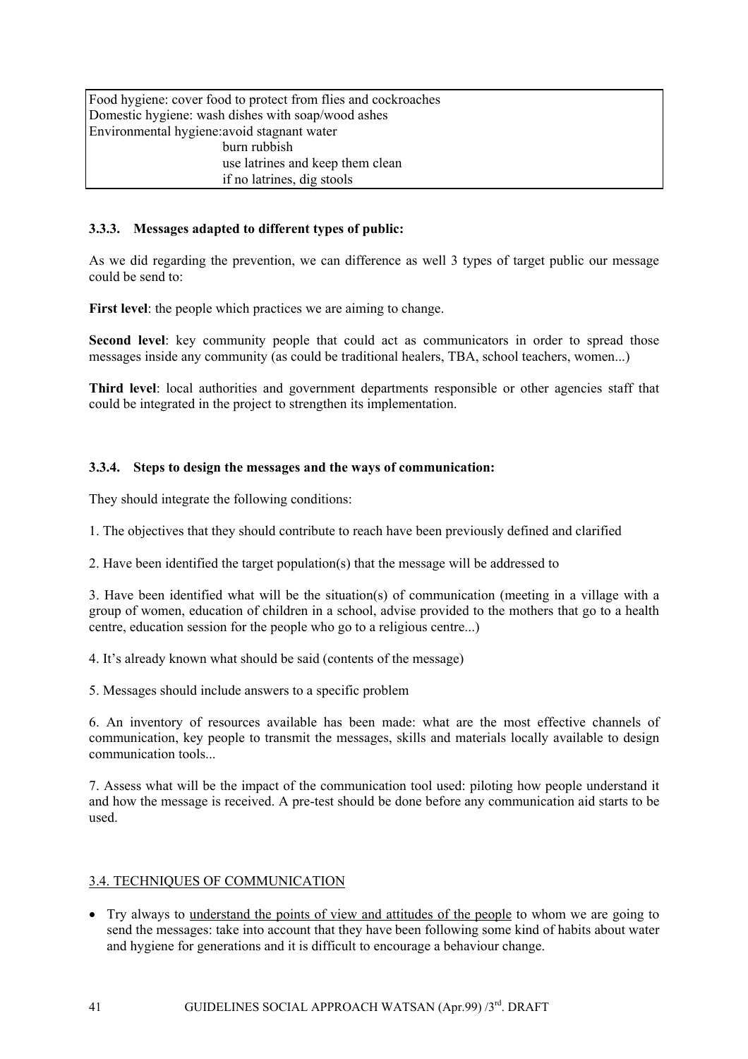| Food hygiene: cover food to protect from flies and cockroaches |
| --- |
| Domestic hygiene: wash dishes with soap/wood ashes |
| Environmental hygiene: avoid stagnant water |
| burn rubbish |
| use latrines and keep them clean |
| if no latrines, dig stools |

### 3.3.3. Messages adapted to different types of public:

As we did regarding the prevention, we can difference as well 3 types of target public our message could be send to:

**First level**: the people which practices we are aiming to change.

**Second level**: key community people that could act as communicators in order to spread those messages inside any community (as could be traditional healers, TBA, school teachers, women...)

**Third level**: local authorities and government departments responsible or other agencies staff that could be integrated in the project to strengthen its implementation.

### 3.3.4. Steps to design the messages and the ways of communication:

They should integrate the following conditions:

1. The objectives that they should contribute to reach have been previously defined and clarified

2. Have been identified the target population(s) that the message will be addressed to

3. Have been identified what will be the situation(s) of communication (meeting in a village with a group of women, education of children in a school, advise provided to the mothers that go to a health centre, education session for the people who go to a religious centre...)

4. It's already known what should be said (contents of the message)

5. Messages should include answers to a specific problem

6. An inventory of resources available has been made: what are the most effective channels of communication, key people to transmit the messages, skills and materials locally available to design communication tools...

7. Assess what will be the impact of the communication tool used: piloting how people understand it and how the message is received. A pre-test should be done before any communication aid starts to be used.

## 3.4. TECHNIQUES OF COMMUNICATION

- Try always to understand the points of view and attitudes of the people to whom we are going to send the messages: take into account that they have been following some kind of habits about water and hygiene for generations and it is difficult to encourage a behaviour change.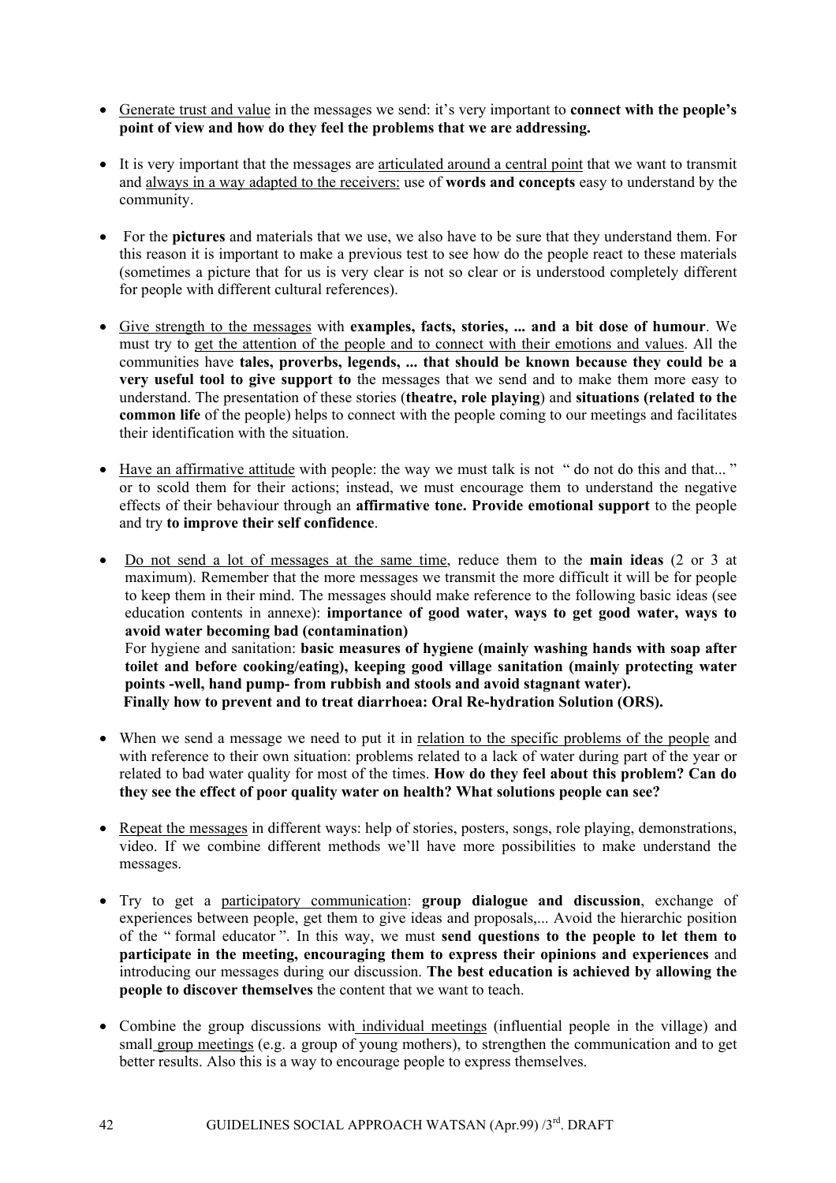- Generate trust and value in the messages we send: it's very important to **connect with the people's point of view and how do they feel the problems that we are addressing.**

- It is very important that the messages are articulated around a central point that we want to transmit and always in a way adapted to the receivers: use of **words and concepts** easy to understand by the community.

- For the **pictures** and materials that we use, we also have to be sure that they understand them. For this reason it is important to make a previous test to see how do the people react to these materials (sometimes a picture that for us is very clear is not so clear or is understood completely different for people with different cultural references).

- Give strength to the messages with **examples, facts, stories, ... and a bit dose of humour**. We must try to get the attention of the people and to connect with their emotions and values. All the communities have **tales, proverbs, legends, ... that should be known because they could be a very useful tool to give support to** the messages that we send and to make them more easy to understand. The presentation of these stories (**theatre, role playing**) and **situations (related to the common life** of the people) helps to connect with the people coming to our meetings and facilitates their identification with the situation.

- Have an affirmative attitude with people: the way we must talk is not " do not do this and that... " or to scold them for their actions; instead, we must encourage them to understand the negative effects of their behaviour through an **affirmative tone. Provide emotional support** to the people and try **to improve their self confidence**.

- Do not send a lot of messages at the same time, reduce them to the **main ideas** (2 or 3 at maximum). Remember that the more messages we transmit the more difficult it will be for people to keep them in their mind. The messages should make reference to the following basic ideas (see education contents in annexe): **importance of good water, ways to get good water, ways to avoid water becoming bad (contamination)**
  For hygiene and sanitation: **basic measures of hygiene (mainly washing hands with soap after toilet and before cooking/eating), keeping good village sanitation (mainly protecting water points -well, hand pump- from rubbish and stools and avoid stagnant water).**
  **Finally how to prevent and to treat diarrhoea: Oral Re-hydration Solution (ORS).**

- When we send a message we need to put it in relation to the specific problems of the people and with reference to their own situation: problems related to a lack of water during part of the year or related to bad water quality for most of the times. **How do they feel about this problem? Can do they see the effect of poor quality water on health? What solutions people can see?**

- Repeat the messages in different ways: help of stories, posters, songs, role playing, demonstrations, video. If we combine different methods we'll have more possibilities to make understand the messages.

- Try to get a participatory communication: **group dialogue and discussion**, exchange of experiences between people, get them to give ideas and proposals,... Avoid the hierarchic position of the " formal educator ". In this way, we must **send questions to the people to let them to participate in the meeting, encouraging them to express their opinions and experiences** and introducing our messages during our discussion. **The best education is achieved by allowing the people to discover themselves** the content that we want to teach.

- Combine the group discussions with individual meetings (influential people in the village) and small group meetings (e.g. a group of young mothers), to strengthen the communication and to get better results. Also this is a way to encourage people to express themselves.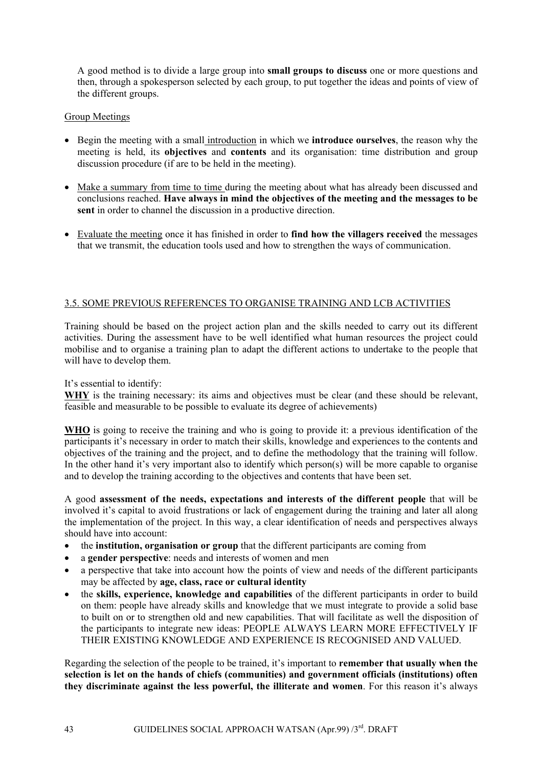A good method is to divide a large group into **small groups to discuss** one or more questions and then, through a spokesperson selected by each group, to put together the ideas and points of view of the different groups.

<u>Group Meetings</u>

- Begin the meeting with a small <u>introduction</u> in which we **introduce ourselves**, the reason why the meeting is held, its **objectives** and **contents** and its organisation: time distribution and group discussion procedure (if are to be held in the meeting).
- <u>Make a summary from time to time</u> during the meeting about what has already been discussed and conclusions reached. **Have always in mind the objectives of the meeting and the messages to be sent** in order to channel the discussion in a productive direction.
- <u>Evaluate the meeting</u> once it has finished in order to **find how the villagers received** the messages that we transmit, the education tools used and how to strengthen the ways of communication.

## <u>3.5. SOME PREVIOUS REFERENCES TO ORGANISE TRAINING AND LCB ACTIVITIES</u>

Training should be based on the project action plan and the skills needed to carry out its different activities. During the assessment have to be well identified what human resources the project could mobilise and to organise a training plan to adapt the different actions to undertake to the people that will have to develop them.

It's essential to identify:
**<u>WHY</u>** is the training necessary: its aims and objectives must be clear (and these should be relevant, feasible and measurable to be possible to evaluate its degree of achievements)

**<u>WHO</u>** is going to receive the training and who is going to provide it: a previous identification of the participants it's necessary in order to match their skills, knowledge and experiences to the contents and objectives of the training and the project, and to define the methodology that the training will follow. In the other hand it's very important also to identify which person(s) will be more capable to organise and to develop the training according to the objectives and contents that have been set.

A good **assessment of the needs, expectations and interests of the different people** that will be involved it's capital to avoid frustrations or lack of engagement during the training and later all along the implementation of the project. In this way, a clear identification of needs and perspectives always should have into account:

- the **institution, organisation or group** that the different participants are coming from
- a **gender perspective**: needs and interests of women and men
- a perspective that take into account how the points of view and needs of the different participants may be affected by **age, class, race or cultural identity**
- the **skills, experience, knowledge and capabilities** of the different participants in order to build on them: people have already skills and knowledge that we must integrate to provide a solid base to built on or to strengthen old and new capabilities. That will facilitate as well the disposition of the participants to integrate new ideas: PEOPLE ALWAYS LEARN MORE EFFECTIVELY IF THEIR EXISTING KNOWLEDGE AND EXPERIENCE IS RECOGNISED AND VALUED.

Regarding the selection of the people to be trained, it's important to **remember that usually when the selection is let on the hands of chiefs (communities) and government officials (institutions) often they discriminate against the less powerful, the illiterate and women**. For this reason it's always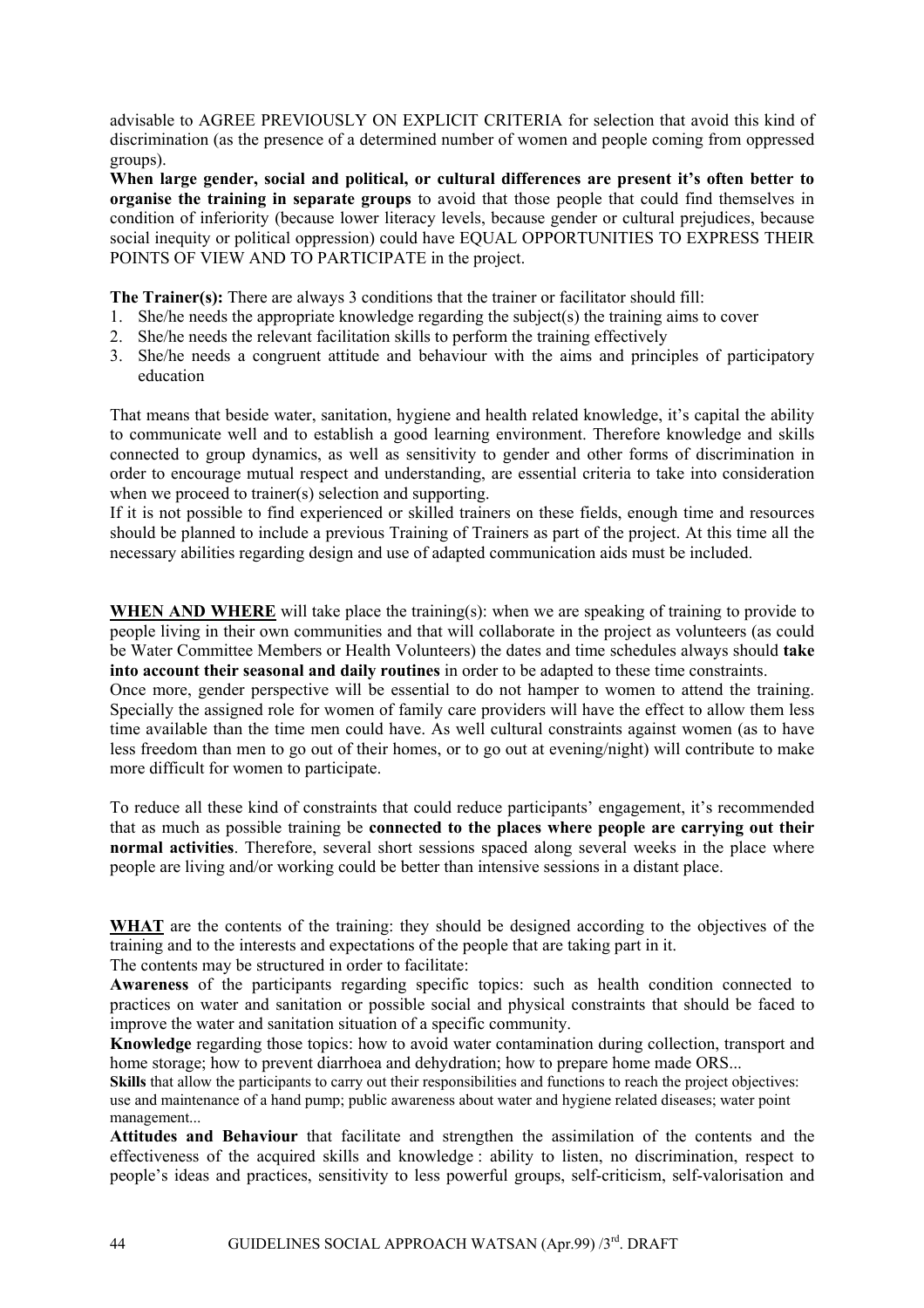advisable to AGREE PREVIOUSLY ON EXPLICIT CRITERIA for selection that avoid this kind of discrimination (as the presence of a determined number of women and people coming from oppressed groups).

**When large gender, social and political, or cultural differences are present it's often better to organise the training in separate groups** to avoid that those people that could find themselves in condition of inferiority (because lower literacy levels, because gender or cultural prejudices, because social inequity or political oppression) could have EQUAL OPPORTUNITIES TO EXPRESS THEIR POINTS OF VIEW AND TO PARTICIPATE in the project.

**The Trainer(s):** There are always 3 conditions that the trainer or facilitator should fill:

1. She/he needs the appropriate knowledge regarding the subject(s) the training aims to cover
2. She/he needs the relevant facilitation skills to perform the training effectively
3. She/he needs a congruent attitude and behaviour with the aims and principles of participatory education

That means that beside water, sanitation, hygiene and health related knowledge, it's capital the ability to communicate well and to establish a good learning environment. Therefore knowledge and skills connected to group dynamics, as well as sensitivity to gender and other forms of discrimination in order to encourage mutual respect and understanding, are essential criteria to take into consideration when we proceed to trainer(s) selection and supporting.

If it is not possible to find experienced or skilled trainers on these fields, enough time and resources should be planned to include a previous Training of Trainers as part of the project. At this time all the necessary abilities regarding design and use of adapted communication aids must be included.

**WHEN AND WHERE** will take place the training(s): when we are speaking of training to provide to people living in their own communities and that will collaborate in the project as volunteers (as could be Water Committee Members or Health Volunteers) the dates and time schedules always should **take into account their seasonal and daily routines** in order to be adapted to these time constraints.

Once more, gender perspective will be essential to do not hamper to women to attend the training. Specially the assigned role for women of family care providers will have the effect to allow them less time available than the time men could have. As well cultural constraints against women (as to have less freedom than men to go out of their homes, or to go out at evening/night) will contribute to make more difficult for women to participate.

To reduce all these kind of constraints that could reduce participants' engagement, it's recommended that as much as possible training be **connected to the places where people are carrying out their normal activities**. Therefore, several short sessions spaced along several weeks in the place where people are living and/or working could be better than intensive sessions in a distant place.

**WHAT** are the contents of the training: they should be designed according to the objectives of the training and to the interests and expectations of the people that are taking part in it.

The contents may be structured in order to facilitate:

**Awareness** of the participants regarding specific topics: such as health condition connected to practices on water and sanitation or possible social and physical constraints that should be faced to improve the water and sanitation situation of a specific community.

**Knowledge** regarding those topics: how to avoid water contamination during collection, transport and home storage; how to prevent diarrhoea and dehydration; how to prepare home made ORS...

**Skills** that allow the participants to carry out their responsibilities and functions to reach the project objectives: use and maintenance of a hand pump; public awareness about water and hygiene related diseases; water point management...

**Attitudes and Behaviour** that facilitate and strengthen the assimilation of the contents and the effectiveness of the acquired skills and knowledge : ability to listen, no discrimination, respect to people's ideas and practices, sensitivity to less powerful groups, self-criticism, self-valorisation and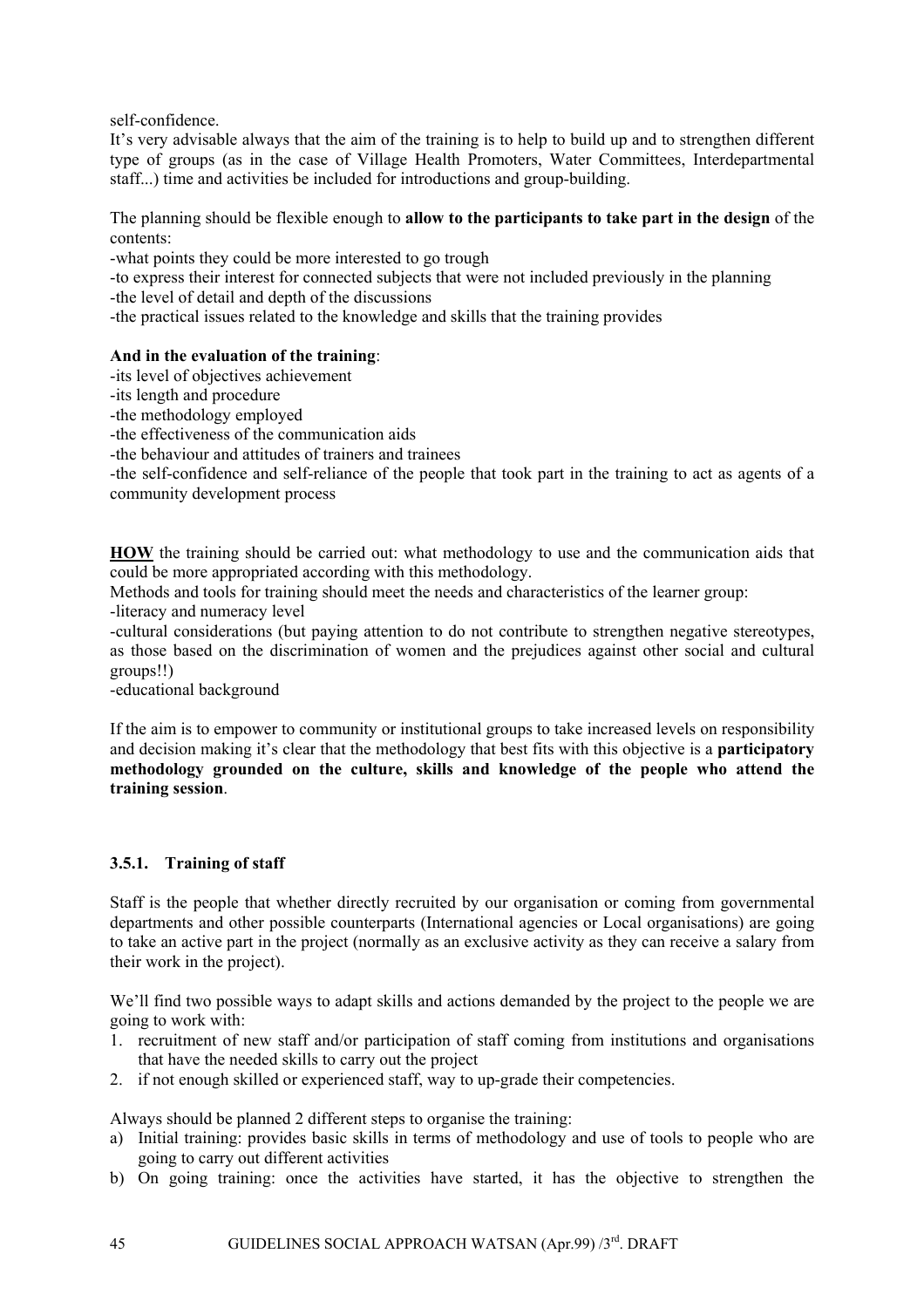self-confidence.

It's very advisable always that the aim of the training is to help to build up and to strengthen different type of groups (as in the case of Village Health Promoters, Water Committees, Interdepartmental staff...) time and activities be included for introductions and group-building.

The planning should be flexible enough to **allow to the participants to take part in the design** of the contents:

-what points they could be more interested to go trough
-to express their interest for connected subjects that were not included previously in the planning
-the level of detail and depth of the discussions
-the practical issues related to the knowledge and skills that the training provides

**And in the evaluation of the training**:

-its level of objectives achievement
-its length and procedure
-the methodology employed
-the effectiveness of the communication aids
-the behaviour and attitudes of trainers and trainees
-the self-confidence and self-reliance of the people that took part in the training to act as agents of a community development process

<u>**HOW**</u> the training should be carried out: what methodology to use and the communication aids that could be more appropriated according with this methodology.

Methods and tools for training should meet the needs and characteristics of the learner group:

-literacy and numeracy level
-cultural considerations (but paying attention to do not contribute to strengthen negative stereotypes, as those based on the discrimination of women and the prejudices against other social and cultural groups!!)
-educational background

If the aim is to empower to community or institutional groups to take increased levels on responsibility and decision making it's clear that the methodology that best fits with this objective is a **participatory methodology grounded on the culture, skills and knowledge of the people who attend the training session**.

### 3.5.1. Training of staff

Staff is the people that whether directly recruited by our organisation or coming from governmental departments and other possible counterparts (International agencies or Local organisations) are going to take an active part in the project (normally as an exclusive activity as they can receive a salary from their work in the project).

We'll find two possible ways to adapt skills and actions demanded by the project to the people we are going to work with:

1. recruitment of new staff and/or participation of staff coming from institutions and organisations that have the needed skills to carry out the project
2. if not enough skilled or experienced staff, way to up-grade their competencies.

Always should be planned 2 different steps to organise the training:

a) Initial training: provides basic skills in terms of methodology and use of tools to people who are going to carry out different activities
b) On going training: once the activities have started, it has the objective to strengthen the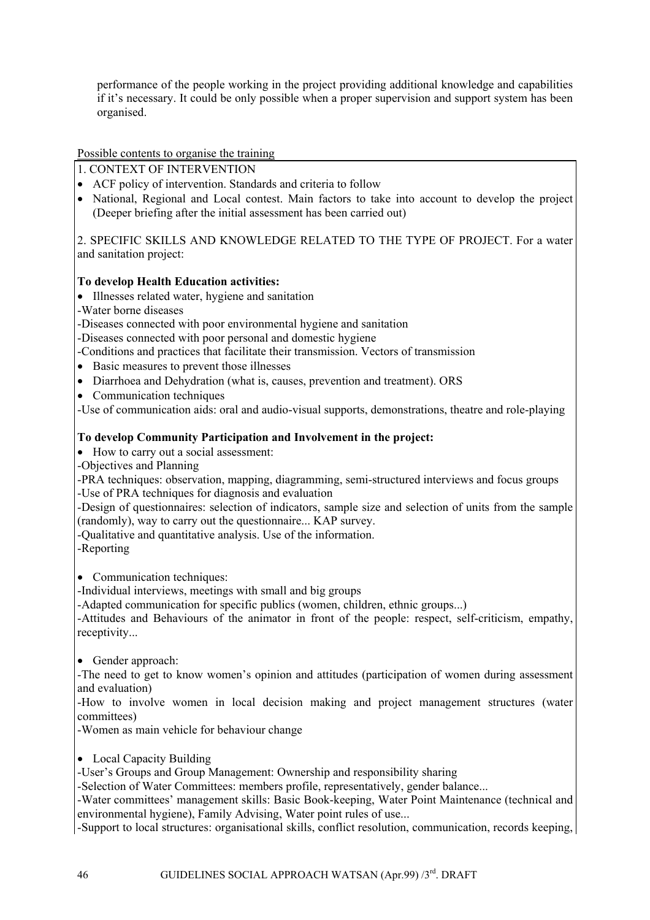performance of the people working in the project providing additional knowledge and capabilities if it's necessary. It could be only possible when a proper supervision and support system has been organised.

Possible contents to organise the training

1. CONTEXT OF INTERVENTION

- ACF policy of intervention. Standards and criteria to follow
- National, Regional and Local contest. Main factors to take into account to develop the project (Deeper briefing after the initial assessment has been carried out)

2. SPECIFIC SKILLS AND KNOWLEDGE RELATED TO THE TYPE OF PROJECT. For a water and sanitation project:

**To develop Health Education activities:**

- Illnesses related water, hygiene and sanitation

-Water borne diseases
-Diseases connected with poor environmental hygiene and sanitation
-Diseases connected with poor personal and domestic hygiene
-Conditions and practices that facilitate their transmission. Vectors of transmission

- Basic measures to prevent those illnesses
- Diarrhoea and Dehydration (what is, causes, prevention and treatment). ORS
- Communication techniques

-Use of communication aids: oral and audio-visual supports, demonstrations, theatre and role-playing

**To develop Community Participation and Involvement in the project:**

- How to carry out a social assessment:

-Objectives and Planning
-PRA techniques: observation, mapping, diagramming, semi-structured interviews and focus groups
-Use of PRA techniques for diagnosis and evaluation
-Design of questionnaires: selection of indicators, sample size and selection of units from the sample (randomly), way to carry out the questionnaire... KAP survey.
-Qualitative and quantitative analysis. Use of the information.
-Reporting

- Communication techniques:

-Individual interviews, meetings with small and big groups
-Adapted communication for specific publics (women, children, ethnic groups...)
-Attitudes and Behaviours of the animator in front of the people: respect, self-criticism, empathy, receptivity...

- Gender approach:

-The need to get to know women's opinion and attitudes (participation of women during assessment and evaluation)
-How to involve women in local decision making and project management structures (water committees)
-Women as main vehicle for behaviour change

- Local Capacity Building

-User's Groups and Group Management: Ownership and responsibility sharing
-Selection of Water Committees: members profile, representatively, gender balance...
-Water committees' management skills: Basic Book-keeping, Water Point Maintenance (technical and environmental hygiene), Family Advising, Water point rules of use...
-Support to local structures: organisational skills, conflict resolution, communication, records keeping,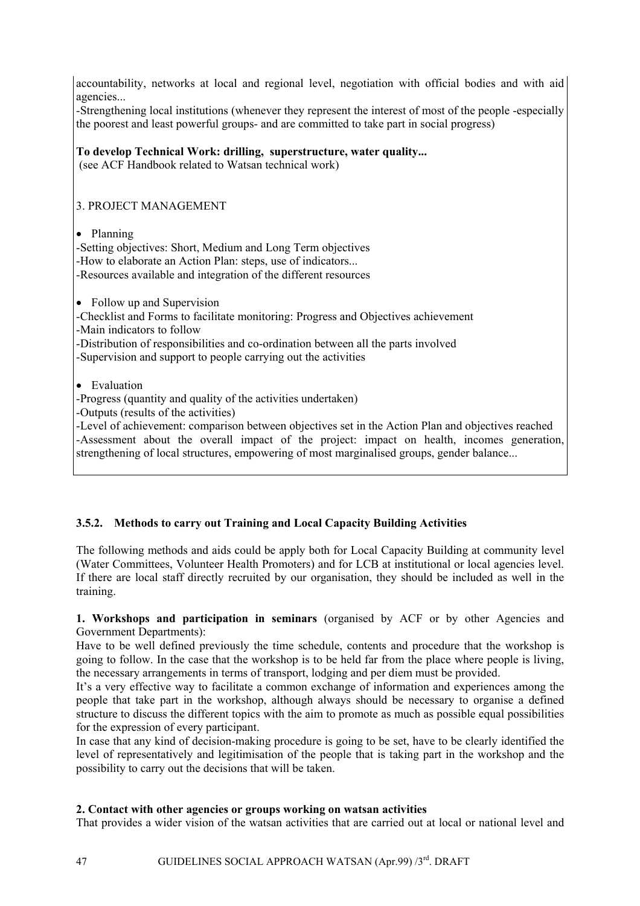accountability, networks at local and regional level, negotiation with official bodies and with aid agencies...

-Strengthening local institutions (whenever they represent the interest of most of the people -especially the poorest and least powerful groups- and are committed to take part in social progress)

**To develop Technical Work: drilling, superstructure, water quality...**
(see ACF Handbook related to Watsan technical work)

3. PROJECT MANAGEMENT

- Planning

-Setting objectives: Short, Medium and Long Term objectives
-How to elaborate an Action Plan: steps, use of indicators...
-Resources available and integration of the different resources

- Follow up and Supervision

-Checklist and Forms to facilitate monitoring: Progress and Objectives achievement
-Main indicators to follow
-Distribution of responsibilities and co-ordination between all the parts involved
-Supervision and support to people carrying out the activities

- Evaluation

-Progress (quantity and quality of the activities undertaken)
-Outputs (results of the activities)
-Level of achievement: comparison between objectives set in the Action Plan and objectives reached
-Assessment about the overall impact of the project: impact on health, incomes generation, strengthening of local structures, empowering of most marginalised groups, gender balance...

### 3.5.2. Methods to carry out Training and Local Capacity Building Activities

The following methods and aids could be apply both for Local Capacity Building at community level (Water Committees, Volunteer Health Promoters) and for LCB at institutional or local agencies level. If there are local staff directly recruited by our organisation, they should be included as well in the training.

**1. Workshops and participation in seminars** (organised by ACF or by other Agencies and Government Departments):

Have to be well defined previously the time schedule, contents and procedure that the workshop is going to follow. In the case that the workshop is to be held far from the place where people is living, the necessary arrangements in terms of transport, lodging and per diem must be provided.

It's a very effective way to facilitate a common exchange of information and experiences among the people that take part in the workshop, although always should be necessary to organise a defined structure to discuss the different topics with the aim to promote as much as possible equal possibilities for the expression of every participant.

In case that any kind of decision-making procedure is going to be set, have to be clearly identified the level of representatively and legitimisation of the people that is taking part in the workshop and the possibility to carry out the decisions that will be taken.

**2. Contact with other agencies or groups working on watsan activities**

That provides a wider vision of the watsan activities that are carried out at local or national level and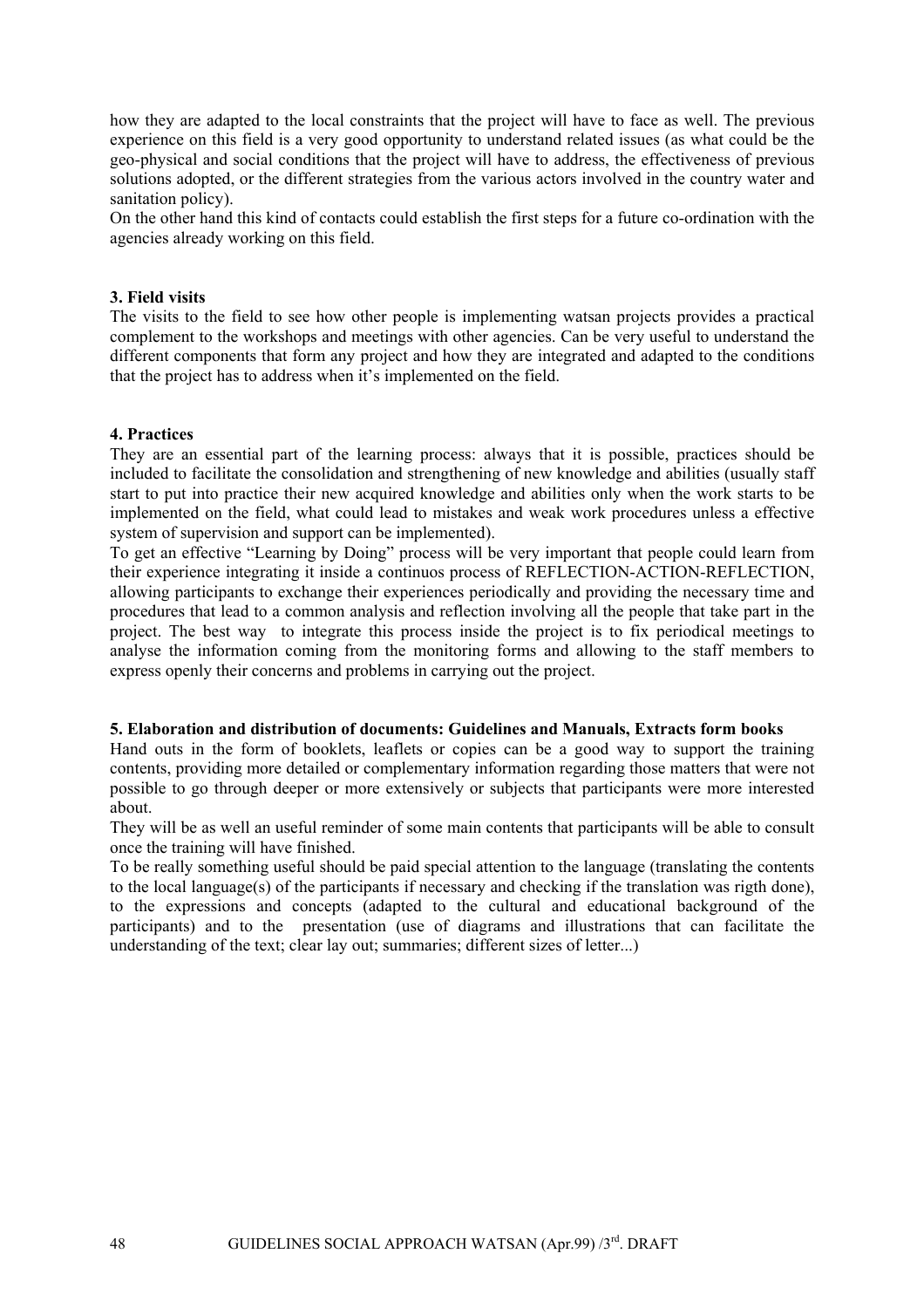how they are adapted to the local constraints that the project will have to face as well. The previous experience on this field is a very good opportunity to understand related issues (as what could be the geo-physical and social conditions that the project will have to address, the effectiveness of previous solutions adopted, or the different strategies from the various actors involved in the country water and sanitation policy).

On the other hand this kind of contacts could establish the first steps for a future co-ordination with the agencies already working on this field.

**3. Field visits**

The visits to the field to see how other people is implementing watsan projects provides a practical complement to the workshops and meetings with other agencies. Can be very useful to understand the different components that form any project and how they are integrated and adapted to the conditions that the project has to address when it's implemented on the field.

**4. Practices**

They are an essential part of the learning process: always that it is possible, practices should be included to facilitate the consolidation and strengthening of new knowledge and abilities (usually staff start to put into practice their new acquired knowledge and abilities only when the work starts to be implemented on the field, what could lead to mistakes and weak work procedures unless a effective system of supervision and support can be implemented).

To get an effective "Learning by Doing" process will be very important that people could learn from their experience integrating it inside a continuos process of REFLECTION-ACTION-REFLECTION, allowing participants to exchange their experiences periodically and providing the necessary time and procedures that lead to a common analysis and reflection involving all the people that take part in the project. The best way to integrate this process inside the project is to fix periodical meetings to analyse the information coming from the monitoring forms and allowing to the staff members to express openly their concerns and problems in carrying out the project.

**5. Elaboration and distribution of documents: Guidelines and Manuals, Extracts form books**

Hand outs in the form of booklets, leaflets or copies can be a good way to support the training contents, providing more detailed or complementary information regarding those matters that were not possible to go through deeper or more extensively or subjects that participants were more interested about.

They will be as well an useful reminder of some main contents that participants will be able to consult once the training will have finished.

To be really something useful should be paid special attention to the language (translating the contents to the local language(s) of the participants if necessary and checking if the translation was rigth done), to the expressions and concepts (adapted to the cultural and educational background of the participants) and to the presentation (use of diagrams and illustrations that can facilitate the understanding of the text; clear lay out; summaries; different sizes of letter...)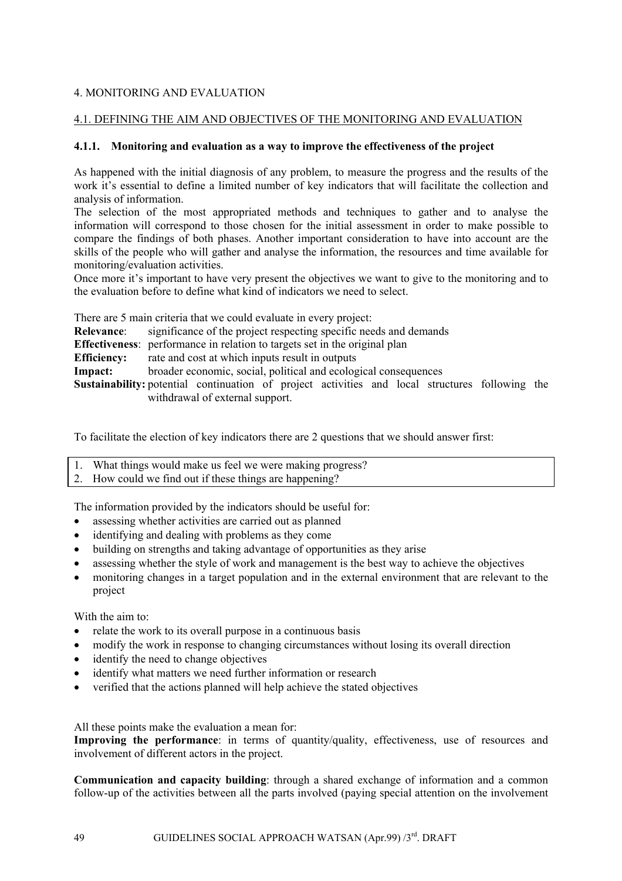# 4. MONITORING AND EVALUATION

## 4.1. DEFINING THE AIM AND OBJECTIVES OF THE MONITORING AND EVALUATION

### 4.1.1. Monitoring and evaluation as a way to improve the effectiveness of the project

As happened with the initial diagnosis of any problem, to measure the progress and the results of the work it's essential to define a limited number of key indicators that will facilitate the collection and analysis of information.
The selection of the most appropriated methods and techniques to gather and to analyse the information will correspond to those chosen for the initial assessment in order to make possible to compare the findings of both phases. Another important consideration to have into account are the skills of the people who will gather and analyse the information, the resources and time available for monitoring/evaluation activities.
Once more it's important to have very present the objectives we want to give to the monitoring and to the evaluation before to define what kind of indicators we need to select.

There are 5 main criteria that we could evaluate in every project:

**Relevance**: significance of the project respecting specific needs and demands
**Effectiveness**: performance in relation to targets set in the original plan
**Efficiency:** rate and cost at which inputs result in outputs
**Impact:** broader economic, social, political and ecological consequences
**Sustainability:** potential continuation of project activities and local structures following the withdrawal of external support.

To facilitate the election of key indicators there are 2 questions that we should answer first:

1. What things would make us feel we were making progress?
2. How could we find out if these things are happening?

The information provided by the indicators should be useful for:

- assessing whether activities are carried out as planned
- identifying and dealing with problems as they come
- building on strengths and taking advantage of opportunities as they arise
- assessing whether the style of work and management is the best way to achieve the objectives
- monitoring changes in a target population and in the external environment that are relevant to the project

With the aim to:

- relate the work to its overall purpose in a continuous basis
- modify the work in response to changing circumstances without losing its overall direction
- identify the need to change objectives
- identify what matters we need further information or research
- verified that the actions planned will help achieve the stated objectives

All these points make the evaluation a mean for:

**Improving the performance**: in terms of quantity/quality, effectiveness, use of resources and involvement of different actors in the project.

**Communication and capacity building**: through a shared exchange of information and a common follow-up of the activities between all the parts involved (paying special attention on the involvement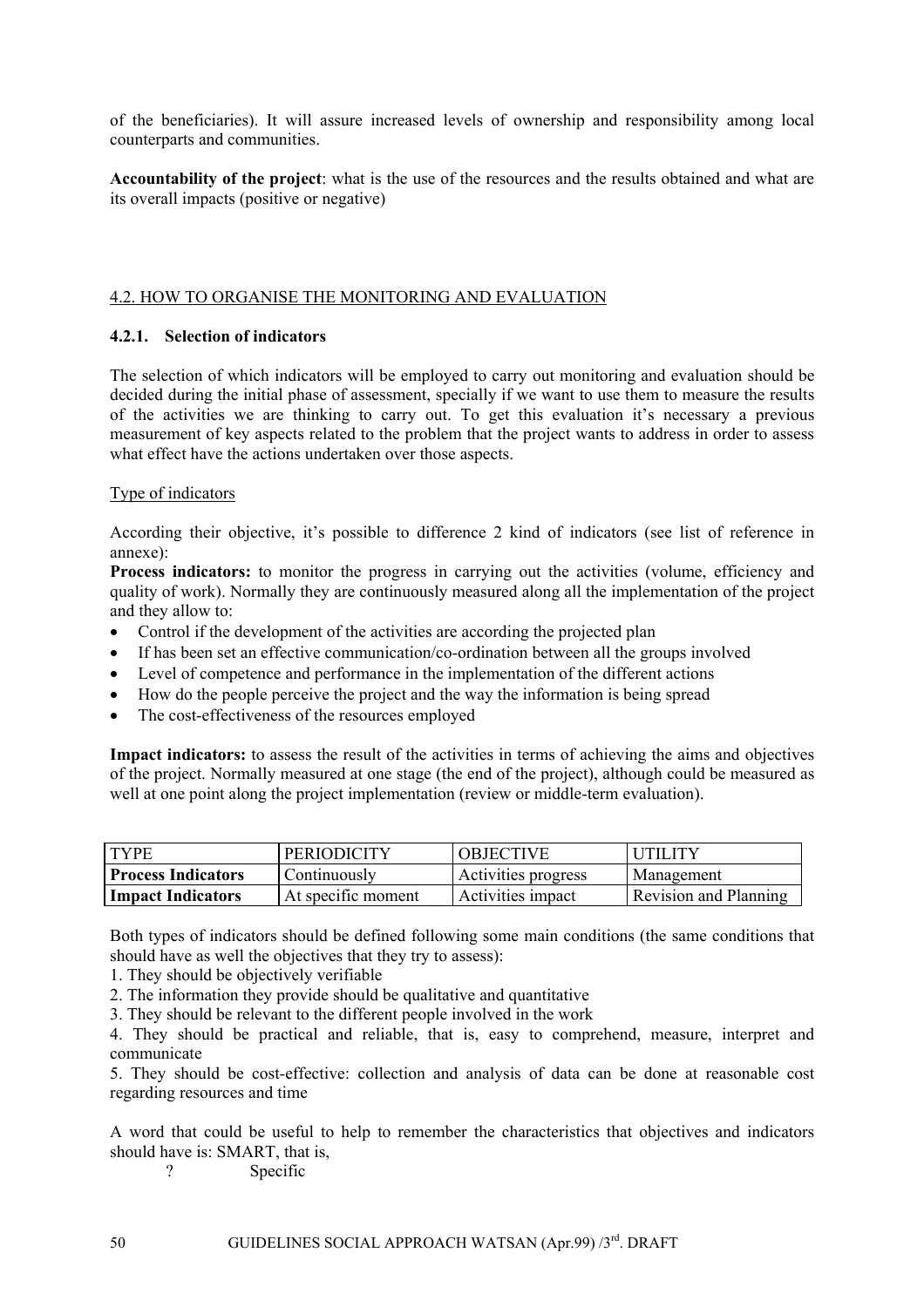of the beneficiaries). It will assure increased levels of ownership and responsibility among local counterparts and communities.

**Accountability of the project**: what is the use of the resources and the results obtained and what are its overall impacts (positive or negative)

## 4.2. HOW TO ORGANISE THE MONITORING AND EVALUATION

### 4.2.1. Selection of indicators

The selection of which indicators will be employed to carry out monitoring and evaluation should be decided during the initial phase of assessment, specially if we want to use them to measure the results of the activities we are thinking to carry out. To get this evaluation it's necessary a previous measurement of key aspects related to the problem that the project wants to address in order to assess what effect have the actions undertaken over those aspects.

Type of indicators

According their objective, it's possible to difference 2 kind of indicators (see list of reference in annexe):

**Process indicators:** to monitor the progress in carrying out the activities (volume, efficiency and quality of work). Normally they are continuously measured along all the implementation of the project and they allow to:

- Control if the development of the activities are according the projected plan
- If has been set an effective communication/co-ordination between all the groups involved
- Level of competence and performance in the implementation of the different actions
- How do the people perceive the project and the way the information is being spread
- The cost-effectiveness of the resources employed

**Impact indicators:** to assess the result of the activities in terms of achieving the aims and objectives of the project. Normally measured at one stage (the end of the project), although could be measured as well at one point along the project implementation (review or middle-term evaluation).

| TYPE | PERIODICITY | OBJECTIVE | UTILITY |
|---|---|---|---|
| **Process Indicators** | Continuously | Activities progress | Management |
| **Impact Indicators** | At specific moment | Activities impact | Revision and Planning |

Both types of indicators should be defined following some main conditions (the same conditions that should have as well the objectives that they try to assess):

1. They should be objectively verifiable
2. The information they provide should be qualitative and quantitative
3. They should be relevant to the different people involved in the work
4. They should be practical and reliable, that is, easy to comprehend, measure, interpret and communicate
5. They should be cost-effective: collection and analysis of data can be done at reasonable cost regarding resources and time

A word that could be useful to help to remember the characteristics that objectives and indicators should have is: SMART, that is,

? Specific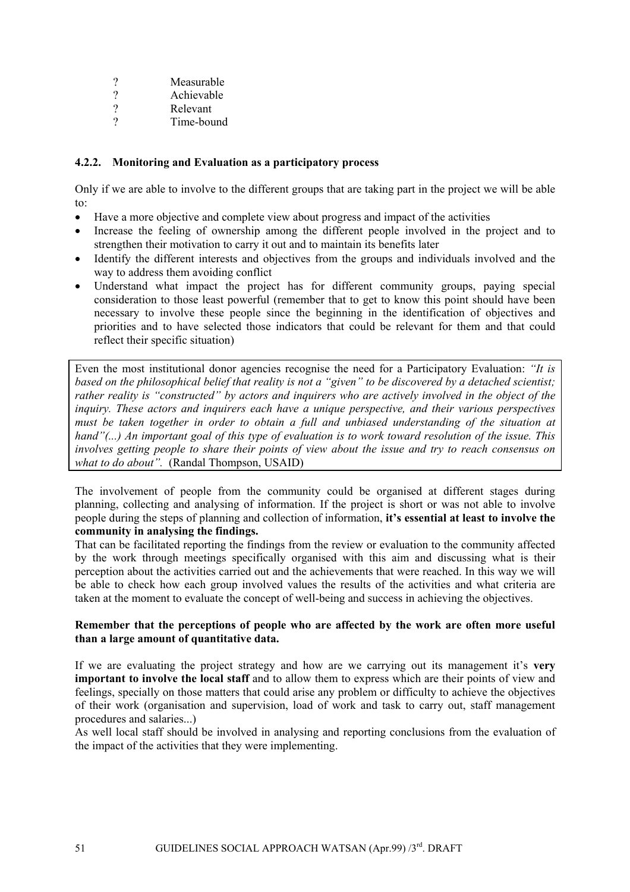- ? Measurable
- ? Achievable
- ? Relevant
- ? Time-bound

#### 4.2.2. Monitoring and Evaluation as a participatory process

Only if we are able to involve to the different groups that are taking part in the project we will be able to:

- Have a more objective and complete view about progress and impact of the activities
- Increase the feeling of ownership among the different people involved in the project and to strengthen their motivation to carry it out and to maintain its benefits later
- Identify the different interests and objectives from the groups and individuals involved and the way to address them avoiding conflict
- Understand what impact the project has for different community groups, paying special consideration to those least powerful (remember that to get to know this point should have been necessary to involve these people since the beginning in the identification of objectives and priorities and to have selected those indicators that could be relevant for them and that could reflect their specific situation)

> Even the most institutional donor agencies recognise the need for a Participatory Evaluation: *"It is based on the philosophical belief that reality is not a "given" to be discovered by a detached scientist; rather reality is "constructed" by actors and inquirers who are actively involved in the object of the inquiry. These actors and inquirers each have a unique perspective, and their various perspectives must be taken together in order to obtain a full and unbiased understanding of the situation at hand"(...) An important goal of this type of evaluation is to work toward resolution of the issue. This involves getting people to share their points of view about the issue and try to reach consensus on what to do about".* (Randal Thompson, USAID)

The involvement of people from the community could be organised at different stages during planning, collecting and analysing of information. If the project is short or was not able to involve people during the steps of planning and collection of information, **it's essential at least to involve the community in analysing the findings.**

That can be facilitated reporting the findings from the review or evaluation to the community affected by the work through meetings specifically organised with this aim and discussing what is their perception about the activities carried out and the achievements that were reached. In this way we will be able to check how each group involved values the results of the activities and what criteria are taken at the moment to evaluate the concept of well-being and success in achieving the objectives.

**Remember that the perceptions of people who are affected by the work are often more useful than a large amount of quantitative data.**

If we are evaluating the project strategy and how are we carrying out its management it's **very important to involve the local staff** and to allow them to express which are their points of view and feelings, specially on those matters that could arise any problem or difficulty to achieve the objectives of their work (organisation and supervision, load of work and task to carry out, staff management procedures and salaries...)

As well local staff should be involved in analysing and reporting conclusions from the evaluation of the impact of the activities that they were implementing.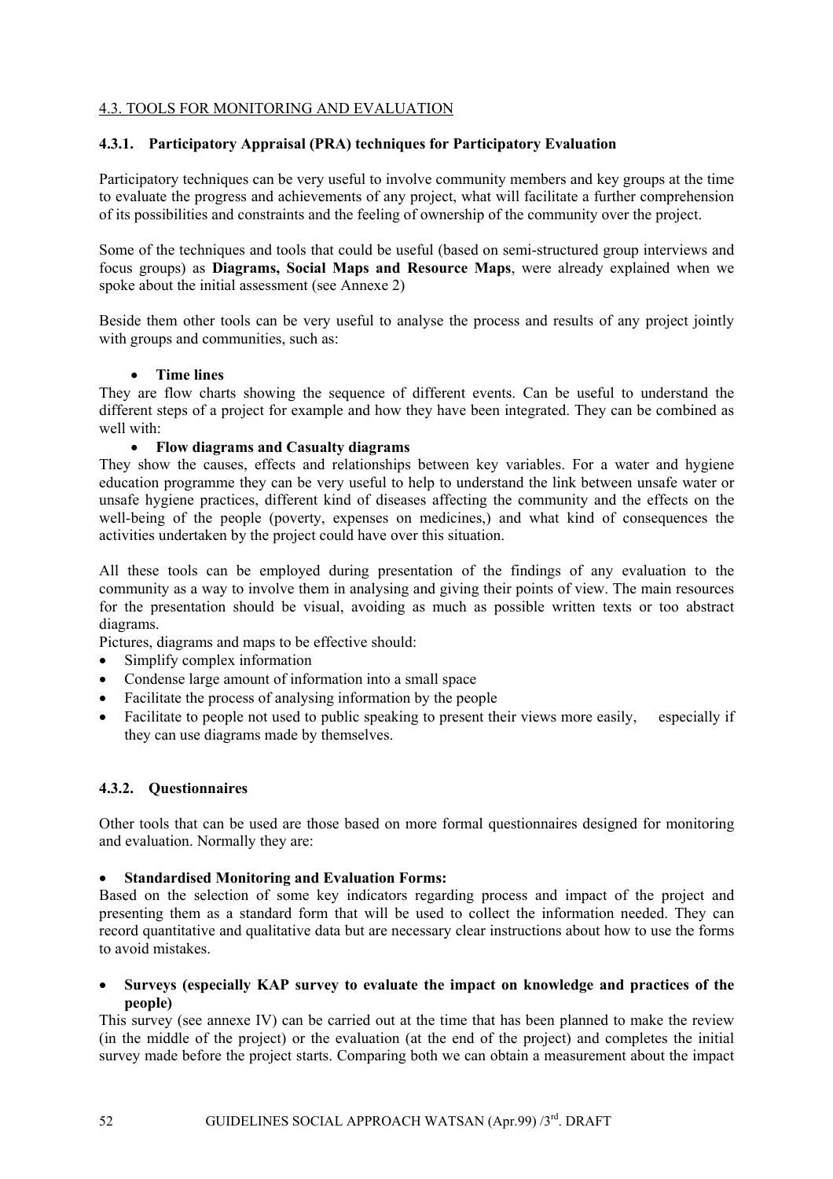## 4.3. TOOLS FOR MONITORING AND EVALUATION

### 4.3.1. Participatory Appraisal (PRA) techniques for Participatory Evaluation

Participatory techniques can be very useful to involve community members and key groups at the time to evaluate the progress and achievements of any project, what will facilitate a further comprehension of its possibilities and constraints and the feeling of ownership of the community over the project.

Some of the techniques and tools that could be useful (based on semi-structured group interviews and focus groups) as **Diagrams, Social Maps and Resource Maps**, were already explained when we spoke about the initial assessment (see Annexe 2)

Beside them other tools can be very useful to analyse the process and results of any project jointly with groups and communities, such as:

- **Time lines**

They are flow charts showing the sequence of different events. Can be useful to understand the different steps of a project for example and how they have been integrated. They can be combined as well with:

- **Flow diagrams and Casualty diagrams**

They show the causes, effects and relationships between key variables. For a water and hygiene education programme they can be very useful to help to understand the link between unsafe water or unsafe hygiene practices, different kind of diseases affecting the community and the effects on the well-being of the people (poverty, expenses on medicines,) and what kind of consequences the activities undertaken by the project could have over this situation.

All these tools can be employed during presentation of the findings of any evaluation to the community as a way to involve them in analysing and giving their points of view. The main resources for the presentation should be visual, avoiding as much as possible written texts or too abstract diagrams.

Pictures, diagrams and maps to be effective should:

- Simplify complex information
- Condense large amount of information into a small space
- Facilitate the process of analysing information by the people
- Facilitate to people not used to public speaking to present their views more easily, especially if they can use diagrams made by themselves.

### 4.3.2. Questionnaires

Other tools that can be used are those based on more formal questionnaires designed for monitoring and evaluation. Normally they are:

- **Standardised Monitoring and Evaluation Forms:**

Based on the selection of some key indicators regarding process and impact of the project and presenting them as a standard form that will be used to collect the information needed. They can record quantitative and qualitative data but are necessary clear instructions about how to use the forms to avoid mistakes.

- **Surveys (especially KAP survey to evaluate the impact on knowledge and practices of the people)**

This survey (see annexe IV) can be carried out at the time that has been planned to make the review (in the middle of the project) or the evaluation (at the end of the project) and completes the initial survey made before the project starts. Comparing both we can obtain a measurement about the impact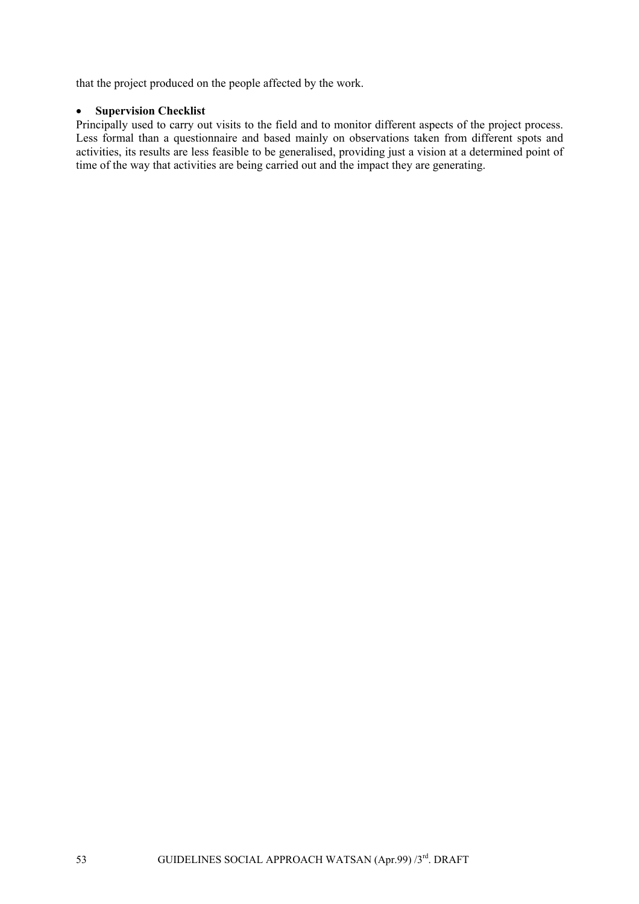that the project produced on the people affected by the work.

- **Supervision Checklist**

Principally used to carry out visits to the field and to monitor different aspects of the project process. Less formal than a questionnaire and based mainly on observations taken from different spots and activities, its results are less feasible to be generalised, providing just a vision at a determined point of time of the way that activities are being carried out and the impact they are generating.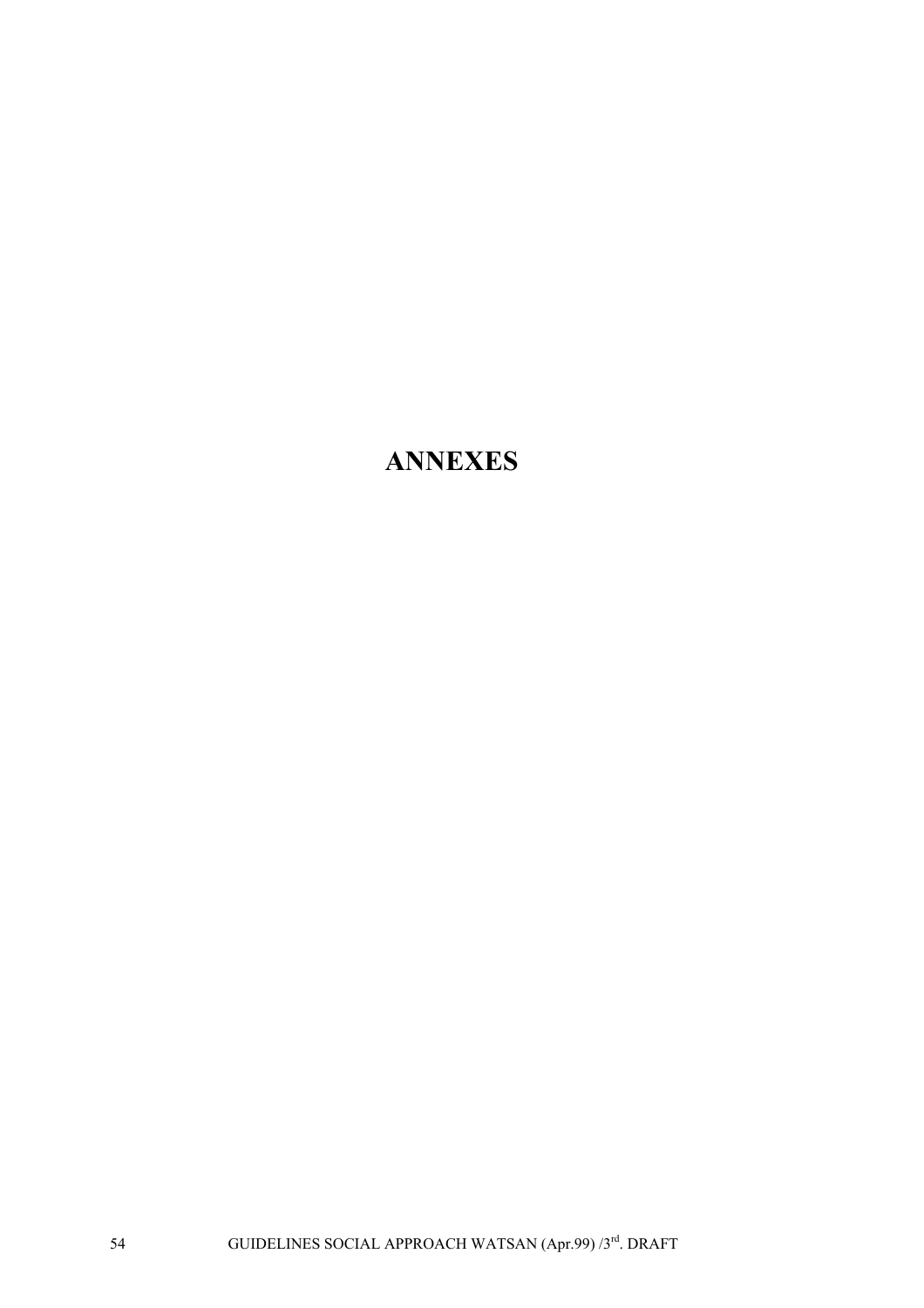# ANNEXES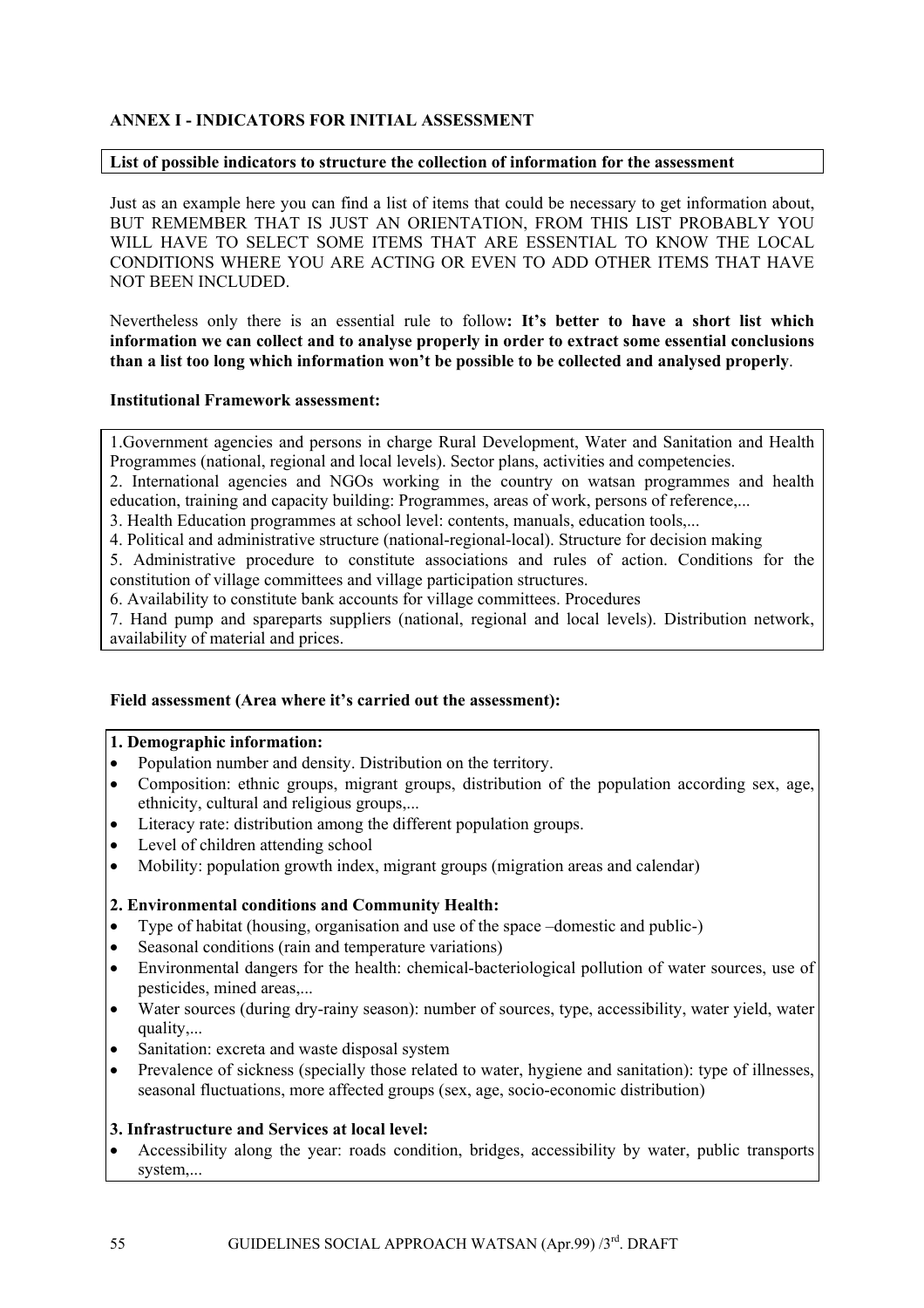## ANNEX I - INDICATORS FOR INITIAL ASSESSMENT

**List of possible indicators to structure the collection of information for the assessment**

Just as an example here you can find a list of items that could be necessary to get information about, BUT REMEMBER THAT IS JUST AN ORIENTATION, FROM THIS LIST PROBABLY YOU WILL HAVE TO SELECT SOME ITEMS THAT ARE ESSENTIAL TO KNOW THE LOCAL CONDITIONS WHERE YOU ARE ACTING OR EVEN TO ADD OTHER ITEMS THAT HAVE NOT BEEN INCLUDED.

Nevertheless only there is an essential rule to follow**: It's better to have a short list which information we can collect and to analyse properly in order to extract some essential conclusions than a list too long which information won't be possible to be collected and analysed properly**.

**Institutional Framework assessment:**

1.Government agencies and persons in charge Rural Development, Water and Sanitation and Health Programmes (national, regional and local levels). Sector plans, activities and competencies.
2. International agencies and NGOs working in the country on watsan programmes and health education, training and capacity building: Programmes, areas of work, persons of reference,...
3. Health Education programmes at school level: contents, manuals, education tools,...
4. Political and administrative structure (national-regional-local). Structure for decision making
5. Administrative procedure to constitute associations and rules of action. Conditions for the constitution of village committees and village participation structures.
6. Availability to constitute bank accounts for village committees. Procedures
7. Hand pump and spareparts suppliers (national, regional and local levels). Distribution network, availability of material and prices.

**Field assessment (Area where it's carried out the assessment):**

**1. Demographic information:**

- Population number and density. Distribution on the territory.
- Composition: ethnic groups, migrant groups, distribution of the population according sex, age, ethnicity, cultural and religious groups,...
- Literacy rate: distribution among the different population groups.
- Level of children attending school
- Mobility: population growth index, migrant groups (migration areas and calendar)

**2. Environmental conditions and Community Health:**

- Type of habitat (housing, organisation and use of the space –domestic and public-)
- Seasonal conditions (rain and temperature variations)
- Environmental dangers for the health: chemical-bacteriological pollution of water sources, use of pesticides, mined areas,...
- Water sources (during dry-rainy season): number of sources, type, accessibility, water yield, water quality,...
- Sanitation: excreta and waste disposal system
- Prevalence of sickness (specially those related to water, hygiene and sanitation): type of illnesses, seasonal fluctuations, more affected groups (sex, age, socio-economic distribution)

**3. Infrastructure and Services at local level:**

- Accessibility along the year: roads condition, bridges, accessibility by water, public transports system,...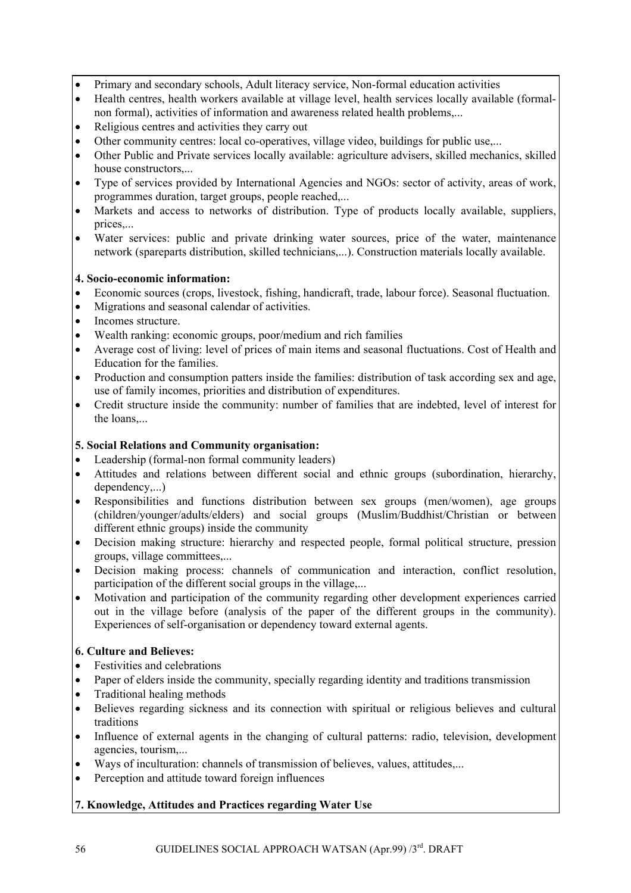- Primary and secondary schools, Adult literacy service, Non-formal education activities
- Health centres, health workers available at village level, health services locally available (formal-non formal), activities of information and awareness related health problems,...
- Religious centres and activities they carry out
- Other community centres: local co-operatives, village video, buildings for public use,...
- Other Public and Private services locally available: agriculture advisers, skilled mechanics, skilled house constructors,...
- Type of services provided by International Agencies and NGOs: sector of activity, areas of work, programmes duration, target groups, people reached,...
- Markets and access to networks of distribution. Type of products locally available, suppliers, prices,...
- Water services: public and private drinking water sources, price of the water, maintenance network (spareparts distribution, skilled technicians,...). Construction materials locally available.

**4. Socio-economic information:**

- Economic sources (crops, livestock, fishing, handicraft, trade, labour force). Seasonal fluctuation.
- Migrations and seasonal calendar of activities.
- Incomes structure.
- Wealth ranking: economic groups, poor/medium and rich families
- Average cost of living: level of prices of main items and seasonal fluctuations. Cost of Health and Education for the families.
- Production and consumption patters inside the families: distribution of task according sex and age, use of family incomes, priorities and distribution of expenditures.
- Credit structure inside the community: number of families that are indebted, level of interest for the loans,...

**5. Social Relations and Community organisation:**

- Leadership (formal-non formal community leaders)
- Attitudes and relations between different social and ethnic groups (subordination, hierarchy, dependency,...)
- Responsibilities and functions distribution between sex groups (men/women), age groups (children/younger/adults/elders) and social groups (Muslim/Buddhist/Christian or between different ethnic groups) inside the community
- Decision making structure: hierarchy and respected people, formal political structure, pression groups, village committees,...
- Decision making process: channels of communication and interaction, conflict resolution, participation of the different social groups in the village,...
- Motivation and participation of the community regarding other development experiences carried out in the village before (analysis of the paper of the different groups in the community). Experiences of self-organisation or dependency toward external agents.

**6. Culture and Believes:**

- Festivities and celebrations
- Paper of elders inside the community, specially regarding identity and traditions transmission
- Traditional healing methods
- Believes regarding sickness and its connection with spiritual or religious believes and cultural traditions
- Influence of external agents in the changing of cultural patterns: radio, television, development agencies, tourism,...
- Ways of inculturation: channels of transmission of believes, values, attitudes,...
- Perception and attitude toward foreign influences

**7. Knowledge, Attitudes and Practices regarding Water Use**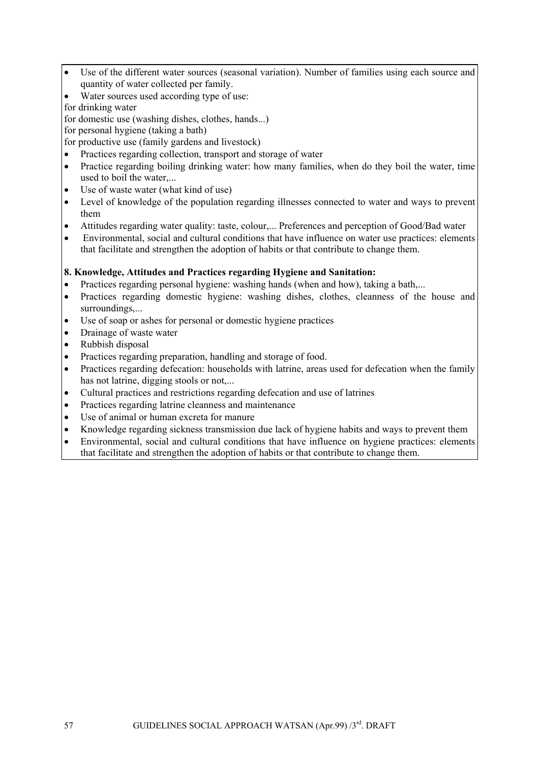- Use of the different water sources (seasonal variation). Number of families using each source and quantity of water collected per family.
- Water sources used according type of use:

for drinking water

for domestic use (washing dishes, clothes, hands...)

for personal hygiene (taking a bath)

for productive use (family gardens and livestock)

- Practices regarding collection, transport and storage of water
- Practice regarding boiling drinking water: how many families, when do they boil the water, time used to boil the water,...
- Use of waste water (what kind of use)
- Level of knowledge of the population regarding illnesses connected to water and ways to prevent them
- Attitudes regarding water quality: taste, colour,... Preferences and perception of Good/Bad water
- Environmental, social and cultural conditions that have influence on water use practices: elements that facilitate and strengthen the adoption of habits or that contribute to change them.

**8. Knowledge, Attitudes and Practices regarding Hygiene and Sanitation:**

- Practices regarding personal hygiene: washing hands (when and how), taking a bath,...
- Practices regarding domestic hygiene: washing dishes, clothes, cleanness of the house and surroundings,...
- Use of soap or ashes for personal or domestic hygiene practices
- Drainage of waste water
- Rubbish disposal
- Practices regarding preparation, handling and storage of food.
- Practices regarding defecation: households with latrine, areas used for defecation when the family has not latrine, digging stools or not,...
- Cultural practices and restrictions regarding defecation and use of latrines
- Practices regarding latrine cleanness and maintenance
- Use of animal or human excreta for manure
- Knowledge regarding sickness transmission due lack of hygiene habits and ways to prevent them
- Environmental, social and cultural conditions that have influence on hygiene practices: elements that facilitate and strengthen the adoption of habits or that contribute to change them.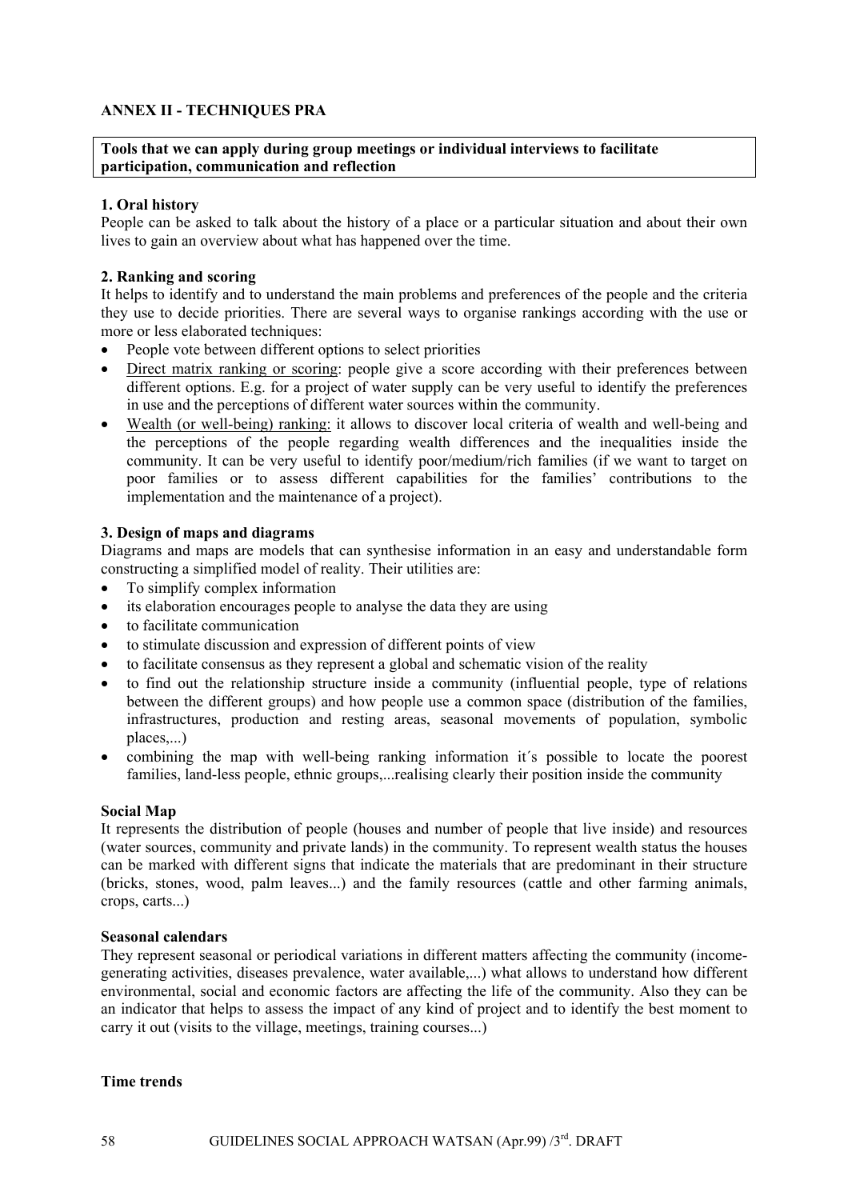## ANNEX II - TECHNIQUES PRA

**Tools that we can apply during group meetings or individual interviews to facilitate participation, communication and reflection**

### 1. Oral history

People can be asked to talk about the history of a place or a particular situation and about their own lives to gain an overview about what has happened over the time.

### 2. Ranking and scoring

It helps to identify and to understand the main problems and preferences of the people and the criteria they use to decide priorities. There are several ways to organise rankings according with the use or more or less elaborated techniques:

- People vote between different options to select priorities
- Direct matrix ranking or scoring: people give a score according with their preferences between different options. E.g. for a project of water supply can be very useful to identify the preferences in use and the perceptions of different water sources within the community.
- Wealth (or well-being) ranking: it allows to discover local criteria of wealth and well-being and the perceptions of the people regarding wealth differences and the inequalities inside the community. It can be very useful to identify poor/medium/rich families (if we want to target on poor families or to assess different capabilities for the families' contributions to the implementation and the maintenance of a project).

### 3. Design of maps and diagrams

Diagrams and maps are models that can synthesise information in an easy and understandable form constructing a simplified model of reality. Their utilities are:

- To simplify complex information
- its elaboration encourages people to analyse the data they are using
- to facilitate communication
- to stimulate discussion and expression of different points of view
- to facilitate consensus as they represent a global and schematic vision of the reality
- to find out the relationship structure inside a community (influential people, type of relations between the different groups) and how people use a common space (distribution of the families, infrastructures, production and resting areas, seasonal movements of population, symbolic places,...)
- combining the map with well-being ranking information it´s possible to locate the poorest families, land-less people, ethnic groups,...realising clearly their position inside the community

**Social Map**

It represents the distribution of people (houses and number of people that live inside) and resources (water sources, community and private lands) in the community. To represent wealth status the houses can be marked with different signs that indicate the materials that are predominant in their structure (bricks, stones, wood, palm leaves...) and the family resources (cattle and other farming animals, crops, carts...)

**Seasonal calendars**

They represent seasonal or periodical variations in different matters affecting the community (income-generating activities, diseases prevalence, water available,...) what allows to understand how different environmental, social and economic factors are affecting the life of the community. Also they can be an indicator that helps to assess the impact of any kind of project and to identify the best moment to carry it out (visits to the village, meetings, training courses...)

**Time trends**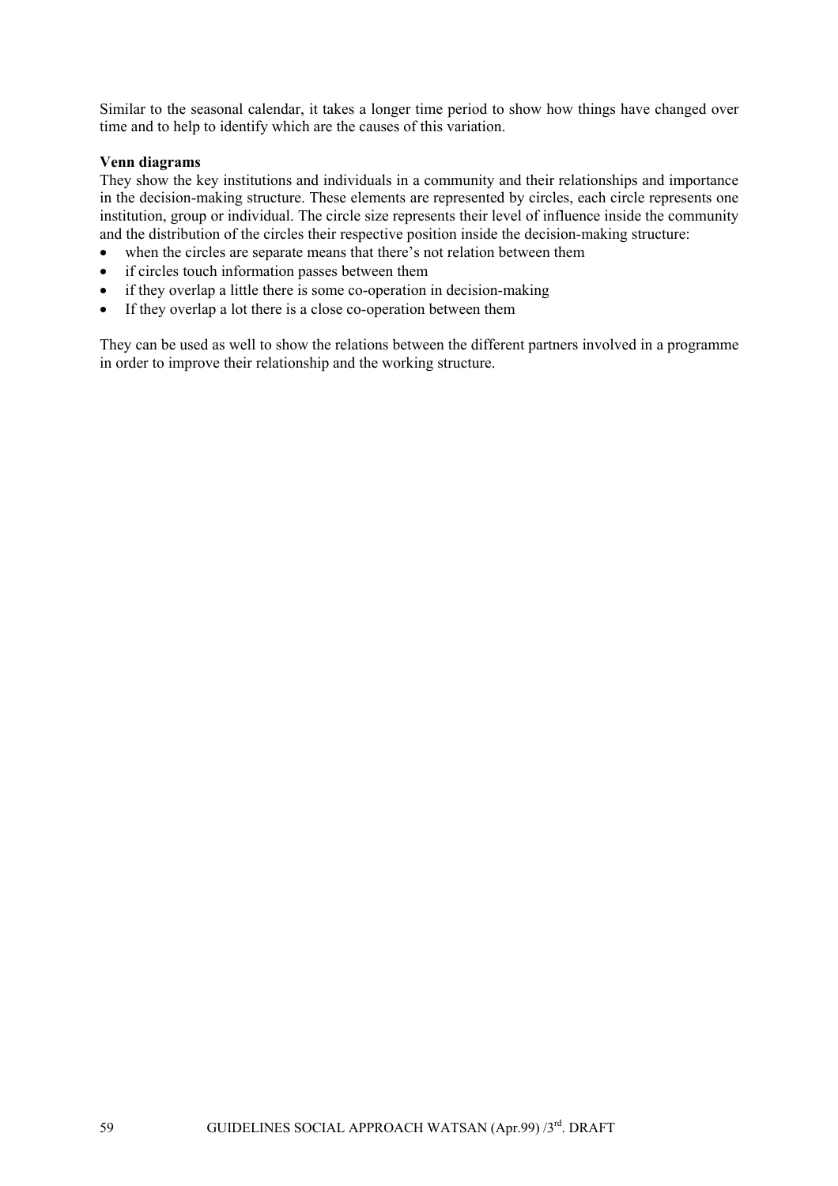Similar to the seasonal calendar, it takes a longer time period to show how things have changed over time and to help to identify which are the causes of this variation.

**Venn diagrams**

They show the key institutions and individuals in a community and their relationships and importance in the decision-making structure. These elements are represented by circles, each circle represents one institution, group or individual. The circle size represents their level of influence inside the community and the distribution of the circles their respective position inside the decision-making structure:

- when the circles are separate means that there's not relation between them
- if circles touch information passes between them
- if they overlap a little there is some co-operation in decision-making
- If they overlap a lot there is a close co-operation between them

They can be used as well to show the relations between the different partners involved in a programme in order to improve their relationship and the working structure.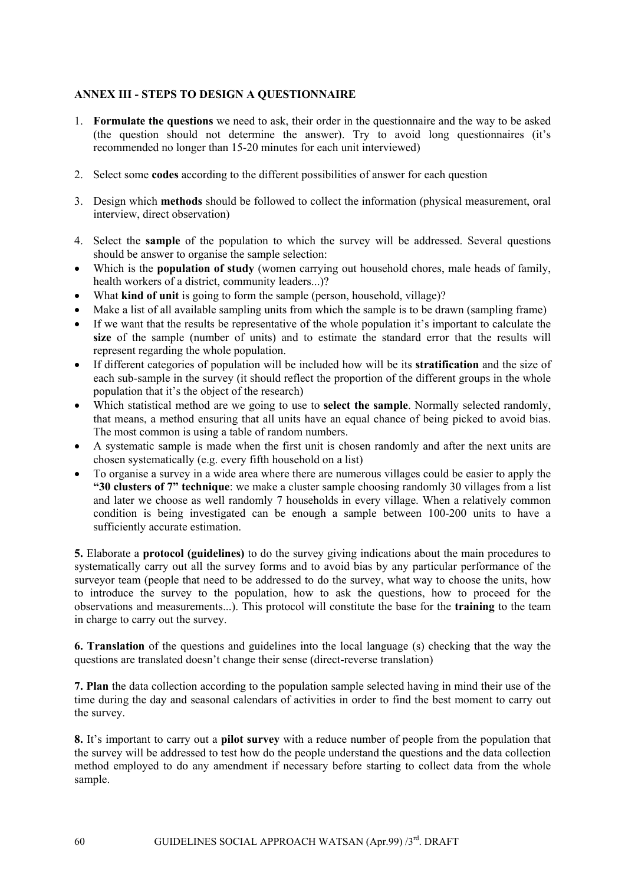**ANNEX III - STEPS TO DESIGN A QUESTIONNAIRE**

1. **Formulate the questions** we need to ask, their order in the questionnaire and the way to be asked (the question should not determine the answer). Try to avoid long questionnaires (it's recommended no longer than 15-20 minutes for each unit interviewed)

2. Select some **codes** according to the different possibilities of answer for each question

3. Design which **methods** should be followed to collect the information (physical measurement, oral interview, direct observation)

4. Select the **sample** of the population to which the survey will be addressed. Several questions should be answer to organise the sample selection:

- Which is the **population of study** (women carrying out household chores, male heads of family, health workers of a district, community leaders...)?
- What **kind of unit** is going to form the sample (person, household, village)?
- Make a list of all available sampling units from which the sample is to be drawn (sampling frame)
- If we want that the results be representative of the whole population it's important to calculate the **size** of the sample (number of units) and to estimate the standard error that the results will represent regarding the whole population.
- If different categories of population will be included how will be its **stratification** and the size of each sub-sample in the survey (it should reflect the proportion of the different groups in the whole population that it's the object of the research)
- Which statistical method are we going to use to **select the sample**. Normally selected randomly, that means, a method ensuring that all units have an equal chance of being picked to avoid bias. The most common is using a table of random numbers.
- A systematic sample is made when the first unit is chosen randomly and after the next units are chosen systematically (e.g. every fifth household on a list)
- To organise a survey in a wide area where there are numerous villages could be easier to apply the **"30 clusters of 7" technique**: we make a cluster sample choosing randomly 30 villages from a list and later we choose as well randomly 7 households in every village. When a relatively common condition is being investigated can be enough a sample between 100-200 units to have a sufficiently accurate estimation.

**5.** Elaborate a **protocol (guidelines)** to do the survey giving indications about the main procedures to systematically carry out all the survey forms and to avoid bias by any particular performance of the surveyor team (people that need to be addressed to do the survey, what way to choose the units, how to introduce the survey to the population, how to ask the questions, how to proceed for the observations and measurements...). This protocol will constitute the base for the **training** to the team in charge to carry out the survey.

**6. Translation** of the questions and guidelines into the local language (s) checking that the way the questions are translated doesn't change their sense (direct-reverse translation)

**7. Plan** the data collection according to the population sample selected having in mind their use of the time during the day and seasonal calendars of activities in order to find the best moment to carry out the survey.

**8.** It's important to carry out a **pilot survey** with a reduce number of people from the population that the survey will be addressed to test how do the people understand the questions and the data collection method employed to do any amendment if necessary before starting to collect data from the whole sample.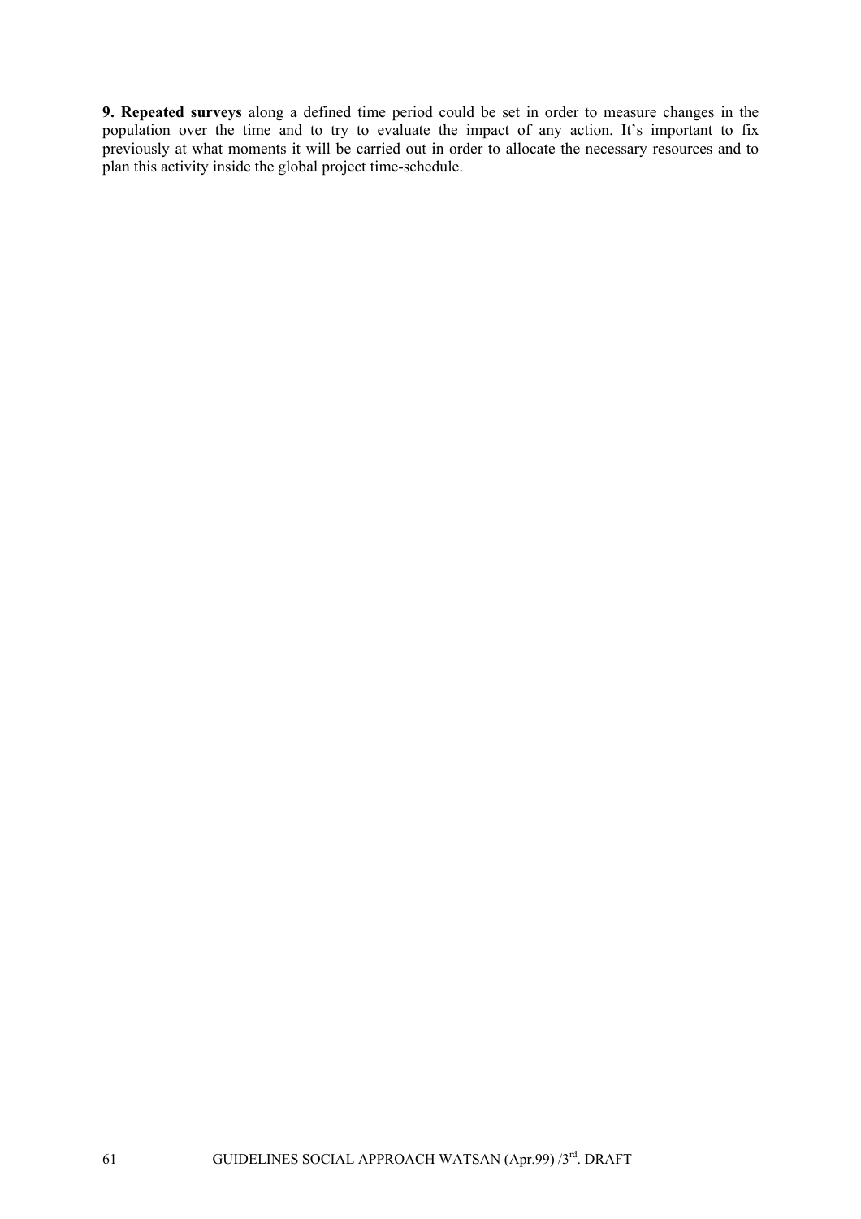**9. Repeated surveys** along a defined time period could be set in order to measure changes in the population over the time and to try to evaluate the impact of any action. It's important to fix previously at what moments it will be carried out in order to allocate the necessary resources and to plan this activity inside the global project time-schedule.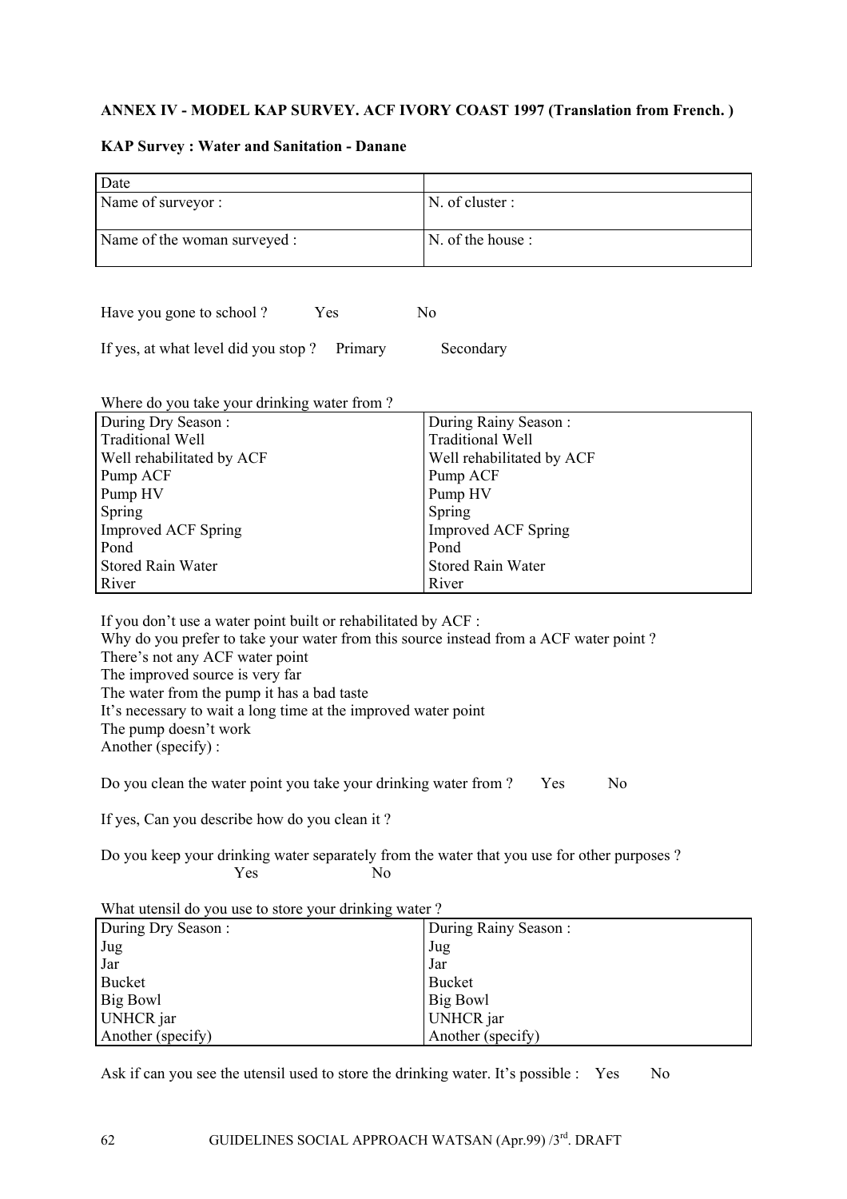**ANNEX IV - MODEL KAP SURVEY. ACF IVORY COAST 1997 (Translation from French. )**

**KAP Survey : Water and Sanitation - Danane**

| Date | |
|---|---|
| Name of surveyor : | N. of cluster : |
| Name of the woman surveyed : | N. of the house : |

Have you gone to school ? Yes No

If yes, at what level did you stop ? Primary Secondary

Where do you take your drinking water from ?

| During Dry Season : | During Rainy Season : |
|---|---|
| Traditional Well | Traditional Well |
| Well rehabilitated by ACF | Well rehabilitated by ACF |
| Pump ACF | Pump ACF |
| Pump HV | Pump HV |
| Spring | Spring |
| Improved ACF Spring | Improved ACF Spring |
| Pond | Pond |
| Stored Rain Water | Stored Rain Water |
| River | River |

If you don't use a water point built or rehabilitated by ACF :
Why do you prefer to take your water from this source instead from a ACF water point ?
There's not any ACF water point
The improved source is very far
The water from the pump it has a bad taste
It's necessary to wait a long time at the improved water point
The pump doesn't work
Another (specify) :

Do you clean the water point you take your drinking water from ? Yes No

If yes, Can you describe how do you clean it ?

Do you keep your drinking water separately from the water that you use for other purposes ?
Yes No

What utensil do you use to store your drinking water ?

| During Dry Season : | During Rainy Season : |
|---|---|
| Jug | Jug |
| Jar | Jar |
| Bucket | Bucket |
| Big Bowl | Big Bowl |
| UNHCR jar | UNHCR jar |
| Another (specify) | Another (specify) |

Ask if can you see the utensil used to store the drinking water. It's possible : Yes No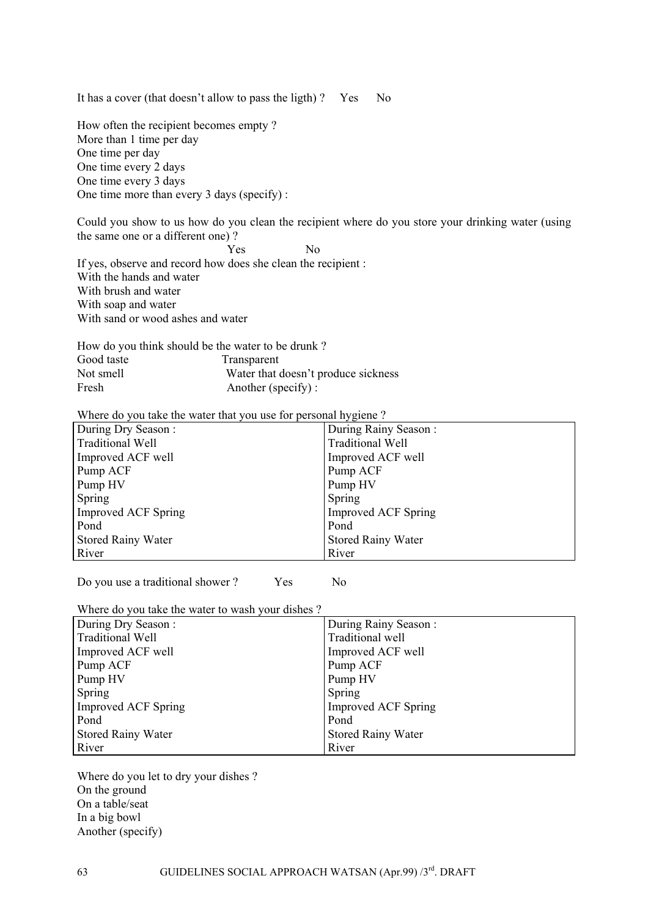It has a cover (that doesn't allow to pass the ligth) ? Yes No

How often the recipient becomes empty ?
More than 1 time per day
One time per day
One time every 2 days
One time every 3 days
One time more than every 3 days (specify) :

Could you show to us how do you clean the recipient where do you store your drinking water (using the same one or a different one) ?
Yes No
If yes, observe and record how does she clean the recipient :
With the hands and water
With brush and water
With soap and water
With sand or wood ashes and water

How do you think should be the water to be drunk ?

| | |
|---|---|
| Good taste | Transparent |
| Not smell | Water that doesn't produce sickness |
| Fresh | Another (specify) : |

Where do you take the water that you use for personal hygiene ?

| During Dry Season : | During Rainy Season : |
|---|---|
| Traditional Well | Traditional Well |
| Improved ACF well | Improved ACF well |
| Pump ACF | Pump ACF |
| Pump HV | Pump HV |
| Spring | Spring |
| Improved ACF Spring | Improved ACF Spring |
| Pond | Pond |
| Stored Rainy Water | Stored Rainy Water |
| River | River |

Do you use a traditional shower ? Yes No

Where do you take the water to wash your dishes ?

| During Dry Season : | During Rainy Season : |
|---|---|
| Traditional Well | Traditional well |
| Improved ACF well | Improved ACF well |
| Pump ACF | Pump ACF |
| Pump HV | Pump HV |
| Spring | Spring |
| Improved ACF Spring | Improved ACF Spring |
| Pond | Pond |
| Stored Rainy Water | Stored Rainy Water |
| River | River |

Where do you let to dry your dishes ?
On the ground
On a table/seat
In a big bowl
Another (specify)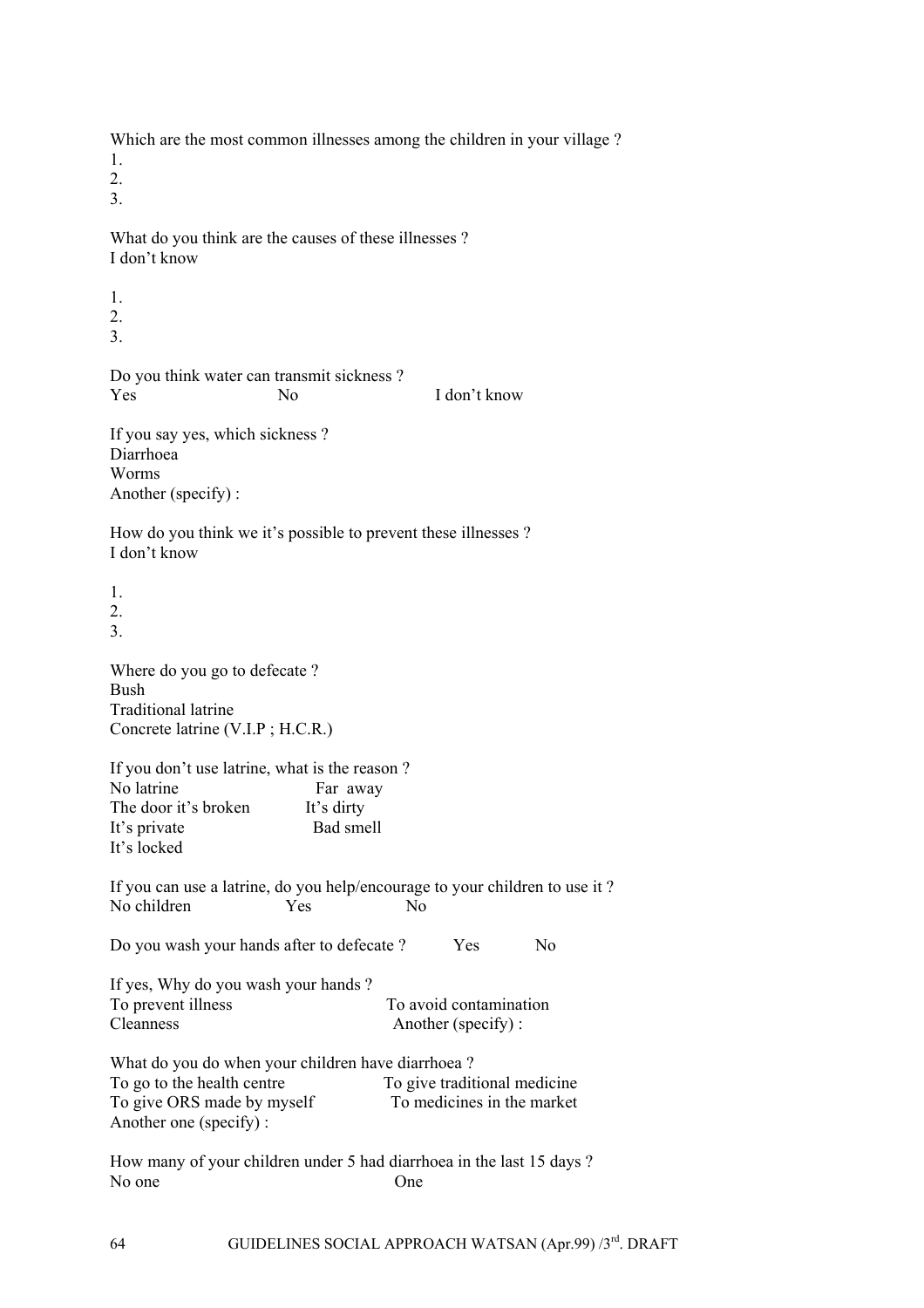Which are the most common illnesses among the children in your village ?
1.
2.
3.

What do you think are the causes of these illnesses ?
I don't know

1.
2.
3.

Do you think water can transmit sickness ?
Yes No I don't know

If you say yes, which sickness ?
Diarrhoea
Worms
Another (specify) :

How do you think we it's possible to prevent these illnesses ?
I don't know

1.
2.
3.

Where do you go to defecate ?
Bush
Traditional latrine
Concrete latrine (V.I.P ; H.C.R.)

If you don't use latrine, what is the reason ?
No latrine Far away
The door it's broken It's dirty
It's private Bad smell
It's locked

If you can use a latrine, do you help/encourage to your children to use it ?
No children Yes No

Do you wash your hands after to defecate ? Yes No

If yes, Why do you wash your hands ?
To prevent illness To avoid contamination
Cleanness Another (specify) :

What do you do when your children have diarrhoea ?
To go to the health centre To give traditional medicine
To give ORS made by myself To medicines in the market
Another one (specify) :

How many of your children under 5 had diarrhoea in the last 15 days ?
No one One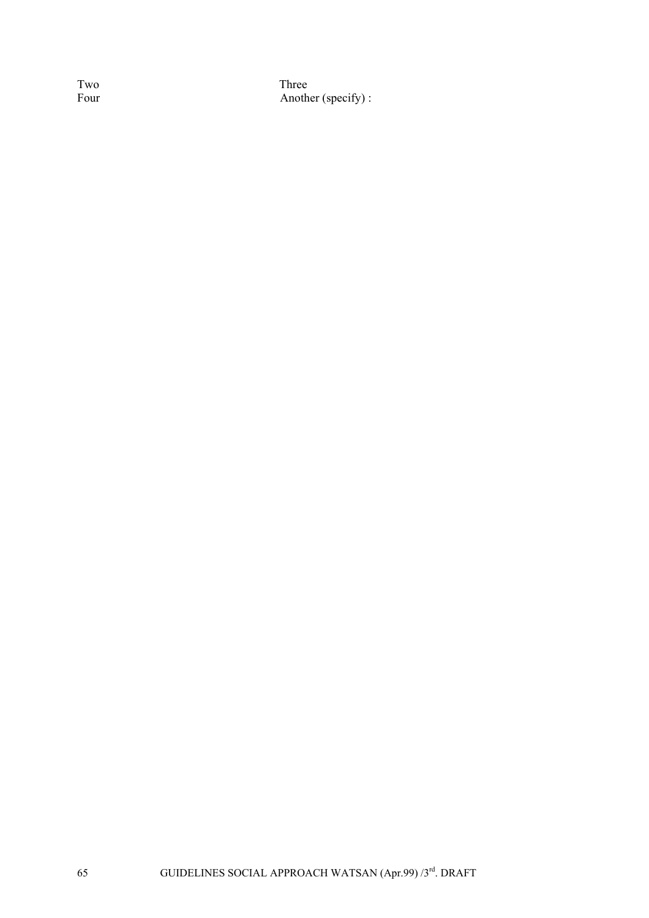| | |
|---|---|
| Two | Three |
| Four | Another (specify) : |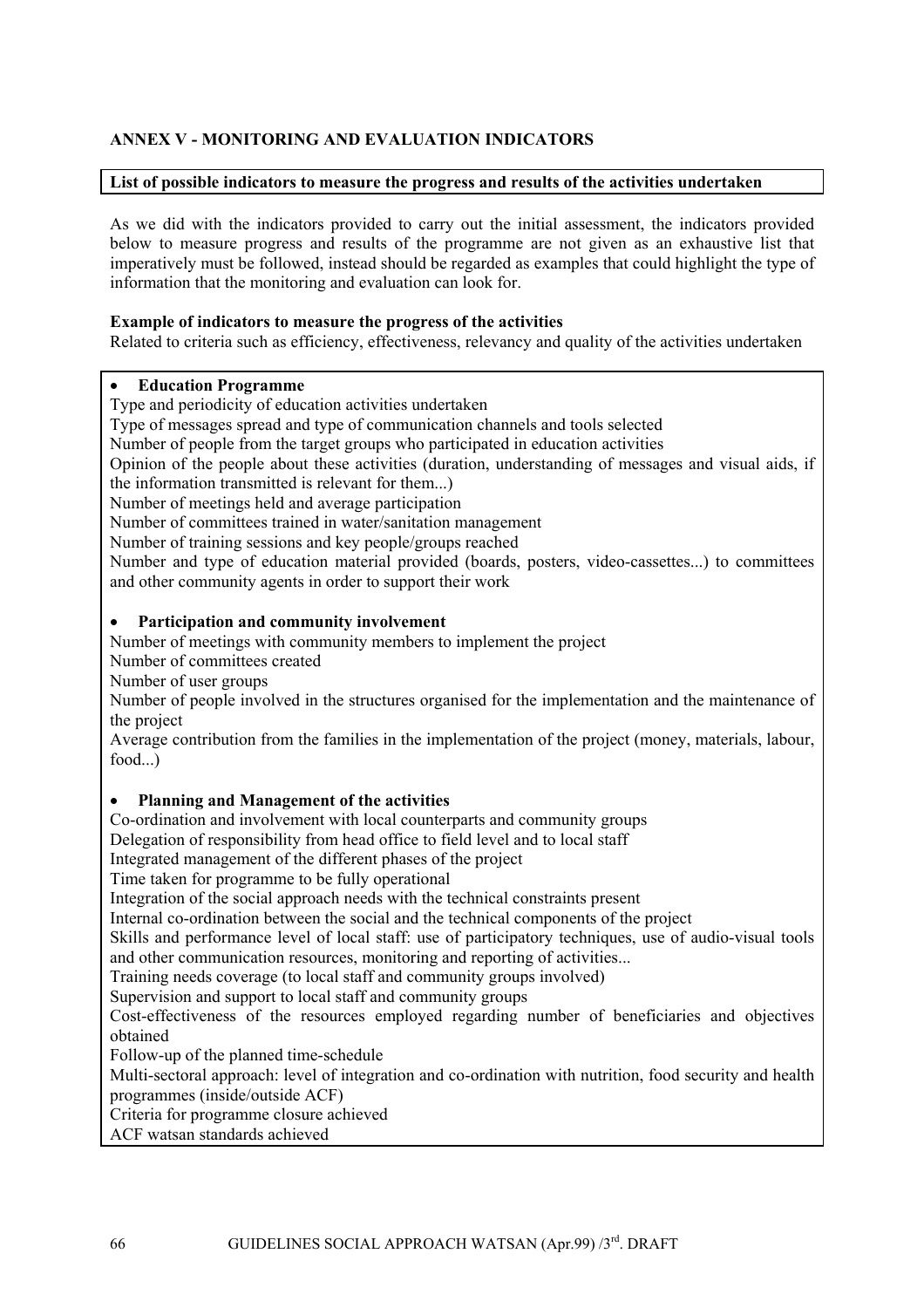## ANNEX V - MONITORING AND EVALUATION INDICATORS

**List of possible indicators to measure the progress and results of the activities undertaken**

As we did with the indicators provided to carry out the initial assessment, the indicators provided below to measure progress and results of the programme are not given as an exhaustive list that imperatively must be followed, instead should be regarded as examples that could highlight the type of information that the monitoring and evaluation can look for.

**Example of indicators to measure the progress of the activities**
Related to criteria such as efficiency, effectiveness, relevancy and quality of the activities undertaken

- **Education Programme**

Type and periodicity of education activities undertaken
Type of messages spread and type of communication channels and tools selected
Number of people from the target groups who participated in education activities
Opinion of the people about these activities (duration, understanding of messages and visual aids, if the information transmitted is relevant for them...)
Number of meetings held and average participation
Number of committees trained in water/sanitation management
Number of training sessions and key people/groups reached
Number and type of education material provided (boards, posters, video-cassettes...) to committees and other community agents in order to support their work

- **Participation and community involvement**

Number of meetings with community members to implement the project
Number of committees created
Number of user groups
Number of people involved in the structures organised for the implementation and the maintenance of the project
Average contribution from the families in the implementation of the project (money, materials, labour, food...)

- **Planning and Management of the activities**

Co-ordination and involvement with local counterparts and community groups
Delegation of responsibility from head office to field level and to local staff
Integrated management of the different phases of the project
Time taken for programme to be fully operational
Integration of the social approach needs with the technical constraints present
Internal co-ordination between the social and the technical components of the project
Skills and performance level of local staff: use of participatory techniques, use of audio-visual tools and other communication resources, monitoring and reporting of activities...
Training needs coverage (to local staff and community groups involved)
Supervision and support to local staff and community groups
Cost-effectiveness of the resources employed regarding number of beneficiaries and objectives obtained
Follow-up of the planned time-schedule
Multi-sectoral approach: level of integration and co-ordination with nutrition, food security and health programmes (inside/outside ACF)
Criteria for programme closure achieved
ACF watsan standards achieved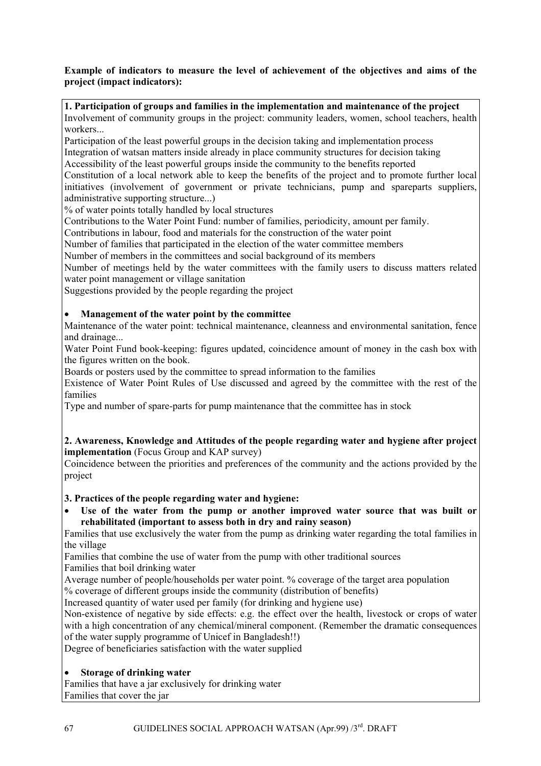**Example of indicators to measure the level of achievement of the objectives and aims of the project (impact indicators):**

**1. Participation of groups and families in the implementation and maintenance of the project**

Involvement of community groups in the project: community leaders, women, school teachers, health workers...

Participation of the least powerful groups in the decision taking and implementation process

Integration of watsan matters inside already in place community structures for decision taking

Accessibility of the least powerful groups inside the community to the benefits reported

Constitution of a local network able to keep the benefits of the project and to promote further local initiatives (involvement of government or private technicians, pump and spareparts suppliers, administrative supporting structure...)

% of water points totally handled by local structures

Contributions to the Water Point Fund: number of families, periodicity, amount per family.

Contributions in labour, food and materials for the construction of the water point

Number of families that participated in the election of the water committee members

Number of members in the committees and social background of its members

Number of meetings held by the water committees with the family users to discuss matters related water point management or village sanitation

Suggestions provided by the people regarding the project

- **Management of the water point by the committee**

Maintenance of the water point: technical maintenance, cleanness and environmental sanitation, fence and drainage...

Water Point Fund book-keeping: figures updated, coincidence amount of money in the cash box with the figures written on the book.

Boards or posters used by the committee to spread information to the families

Existence of Water Point Rules of Use discussed and agreed by the committee with the rest of the families

Type and number of spare-parts for pump maintenance that the committee has in stock

**2. Awareness, Knowledge and Attitudes of the people regarding water and hygiene after project implementation** (Focus Group and KAP survey)

Coincidence between the priorities and preferences of the community and the actions provided by the project

**3. Practices of the people regarding water and hygiene:**

- **Use of the water from the pump or another improved water source that was built or rehabilitated (important to assess both in dry and rainy season)**

Families that use exclusively the water from the pump as drinking water regarding the total families in the village

Families that combine the use of water from the pump with other traditional sources

Families that boil drinking water

Average number of people/households per water point. % coverage of the target area population

% coverage of different groups inside the community (distribution of benefits)

Increased quantity of water used per family (for drinking and hygiene use)

Non-existence of negative by side effects: e.g. the effect over the health, livestock or crops of water with a high concentration of any chemical/mineral component. (Remember the dramatic consequences of the water supply programme of Unicef in Bangladesh!!)

Degree of beneficiaries satisfaction with the water supplied

- **Storage of drinking water**

Families that have a jar exclusively for drinking water

Families that cover the jar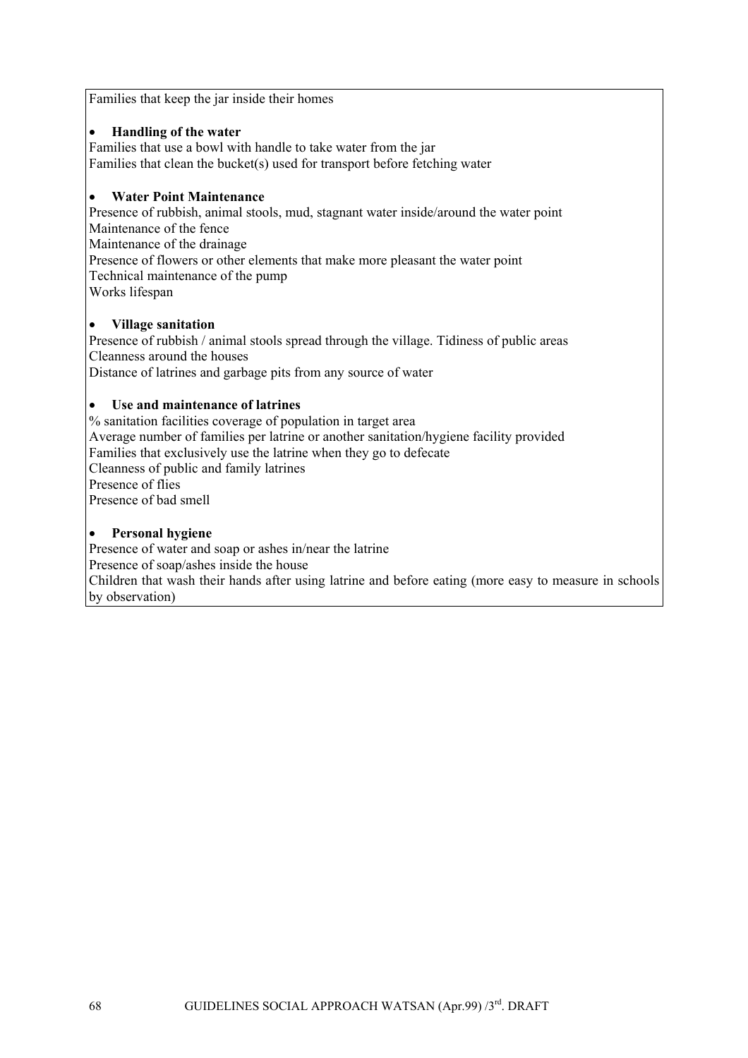Families that keep the jar inside their homes

- **Handling of the water**

Families that use a bowl with handle to take water from the jar
Families that clean the bucket(s) used for transport before fetching water

- **Water Point Maintenance**

Presence of rubbish, animal stools, mud, stagnant water inside/around the water point
Maintenance of the fence
Maintenance of the drainage
Presence of flowers or other elements that make more pleasant the water point
Technical maintenance of the pump
Works lifespan

- **Village sanitation**

Presence of rubbish / animal stools spread through the village. Tidiness of public areas
Cleanness around the houses
Distance of latrines and garbage pits from any source of water

- **Use and maintenance of latrines**

% sanitation facilities coverage of population in target area
Average number of families per latrine or another sanitation/hygiene facility provided
Families that exclusively use the latrine when they go to defecate
Cleanness of public and family latrines
Presence of flies
Presence of bad smell

- **Personal hygiene**

Presence of water and soap or ashes in/near the latrine
Presence of soap/ashes inside the house
Children that wash their hands after using latrine and before eating (more easy to measure in schools by observation)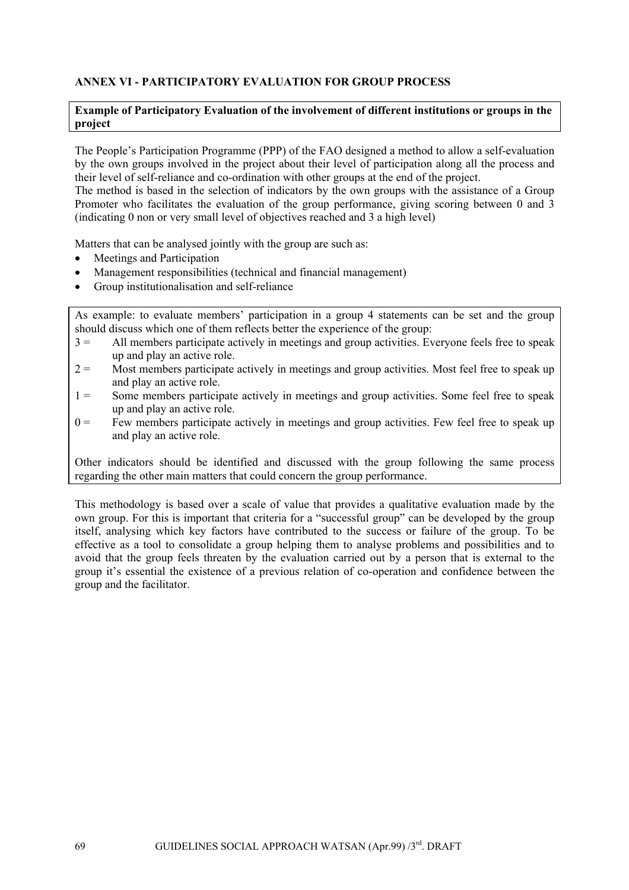## ANNEX VI - PARTICIPATORY EVALUATION FOR GROUP PROCESS

**Example of Participatory Evaluation of the involvement of different institutions or groups in the project**

The People's Participation Programme (PPP) of the FAO designed a method to allow a self-evaluation by the own groups involved in the project about their level of participation along all the process and their level of self-reliance and co-ordination with other groups at the end of the project.
The method is based in the selection of indicators by the own groups with the assistance of a Group Promoter who facilitates the evaluation of the group performance, giving scoring between 0 and 3 (indicating 0 non or very small level of objectives reached and 3 a high level)

Matters that can be analysed jointly with the group are such as:

- Meetings and Participation
- Management responsibilities (technical and financial management)
- Group institutionalisation and self-reliance

As example: to evaluate members' participation in a group 4 statements can be set and the group should discuss which one of them reflects better the experience of the group:

3 = All members participate actively in meetings and group activities. Everyone feels free to speak up and play an active role.

2 = Most members participate actively in meetings and group activities. Most feel free to speak up and play an active role.

1 = Some members participate actively in meetings and group activities. Some feel free to speak up and play an active role.

0 = Few members participate actively in meetings and group activities. Few feel free to speak up and play an active role.

Other indicators should be identified and discussed with the group following the same process regarding the other main matters that could concern the group performance.

This methodology is based over a scale of value that provides a qualitative evaluation made by the own group. For this is important that criteria for a "successful group" can be developed by the group itself, analysing which key factors have contributed to the success or failure of the group. To be effective as a tool to consolidate a group helping them to analyse problems and possibilities and to avoid that the group feels threaten by the evaluation carried out by a person that is external to the group it's essential the existence of a previous relation of co-operation and confidence between the group and the facilitator.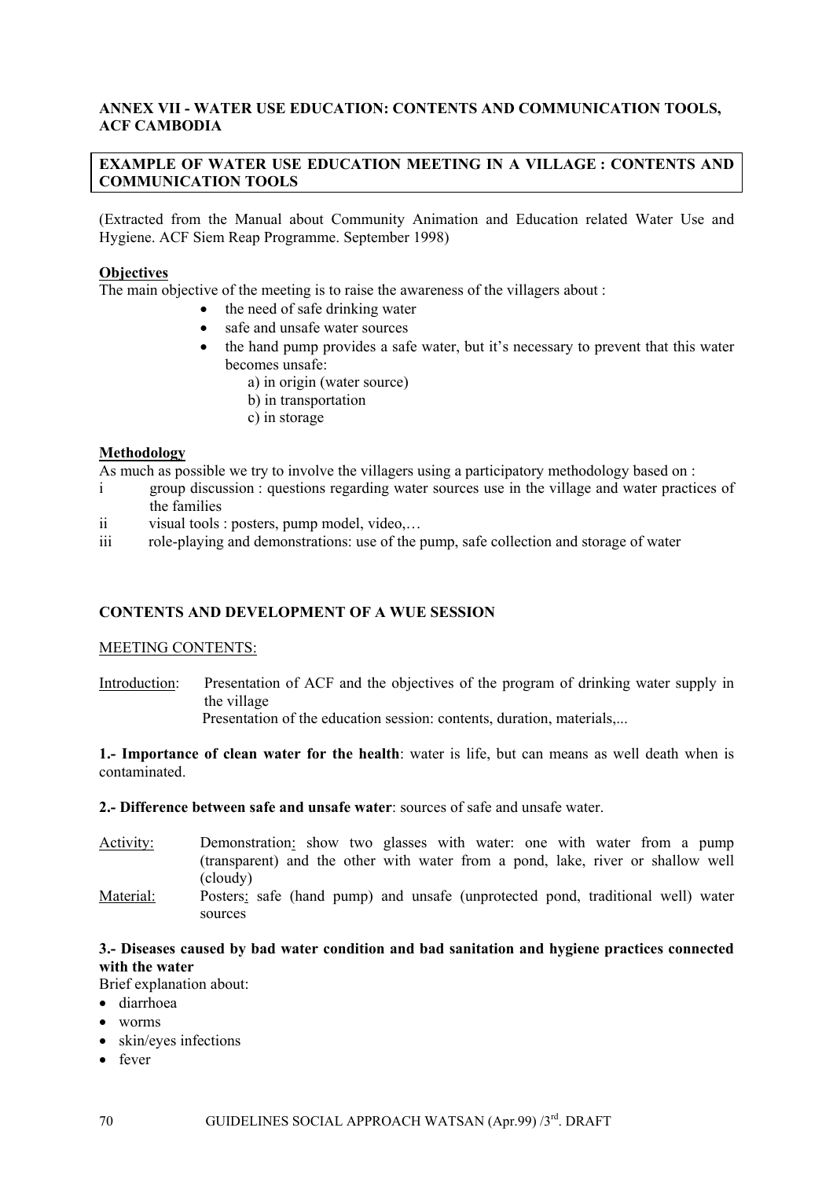**ANNEX VII - WATER USE EDUCATION: CONTENTS AND COMMUNICATION TOOLS, ACF CAMBODIA**

**EXAMPLE OF WATER USE EDUCATION MEETING IN A VILLAGE : CONTENTS AND COMMUNICATION TOOLS**

(Extracted from the Manual about Community Animation and Education related Water Use and Hygiene. ACF Siem Reap Programme. September 1998)

**Objectives**

The main objective of the meeting is to raise the awareness of the villagers about :

- the need of safe drinking water
- safe and unsafe water sources
- the hand pump provides a safe water, but it's necessary to prevent that this water becomes unsafe:
  - a) in origin (water source)
  - b) in transportation
  - c) in storage

**Methodology**

As much as possible we try to involve the villagers using a participatory methodology based on :

- i group discussion : questions regarding water sources use in the village and water practices of the families
- ii visual tools : posters, pump model, video,…
- iii role-playing and demonstrations: use of the pump, safe collection and storage of water

**CONTENTS AND DEVELOPMENT OF A WUE SESSION**

MEETING CONTENTS:

Introduction: Presentation of ACF and the objectives of the program of drinking water supply in the village
Presentation of the education session: contents, duration, materials,...

**1.- Importance of clean water for the health**: water is life, but can means as well death when is contaminated.

**2.- Difference between safe and unsafe water**: sources of safe and unsafe water.

Activity: Demonstration: show two glasses with water: one with water from a pump (transparent) and the other with water from a pond, lake, river or shallow well (cloudy)

Material: Posters: safe (hand pump) and unsafe (unprotected pond, traditional well) water sources

**3.- Diseases caused by bad water condition and bad sanitation and hygiene practices connected with the water**

Brief explanation about:

- diarrhoea
- worms
- skin/eyes infections
- fever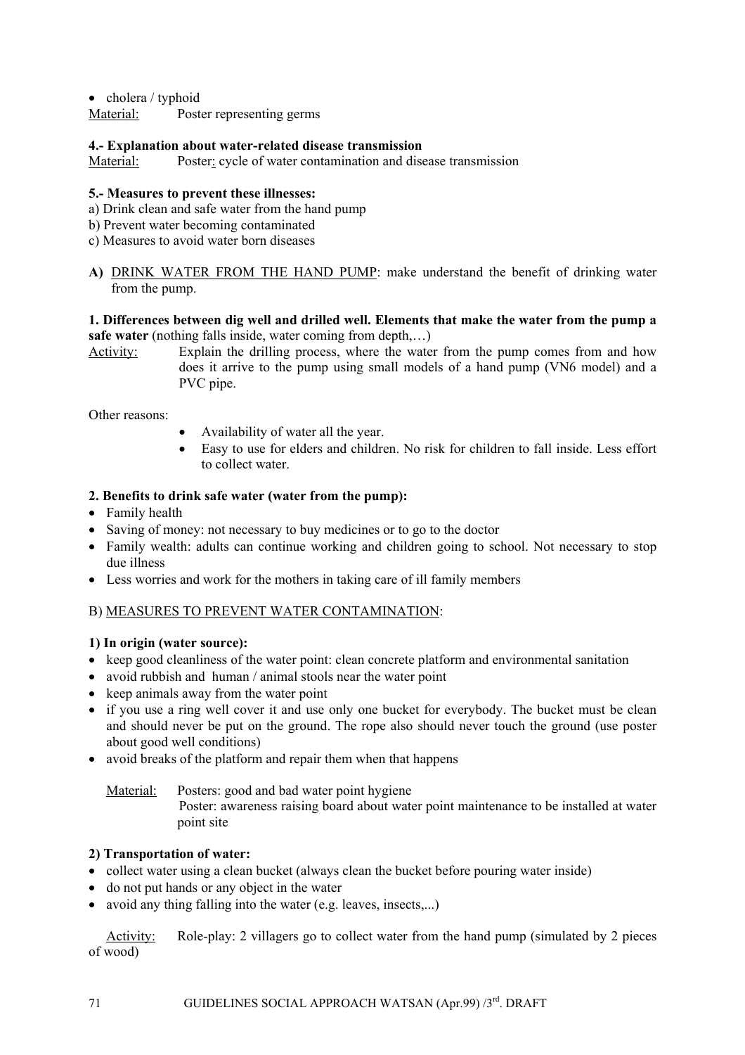- cholera / typhoid

Material: Poster representing germs

**4.- Explanation about water-related disease transmission**

Material: Poster: cycle of water contamination and disease transmission

**5.- Measures to prevent these illnesses:**

a) Drink clean and safe water from the hand pump
b) Prevent water becoming contaminated
c) Measures to avoid water born diseases

**A)** DRINK WATER FROM THE HAND PUMP: make understand the benefit of drinking water from the pump.

**1. Differences between dig well and drilled well. Elements that make the water from the pump a safe water** (nothing falls inside, water coming from depth,…)

Activity: Explain the drilling process, where the water from the pump comes from and how does it arrive to the pump using small models of a hand pump (VN6 model) and a PVC pipe.

Other reasons:

- Availability of water all the year.
- Easy to use for elders and children. No risk for children to fall inside. Less effort to collect water.

**2. Benefits to drink safe water (water from the pump):**

- Family health
- Saving of money: not necessary to buy medicines or to go to the doctor
- Family wealth: adults can continue working and children going to school. Not necessary to stop due illness
- Less worries and work for the mothers in taking care of ill family members

B) MEASURES TO PREVENT WATER CONTAMINATION:

**1) In origin (water source):**

- keep good cleanliness of the water point: clean concrete platform and environmental sanitation
- avoid rubbish and human / animal stools near the water point
- keep animals away from the water point
- if you use a ring well cover it and use only one bucket for everybody. The bucket must be clean and should never be put on the ground. The rope also should never touch the ground (use poster about good well conditions)
- avoid breaks of the platform and repair them when that happens

Material: Posters: good and bad water point hygiene
Poster: awareness raising board about water point maintenance to be installed at water point site

**2) Transportation of water:**

- collect water using a clean bucket (always clean the bucket before pouring water inside)
- do not put hands or any object in the water
- avoid any thing falling into the water (e.g. leaves, insects,...)

Activity: Role-play: 2 villagers go to collect water from the hand pump (simulated by 2 pieces of wood)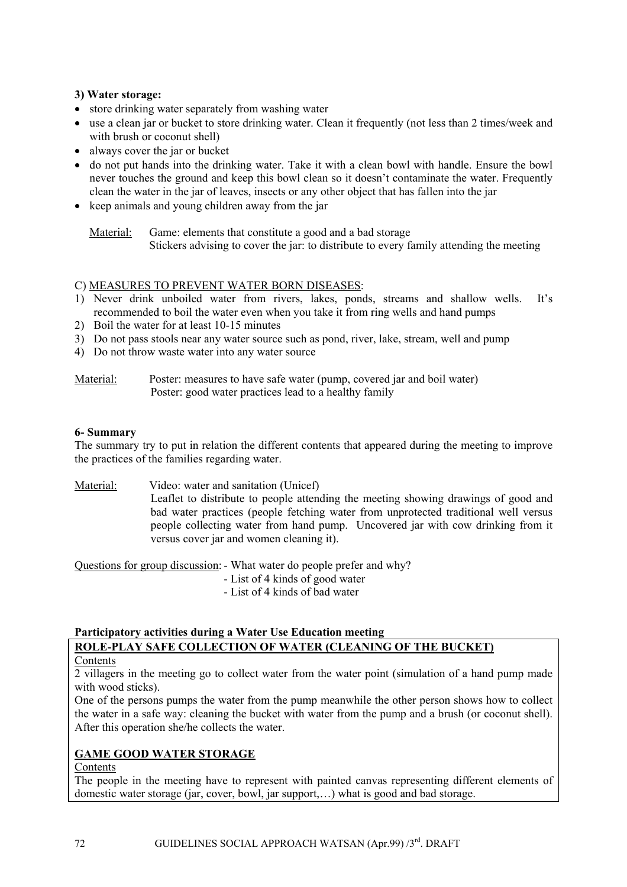**3) Water storage:**

- store drinking water separately from washing water
- use a clean jar or bucket to store drinking water. Clean it frequently (not less than 2 times/week and with brush or coconut shell)
- always cover the jar or bucket
- do not put hands into the drinking water. Take it with a clean bowl with handle. Ensure the bowl never touches the ground and keep this bowl clean so it doesn't contaminate the water. Frequently clean the water in the jar of leaves, insects or any other object that has fallen into the jar
- keep animals and young children away from the jar

<u>Material:</u> Game: elements that constitute a good and a bad storage
Stickers advising to cover the jar: to distribute to every family attending the meeting

C) <u>MEASURES TO PREVENT WATER BORN DISEASES</u>:

1) Never drink unboiled water from rivers, lakes, ponds, streams and shallow wells. It's recommended to boil the water even when you take it from ring wells and hand pumps
2) Boil the water for at least 10-15 minutes
3) Do not pass stools near any water source such as pond, river, lake, stream, well and pump
4) Do not throw waste water into any water source

<u>Material:</u> Poster: measures to have safe water (pump, covered jar and boil water)
Poster: good water practices lead to a healthy family

**6- Summary**

The summary try to put in relation the different contents that appeared during the meeting to improve the practices of the families regarding water.

<u>Material:</u> Video: water and sanitation (Unicef)
Leaflet to distribute to people attending the meeting showing drawings of good and bad water practices (people fetching water from unprotected traditional well versus people collecting water from hand pump. Uncovered jar with cow drinking from it versus cover jar and women cleaning it).

<u>Questions for group discussion</u>:
- What water do people prefer and why?
- List of 4 kinds of good water
- List of 4 kinds of bad water

**Participatory activities during a Water Use Education meeting**

**<u>ROLE-PLAY SAFE COLLECTION OF WATER (CLEANING OF THE BUCKET)</u>**

<u>Contents</u>

2 villagers in the meeting go to collect water from the water point (simulation of a hand pump made with wood sticks).

One of the persons pumps the water from the pump meanwhile the other person shows how to collect the water in a safe way: cleaning the bucket with water from the pump and a brush (or coconut shell). After this operation she/he collects the water.

**<u>GAME GOOD WATER STORAGE</u>**

<u>Contents</u>

The people in the meeting have to represent with painted canvas representing different elements of domestic water storage (jar, cover, bowl, jar support,…) what is good and bad storage.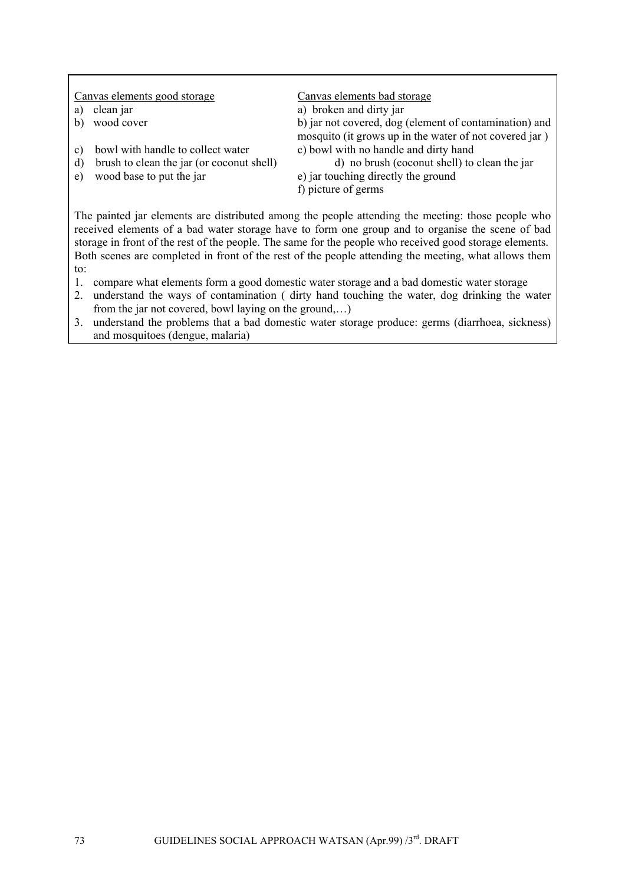| Canvas elements good storage | Canvas elements bad storage |
|---|---|
| a) clean jar | a) broken and dirty jar |
| b) wood cover | b) jar not covered, dog (element of contamination) and mosquito (it grows up in the water of not covered jar ) |
| c) bowl with handle to collect water | c) bowl with no handle and dirty hand |
| d) brush to clean the jar (or coconut shell) | d) no brush (coconut shell) to clean the jar |
| e) wood base to put the jar | e) jar touching directly the ground |
| | f) picture of germs |

The painted jar elements are distributed among the people attending the meeting: those people who received elements of a bad water storage have to form one group and to organise the scene of bad storage in front of the rest of the people. The same for the people who received good storage elements. Both scenes are completed in front of the rest of the people attending the meeting, what allows them to:

1. compare what elements form a good domestic water storage and a bad domestic water storage
2. understand the ways of contamination ( dirty hand touching the water, dog drinking the water from the jar not covered, bowl laying on the ground,…)
3. understand the problems that a bad domestic water storage produce: germs (diarrhoea, sickness) and mosquitoes (dengue, malaria)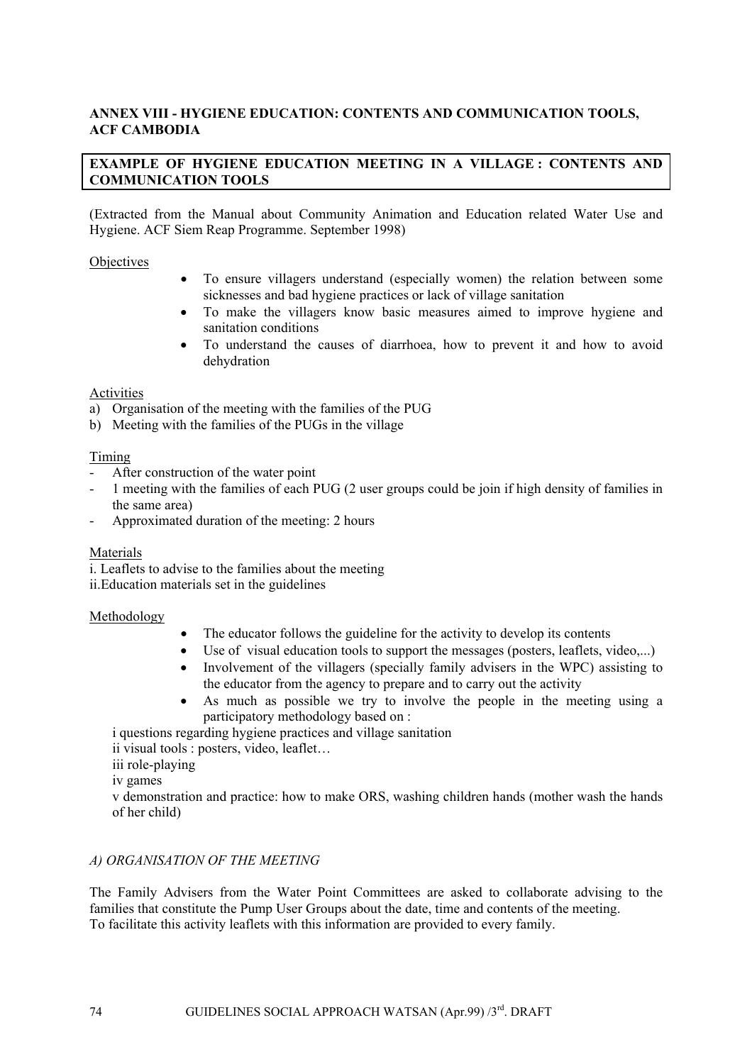**ANNEX VIII - HYGIENE EDUCATION: CONTENTS AND COMMUNICATION TOOLS, ACF CAMBODIA**

**EXAMPLE OF HYGIENE EDUCATION MEETING IN A VILLAGE : CONTENTS AND COMMUNICATION TOOLS**

(Extracted from the Manual about Community Animation and Education related Water Use and Hygiene. ACF Siem Reap Programme. September 1998)

Objectives

- To ensure villagers understand (especially women) the relation between some sicknesses and bad hygiene practices or lack of village sanitation
- To make the villagers know basic measures aimed to improve hygiene and sanitation conditions
- To understand the causes of diarrhoea, how to prevent it and how to avoid dehydration

Activities

a) Organisation of the meeting with the families of the PUG
b) Meeting with the families of the PUGs in the village

Timing

- After construction of the water point
- 1 meeting with the families of each PUG (2 user groups could be join if high density of families in the same area)
- Approximated duration of the meeting: 2 hours

Materials

i. Leaflets to advise to the families about the meeting
ii.Education materials set in the guidelines

Methodology

- The educator follows the guideline for the activity to develop its contents
- Use of visual education tools to support the messages (posters, leaflets, video,...)
- Involvement of the villagers (specially family advisers in the WPC) assisting to the educator from the agency to prepare and to carry out the activity
- As much as possible we try to involve the people in the meeting using a participatory methodology based on :

i questions regarding hygiene practices and village sanitation
ii visual tools : posters, video, leaflet…
iii role-playing
iv games
v demonstration and practice: how to make ORS, washing children hands (mother wash the hands of her child)

*A) ORGANISATION OF THE MEETING*

The Family Advisers from the Water Point Committees are asked to collaborate advising to the families that constitute the Pump User Groups about the date, time and contents of the meeting.
To facilitate this activity leaflets with this information are provided to every family.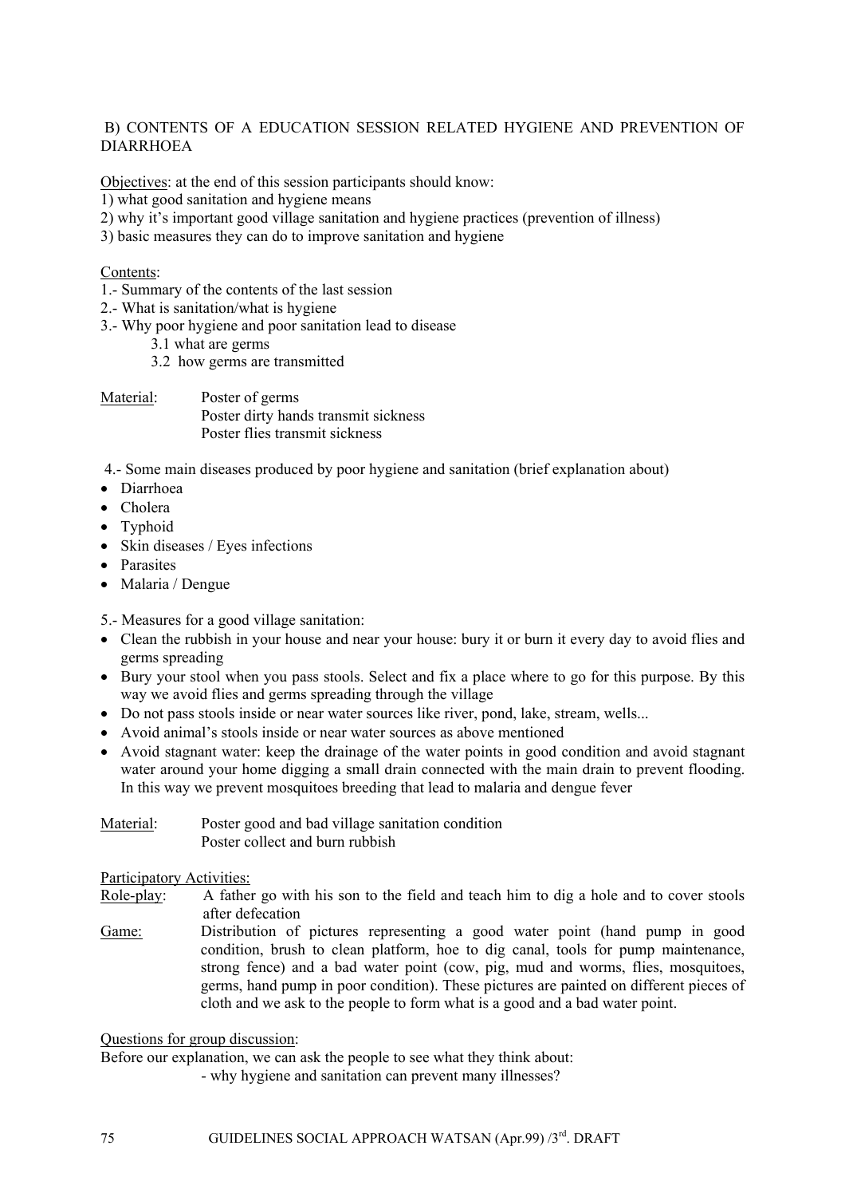## B) CONTENTS OF A EDUCATION SESSION RELATED HYGIENE AND PREVENTION OF DIARRHOEA

Objectives: at the end of this session participants should know:

1) what good sanitation and hygiene means
2) why it's important good village sanitation and hygiene practices (prevention of illness)
3) basic measures they can do to improve sanitation and hygiene

Contents:

1.- Summary of the contents of the last session

2.- What is sanitation/what is hygiene

3.- Why poor hygiene and poor sanitation lead to disease

  3.1 what are germs

  3.2 how germs are transmitted

Material: Poster of germs
Poster dirty hands transmit sickness
Poster flies transmit sickness

4.- Some main diseases produced by poor hygiene and sanitation (brief explanation about)

- Diarrhoea
- Cholera
- Typhoid
- Skin diseases / Eyes infections
- Parasites
- Malaria / Dengue

5.- Measures for a good village sanitation:

- Clean the rubbish in your house and near your house: bury it or burn it every day to avoid flies and germs spreading
- Bury your stool when you pass stools. Select and fix a place where to go for this purpose. By this way we avoid flies and germs spreading through the village
- Do not pass stools inside or near water sources like river, pond, lake, stream, wells...
- Avoid animal's stools inside or near water sources as above mentioned
- Avoid stagnant water: keep the drainage of the water points in good condition and avoid stagnant water around your home digging a small drain connected with the main drain to prevent flooding. In this way we prevent mosquitoes breeding that lead to malaria and dengue fever

Material: Poster good and bad village sanitation condition
Poster collect and burn rubbish

Participatory Activities:

Role-play: A father go with his son to the field and teach him to dig a hole and to cover stools after defecation

Game: Distribution of pictures representing a good water point (hand pump in good condition, brush to clean platform, hoe to dig canal, tools for pump maintenance, strong fence) and a bad water point (cow, pig, mud and worms, flies, mosquitoes, germs, hand pump in poor condition). These pictures are painted on different pieces of cloth and we ask to the people to form what is a good and a bad water point.

Questions for group discussion:

Before our explanation, we can ask the people to see what they think about:

- why hygiene and sanitation can prevent many illnesses?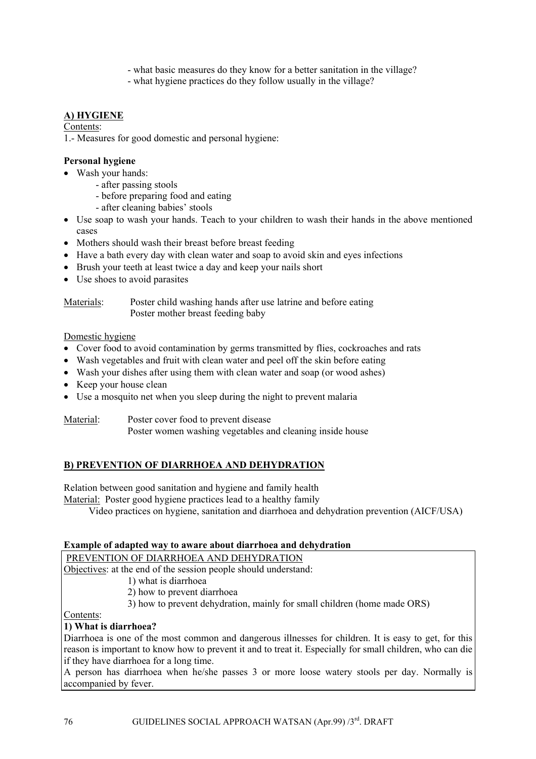- what basic measures do they know for a better sanitation in the village?
- what hygiene practices do they follow usually in the village?

## A) HYGIENE

Contents:

1.- Measures for good domestic and personal hygiene:

**Personal hygiene**

- Wash your hands:
  - after passing stools
  - before preparing food and eating
  - after cleaning babies' stools
- Use soap to wash your hands. Teach to your children to wash their hands in the above mentioned cases
- Mothers should wash their breast before breast feeding
- Have a bath every day with clean water and soap to avoid skin and eyes infections
- Brush your teeth at least twice a day and keep your nails short
- Use shoes to avoid parasites

Materials: Poster child washing hands after use latrine and before eating
Poster mother breast feeding baby

Domestic hygiene

- Cover food to avoid contamination by germs transmitted by flies, cockroaches and rats
- Wash vegetables and fruit with clean water and peel off the skin before eating
- Wash your dishes after using them with clean water and soap (or wood ashes)
- Keep your house clean
- Use a mosquito net when you sleep during the night to prevent malaria

Material: Poster cover food to prevent disease
Poster women washing vegetables and cleaning inside house

## B) PREVENTION OF DIARRHOEA AND DEHYDRATION

Relation between good sanitation and hygiene and family health

Material: Poster good hygiene practices lead to a healthy family
Video practices on hygiene, sanitation and diarrhoea and dehydration prevention (AICF/USA)

**Example of adapted way to aware about diarrhoea and dehydration**

PREVENTION OF DIARRHOEA AND DEHYDRATION

Objectives: at the end of the session people should understand:

1) what is diarrhoea
2) how to prevent diarrhoea
3) how to prevent dehydration, mainly for small children (home made ORS)

Contents:

**1) What is diarrhoea?**

Diarrhoea is one of the most common and dangerous illnesses for children. It is easy to get, for this reason is important to know how to prevent it and to treat it. Especially for small children, who can die if they have diarrhoea for a long time.

A person has diarrhoea when he/she passes 3 or more loose watery stools per day. Normally is accompanied by fever.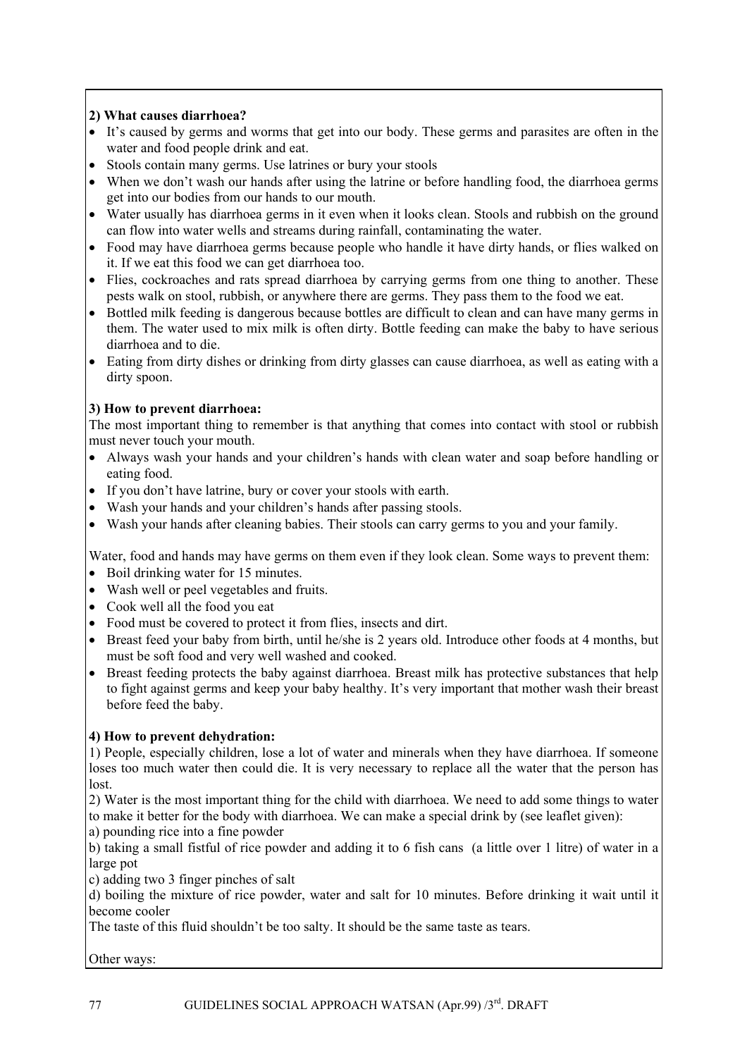**2) What causes diarrhoea?**

- It's caused by germs and worms that get into our body. These germs and parasites are often in the water and food people drink and eat.
- Stools contain many germs. Use latrines or bury your stools
- When we don't wash our hands after using the latrine or before handling food, the diarrhoea germs get into our bodies from our hands to our mouth.
- Water usually has diarrhoea germs in it even when it looks clean. Stools and rubbish on the ground can flow into water wells and streams during rainfall, contaminating the water.
- Food may have diarrhoea germs because people who handle it have dirty hands, or flies walked on it. If we eat this food we can get diarrhoea too.
- Flies, cockroaches and rats spread diarrhoea by carrying germs from one thing to another. These pests walk on stool, rubbish, or anywhere there are germs. They pass them to the food we eat.
- Bottled milk feeding is dangerous because bottles are difficult to clean and can have many germs in them. The water used to mix milk is often dirty. Bottle feeding can make the baby to have serious diarrhoea and to die.
- Eating from dirty dishes or drinking from dirty glasses can cause diarrhoea, as well as eating with a dirty spoon.

**3) How to prevent diarrhoea:**

The most important thing to remember is that anything that comes into contact with stool or rubbish must never touch your mouth.

- Always wash your hands and your children's hands with clean water and soap before handling or eating food.
- If you don't have latrine, bury or cover your stools with earth.
- Wash your hands and your children's hands after passing stools.
- Wash your hands after cleaning babies. Their stools can carry germs to you and your family.

Water, food and hands may have germs on them even if they look clean. Some ways to prevent them:

- Boil drinking water for 15 minutes.
- Wash well or peel vegetables and fruits.
- Cook well all the food you eat
- Food must be covered to protect it from flies, insects and dirt.
- Breast feed your baby from birth, until he/she is 2 years old. Introduce other foods at 4 months, but must be soft food and very well washed and cooked.
- Breast feeding protects the baby against diarrhoea. Breast milk has protective substances that help to fight against germs and keep your baby healthy. It's very important that mother wash their breast before feed the baby.

**4) How to prevent dehydration:**

1) People, especially children, lose a lot of water and minerals when they have diarrhoea. If someone loses too much water then could die. It is very necessary to replace all the water that the person has lost.

2) Water is the most important thing for the child with diarrhoea. We need to add some things to water to make it better for the body with diarrhoea. We can make a special drink by (see leaflet given):

a) pounding rice into a fine powder

b) taking a small fistful of rice powder and adding it to 6 fish cans (a little over 1 litre) of water in a large pot

c) adding two 3 finger pinches of salt

d) boiling the mixture of rice powder, water and salt for 10 minutes. Before drinking it wait until it become cooler

The taste of this fluid shouldn't be too salty. It should be the same taste as tears.

Other ways: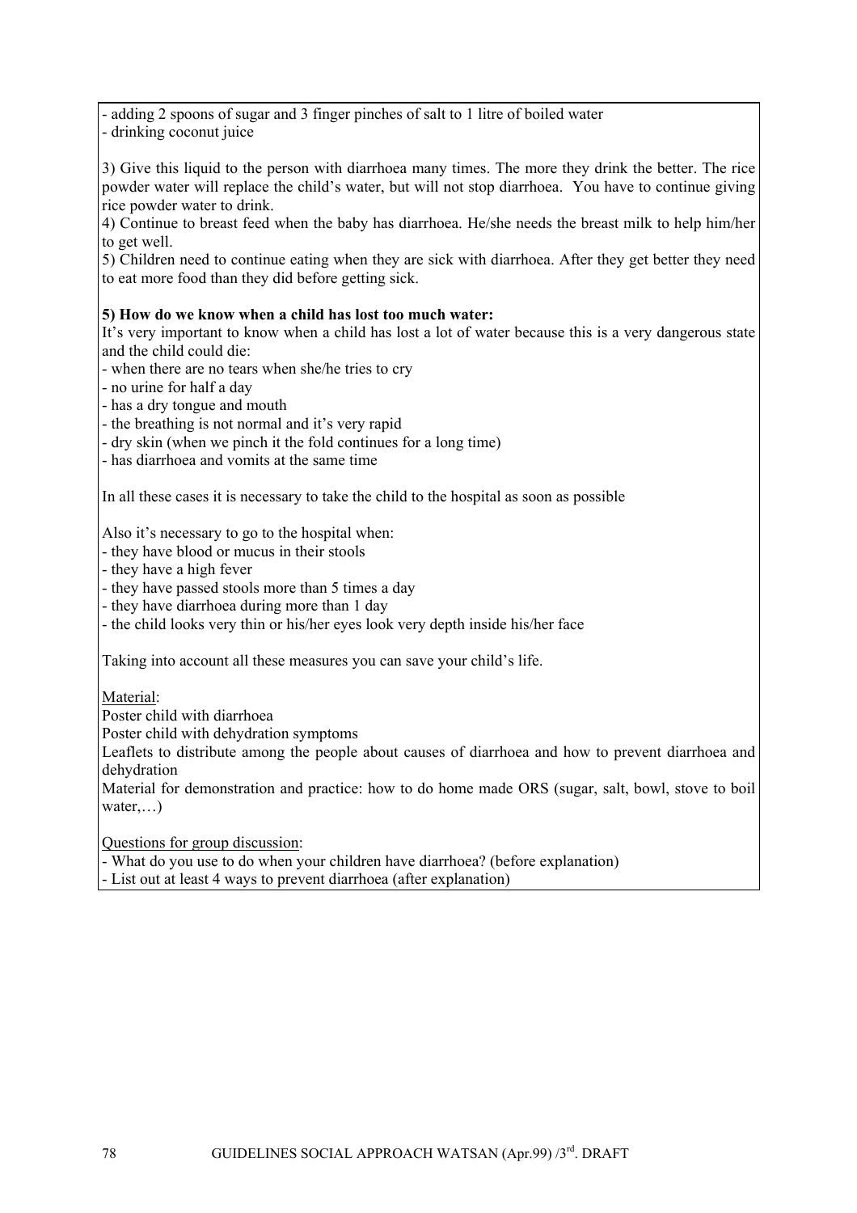- adding 2 spoons of sugar and 3 finger pinches of salt to 1 litre of boiled water
- drinking coconut juice

3) Give this liquid to the person with diarrhoea many times. The more they drink the better. The rice powder water will replace the child's water, but will not stop diarrhoea. You have to continue giving rice powder water to drink.
4) Continue to breast feed when the baby has diarrhoea. He/she needs the breast milk to help him/her to get well.
5) Children need to continue eating when they are sick with diarrhoea. After they get better they need to eat more food than they did before getting sick.

**5) How do we know when a child has lost too much water:**

It's very important to know when a child has lost a lot of water because this is a very dangerous state and the child could die:

- when there are no tears when she/he tries to cry
- no urine for half a day
- has a dry tongue and mouth
- the breathing is not normal and it's very rapid
- dry skin (when we pinch it the fold continues for a long time)
- has diarrhoea and vomits at the same time

In all these cases it is necessary to take the child to the hospital as soon as possible

Also it's necessary to go to the hospital when:

- they have blood or mucus in their stools
- they have a high fever
- they have passed stools more than 5 times a day
- they have diarrhoea during more than 1 day
- the child looks very thin or his/her eyes look very depth inside his/her face

Taking into account all these measures you can save your child's life.

Material:

Poster child with diarrhoea

Poster child with dehydration symptoms

Leaflets to distribute among the people about causes of diarrhoea and how to prevent diarrhoea and dehydration

Material for demonstration and practice: how to do home made ORS (sugar, salt, bowl, stove to boil water,…)

Questions for group discussion:

- What do you use to do when your children have diarrhoea? (before explanation)
- List out at least 4 ways to prevent diarrhoea (after explanation)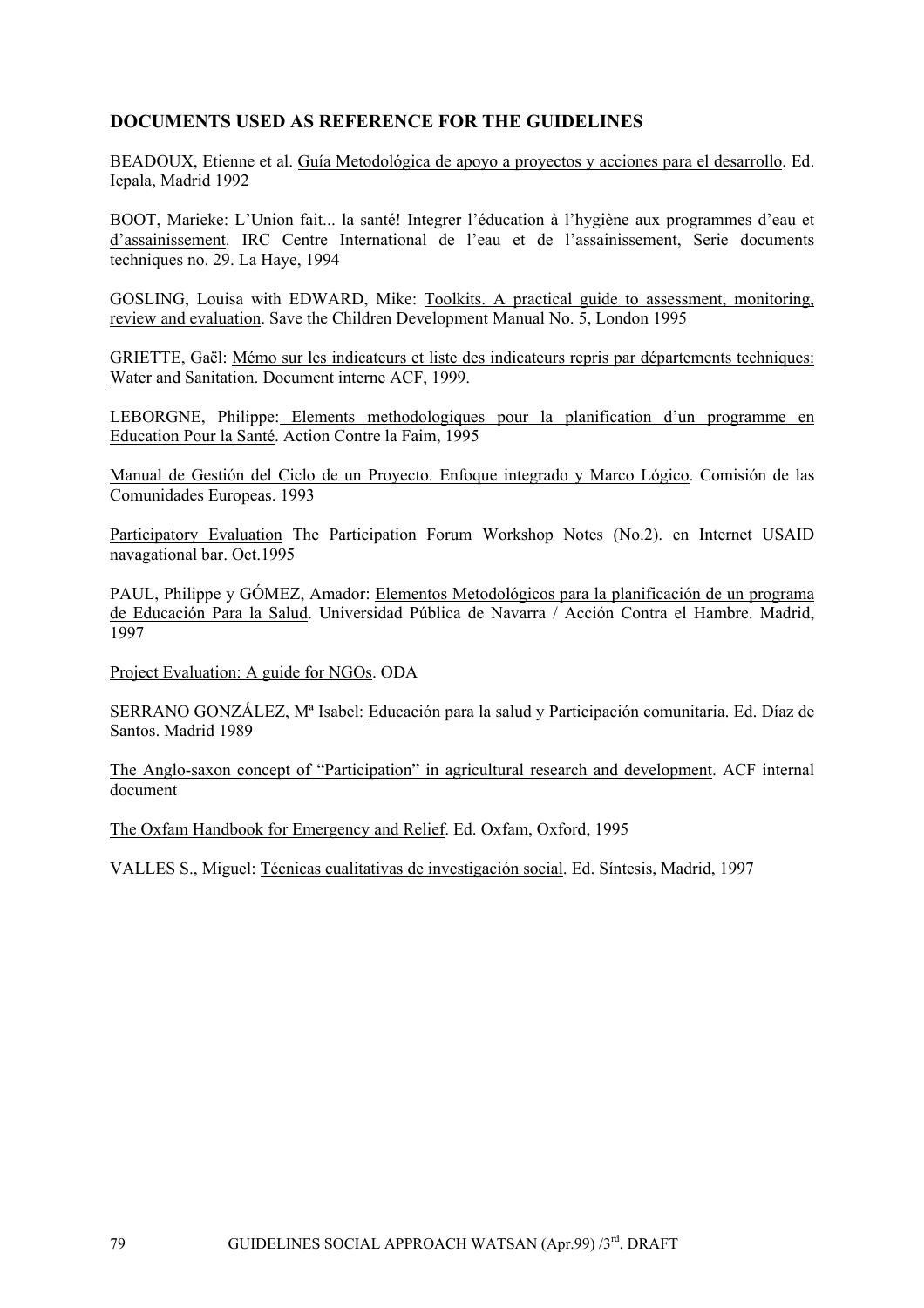## DOCUMENTS USED AS REFERENCE FOR THE GUIDELINES

BEADOUX, Etienne et al. Guía Metodológica de apoyo a proyectos y acciones para el desarrollo. Ed. Iepala, Madrid 1992

BOOT, Marieke: L'Union fait... la santé! Integrer l'éducation à l'hygiène aux programmes d'eau et d'assainissement. IRC Centre International de l'eau et de l'assainissement, Serie documents techniques no. 29. La Haye, 1994

GOSLING, Louisa with EDWARD, Mike: Toolkits. A practical guide to assessment, monitoring, review and evaluation. Save the Children Development Manual No. 5, London 1995

GRIETTE, Gaël: Mémo sur les indicateurs et liste des indicateurs repris par départements techniques: Water and Sanitation. Document interne ACF, 1999.

LEBORGNE, Philippe: Elements methodologiques pour la planification d'un programme en Education Pour la Santé. Action Contre la Faim, 1995

Manual de Gestión del Ciclo de un Proyecto. Enfoque integrado y Marco Lógico. Comisión de las Comunidades Europeas. 1993

Participatory Evaluation The Participation Forum Workshop Notes (No.2). en Internet USAID navagational bar. Oct.1995

PAUL, Philippe y GÓMEZ, Amador: Elementos Metodológicos para la planificación de un programa de Educación Para la Salud. Universidad Pública de Navarra / Acción Contra el Hambre. Madrid, 1997

Project Evaluation: A guide for NGOs. ODA

SERRANO GONZÁLEZ, Mª Isabel: Educación para la salud y Participación comunitaria. Ed. Díaz de Santos. Madrid 1989

The Anglo-saxon concept of "Participation" in agricultural research and development. ACF internal document

The Oxfam Handbook for Emergency and Relief. Ed. Oxfam, Oxford, 1995

VALLES S., Miguel: Técnicas cualitativas de investigación social. Ed. Síntesis, Madrid, 1997